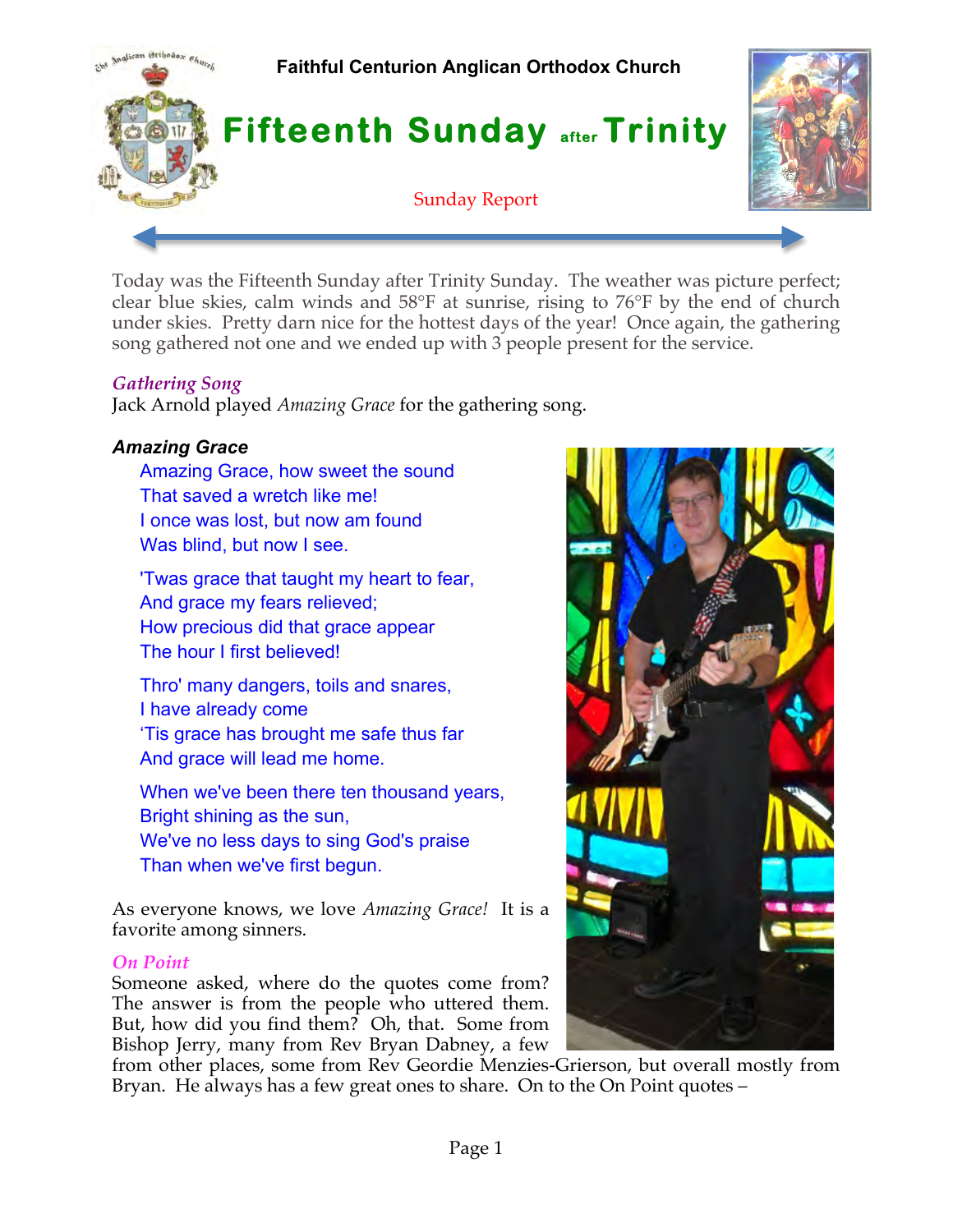Faithful Centurion Anglican Orthodox Church

# Fifteenth Sunday after Trinity

Sunday Report

Today was the Fifteenth Sunday after Trinity Sunday. The weather was picture perfect; clear blue skies, calm winds and 58°F at sunrise, rising to 76°F by the end of church under skies. Pretty darn nice for the hottest days of the year! Once again, the gathering song gathered not one and we ended up with 3 people present for the service.

### *Gathering Song*

Jack Arnold played *Amazing Grace* for the gathering song.

### *Amazing Grace*

Amazing Grace, how sweet the sound
That saved a wretch like me!
I once was lost, but now am found
Was blind, but now I see.

'Twas grace that taught my heart to fear,
And grace my fears relieved;
How precious did that grace appear
The hour I first believed!

Thro' many dangers, toils and snares,
I have already come
'Tis grace has brought me safe thus far
And grace will lead me home.

When we've been there ten thousand years,
Bright shining as the sun,
We've no less days to sing God's praise
Than when we've first begun.

As everyone knows, we love *Amazing Grace!* It is a favorite among sinners.

### *On Point*

Someone asked, where do the quotes come from? The answer is from the people who uttered them. But, how did you find them? Oh, that. Some from Bishop Jerry, many from Rev Bryan Dabney, a few from other places, some from Rev Geordie Menzies-Grierson, but overall mostly from Bryan. He always has a few great ones to share. On to the On Point quotes –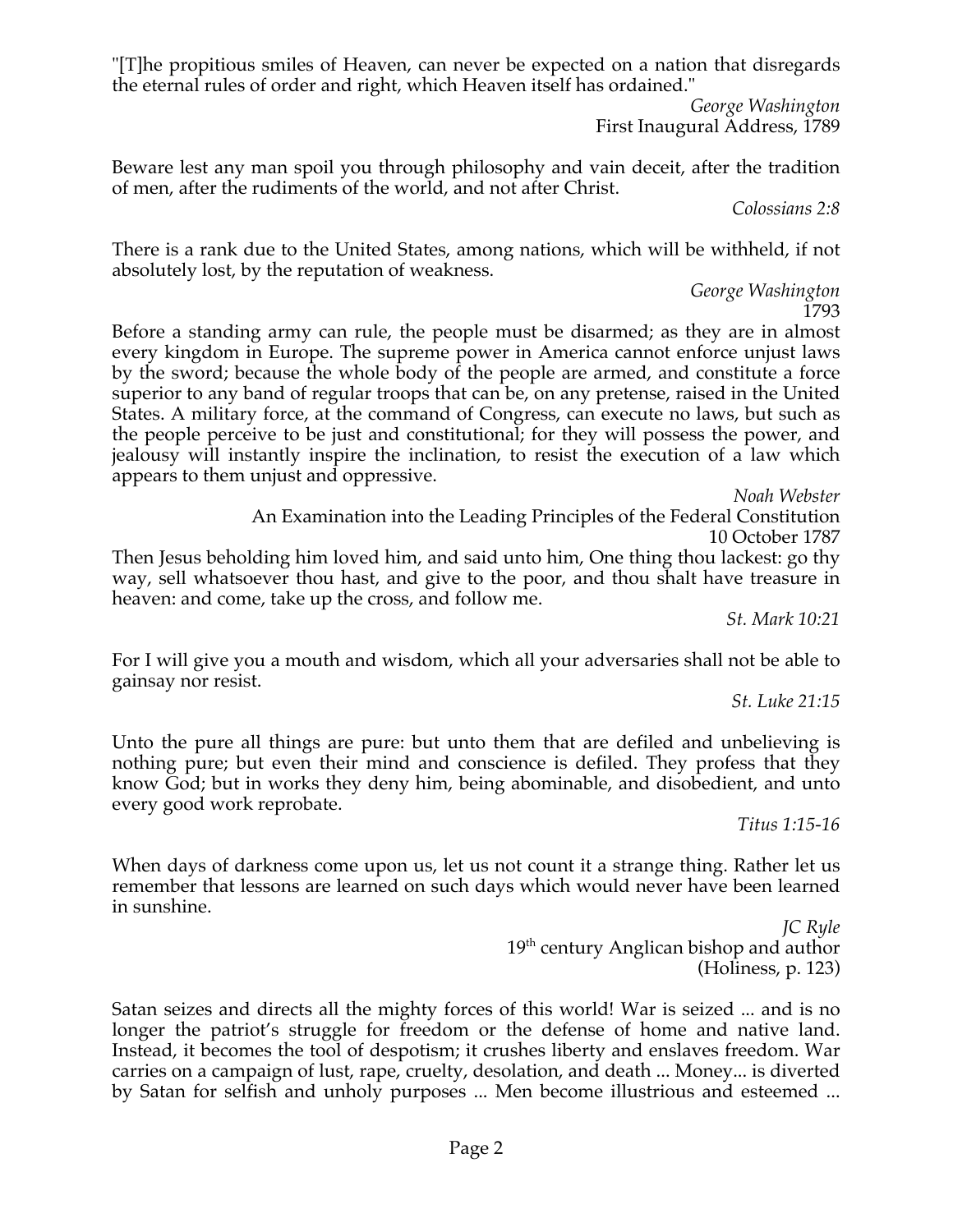"[T]he propitious smiles of Heaven, can never be expected on a nation that disregards the eternal rules of order and right, which Heaven itself has ordained."

*George Washington*
First Inaugural Address, 1789

Beware lest any man spoil you through philosophy and vain deceit, after the tradition of men, after the rudiments of the world, and not after Christ.

*Colossians 2:8*

There is a rank due to the United States, among nations, which will be withheld, if not absolutely lost, by the reputation of weakness.

*George Washington*
1793

Before a standing army can rule, the people must be disarmed; as they are in almost every kingdom in Europe. The supreme power in America cannot enforce unjust laws by the sword; because the whole body of the people are armed, and constitute a force superior to any band of regular troops that can be, on any pretense, raised in the United States. A military force, at the command of Congress, can execute no laws, but such as the people perceive to be just and constitutional; for they will possess the power, and jealousy will instantly inspire the inclination, to resist the execution of a law which appears to them unjust and oppressive.

*Noah Webster*
An Examination into the Leading Principles of the Federal Constitution
10 October 1787

Then Jesus beholding him loved him, and said unto him, One thing thou lackest: go thy way, sell whatsoever thou hast, and give to the poor, and thou shalt have treasure in heaven: and come, take up the cross, and follow me.

*St. Mark 10:21*

For I will give you a mouth and wisdom, which all your adversaries shall not be able to gainsay nor resist.

*St. Luke 21:15*

Unto the pure all things are pure: but unto them that are defiled and unbelieving is nothing pure; but even their mind and conscience is defiled. They profess that they know God; but in works they deny him, being abominable, and disobedient, and unto every good work reprobate.

*Titus 1:15-16*

When days of darkness come upon us, let us not count it a strange thing. Rather let us remember that lessons are learned on such days which would never have been learned in sunshine.

*JC Ryle*
19th century Anglican bishop and author
(Holiness, p. 123)

Satan seizes and directs all the mighty forces of this world! War is seized ... and is no longer the patriot's struggle for freedom or the defense of home and native land. Instead, it becomes the tool of despotism; it crushes liberty and enslaves freedom. War carries on a campaign of lust, rape, cruelty, desolation, and death ... Money... is diverted by Satan for selfish and unholy purposes ... Men become illustrious and esteemed ...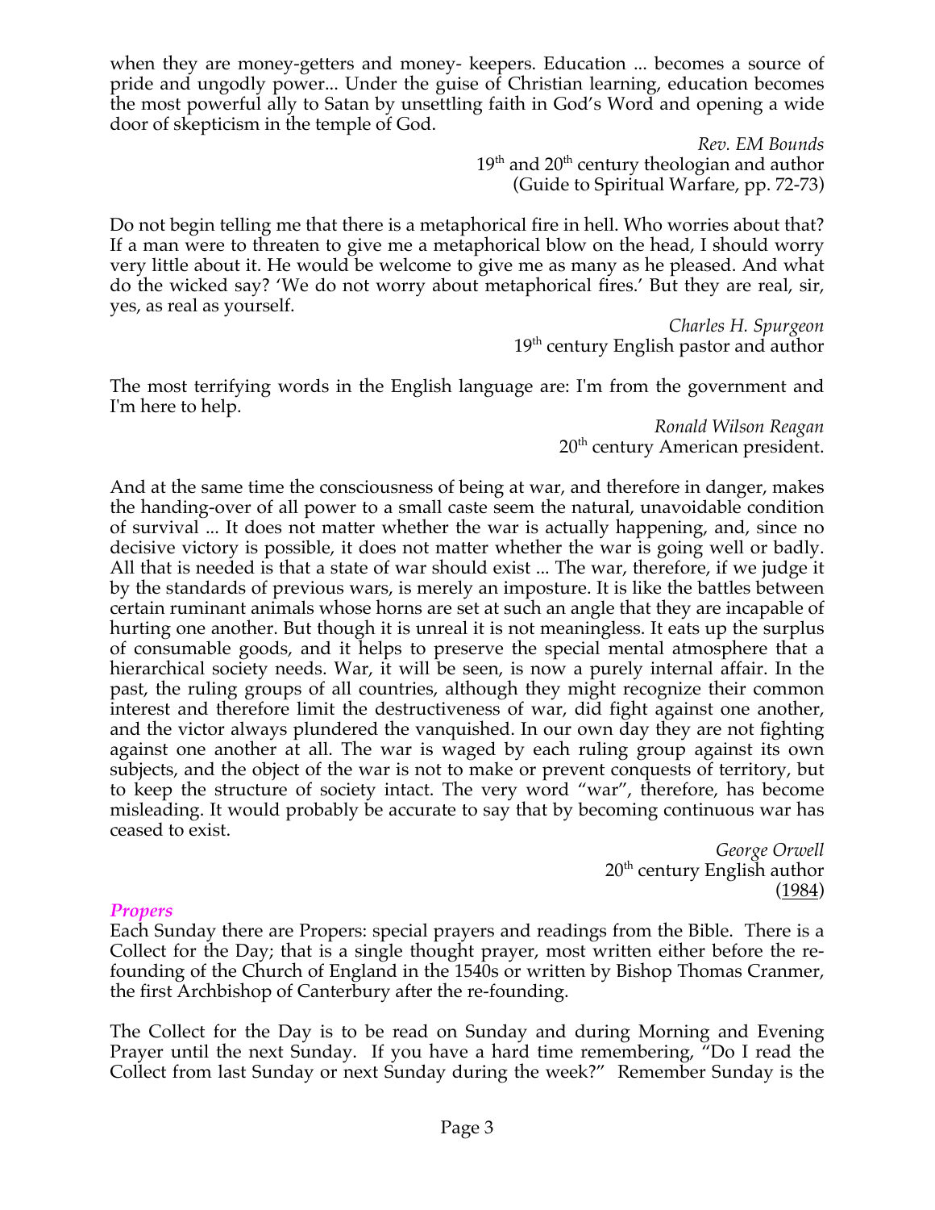when they are money-getters and money- keepers. Education ... becomes a source of pride and ungodly power... Under the guise of Christian learning, education becomes the most powerful ally to Satan by unsettling faith in God's Word and opening a wide door of skepticism in the temple of God.

*Rev. EM Bounds*
19th and 20th century theologian and author
(Guide to Spiritual Warfare, pp. 72-73)

Do not begin telling me that there is a metaphorical fire in hell. Who worries about that? If a man were to threaten to give me a metaphorical blow on the head, I should worry very little about it. He would be welcome to give me as many as he pleased. And what do the wicked say? 'We do not worry about metaphorical fires.' But they are real, sir, yes, as real as yourself.

*Charles H. Spurgeon*
19th century English pastor and author

The most terrifying words in the English language are: I'm from the government and I'm here to help.

*Ronald Wilson Reagan*
20th century American president.

And at the same time the consciousness of being at war, and therefore in danger, makes the handing-over of all power to a small caste seem the natural, unavoidable condition of survival ... It does not matter whether the war is actually happening, and, since no decisive victory is possible, it does not matter whether the war is going well or badly. All that is needed is that a state of war should exist ... The war, therefore, if we judge it by the standards of previous wars, is merely an imposture. It is like the battles between certain ruminant animals whose horns are set at such an angle that they are incapable of hurting one another. But though it is unreal it is not meaningless. It eats up the surplus of consumable goods, and it helps to preserve the special mental atmosphere that a hierarchical society needs. War, it will be seen, is now a purely internal affair. In the past, the ruling groups of all countries, although they might recognize their common interest and therefore limit the destructiveness of war, did fight against one another, and the victor always plundered the vanquished. In our own day they are not fighting against one another at all. The war is waged by each ruling group against its own subjects, and the object of the war is not to make or prevent conquests of territory, but to keep the structure of society intact. The very word "war", therefore, has become misleading. It would probably be accurate to say that by becoming continuous war has ceased to exist.

*George Orwell*
20th century English author
(1984)

### *Propers*

Each Sunday there are Propers: special prayers and readings from the Bible. There is a Collect for the Day; that is a single thought prayer, most written either before the re-founding of the Church of England in the 1540s or written by Bishop Thomas Cranmer, the first Archbishop of Canterbury after the re-founding.

The Collect for the Day is to be read on Sunday and during Morning and Evening Prayer until the next Sunday. If you have a hard time remembering, "Do I read the Collect from last Sunday or next Sunday during the week?" Remember Sunday is the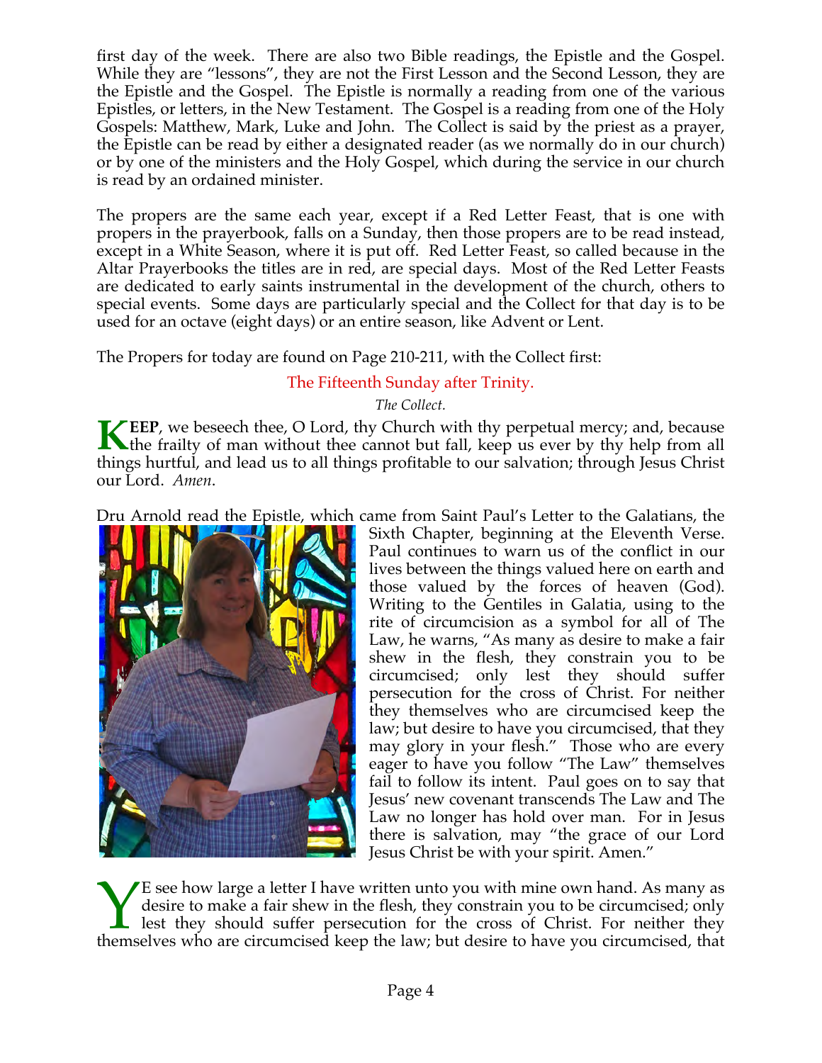first day of the week. There are also two Bible readings, the Epistle and the Gospel. While they are "lessons", they are not the First Lesson and the Second Lesson, they are the Epistle and the Gospel. The Epistle is normally a reading from one of the various Epistles, or letters, in the New Testament. The Gospel is a reading from one of the Holy Gospels: Matthew, Mark, Luke and John. The Collect is said by the priest as a prayer, the Epistle can be read by either a designated reader (as we normally do in our church) or by one of the ministers and the Holy Gospel, which during the service in our church is read by an ordained minister.

The propers are the same each year, except if a Red Letter Feast, that is one with propers in the prayerbook, falls on a Sunday, then those propers are to be read instead, except in a White Season, where it is put off. Red Letter Feast, so called because in the Altar Prayerbooks the titles are in red, are special days. Most of the Red Letter Feasts are dedicated to early saints instrumental in the development of the church, others to special events. Some days are particularly special and the Collect for that day is to be used for an octave (eight days) or an entire season, like Advent or Lent.

The Propers for today are found on Page 210-211, with the Collect first:

### The Fifteenth Sunday after Trinity.

*The Collect.*

**KEEP**, we beseech thee, O Lord, thy Church with thy perpetual mercy; and, because the frailty of man without thee cannot but fall, keep us ever by thy help from all things hurtful, and lead us to all things profitable to our salvation; through Jesus Christ our Lord. *Amen*.

Dru Arnold read the Epistle, which came from Saint Paul's Letter to the Galatians, the Sixth Chapter, beginning at the Eleventh Verse. Paul continues to warn us of the conflict in our lives between the things valued here on earth and those valued by the forces of heaven (God). Writing to the Gentiles in Galatia, using to the rite of circumcision as a symbol for all of The Law, he warns, "As many as desire to make a fair shew in the flesh, they constrain you to be circumcised; only lest they should suffer persecution for the cross of Christ. For neither they themselves who are circumcised keep the law; but desire to have you circumcised, that they may glory in your flesh." Those who are every eager to have you follow "The Law" themselves fail to follow its intent. Paul goes on to say that Jesus' new covenant transcends The Law and The Law no longer has hold over man. For in Jesus there is salvation, may "the grace of our Lord Jesus Christ be with your spirit. Amen."

YE see how large a letter I have written unto you with mine own hand. As many as desire to make a fair shew in the flesh, they constrain you to be circumcised; only lest they should suffer persecution for the cross of Christ. For neither they themselves who are circumcised keep the law; but desire to have you circumcised, that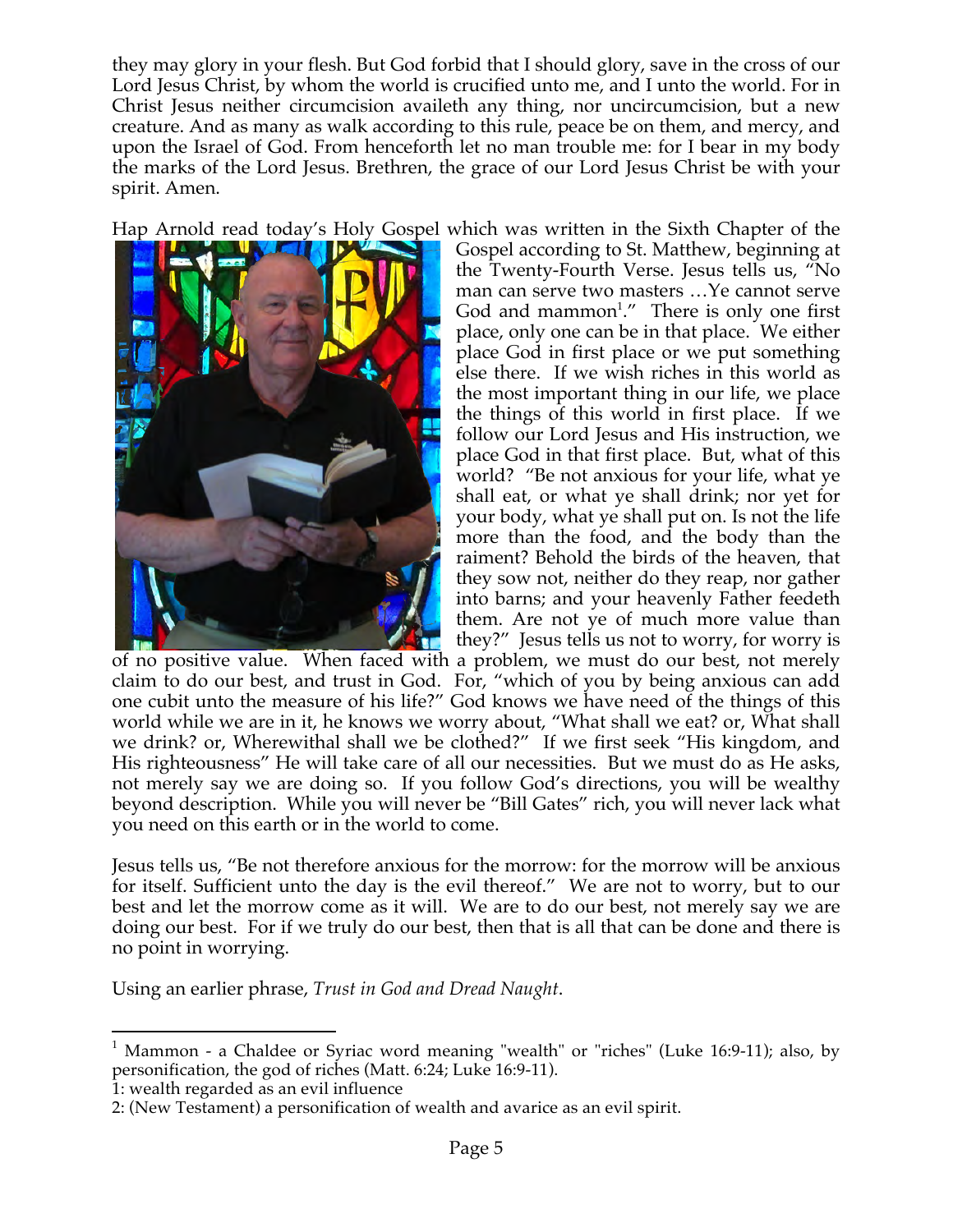they may glory in your flesh. But God forbid that I should glory, save in the cross of our Lord Jesus Christ, by whom the world is crucified unto me, and I unto the world. For in Christ Jesus neither circumcision availeth any thing, nor uncircumcision, but a new creature. And as many as walk according to this rule, peace be on them, and mercy, and upon the Israel of God. From henceforth let no man trouble me: for I bear in my body the marks of the Lord Jesus. Brethren, the grace of our Lord Jesus Christ be with your spirit. Amen.

Hap Arnold read today's Holy Gospel which was written in the Sixth Chapter of the Gospel according to St. Matthew, beginning at the Twenty-Fourth Verse. Jesus tells us, "No man can serve two masters …Ye cannot serve God and mammon[1]." There is only one first place, only one can be in that place. We either place God in first place or we put something else there. If we wish riches in this world as the most important thing in our life, we place the things of this world in first place. If we follow our Lord Jesus and His instruction, we place God in that first place. But, what of this world? "Be not anxious for your life, what ye shall eat, or what ye shall drink; nor yet for your body, what ye shall put on. Is not the life more than the food, and the body than the raiment? Behold the birds of the heaven, that they sow not, neither do they reap, nor gather into barns; and your heavenly Father feedeth them. Are not ye of much more value than they?" Jesus tells us not to worry, for worry is of no positive value. When faced with a problem, we must do our best, not merely claim to do our best, and trust in God. For, "which of you by being anxious can add one cubit unto the measure of his life?" God knows we have need of the things of this world while we are in it, he knows we worry about, "What shall we eat? or, What shall we drink? or, Wherewithal shall we be clothed?" If we first seek "His kingdom, and His righteousness" He will take care of all our necessities. But we must do as He asks, not merely say we are doing so. If you follow God's directions, you will be wealthy beyond description. While you will never be "Bill Gates" rich, you will never lack what you need on this earth or in the world to come.

Jesus tells us, "Be not therefore anxious for the morrow: for the morrow will be anxious for itself. Sufficient unto the day is the evil thereof." We are not to worry, but to our best and let the morrow come as it will. We are to do our best, not merely say we are doing our best. For if we truly do our best, then that is all that can be done and there is no point in worrying.

Using an earlier phrase, *Trust in God and Dread Naught*.

---

[1] Mammon - a Chaldee or Syriac word meaning "wealth" or "riches" (Luke 16:9-11); also, by personification, the god of riches (Matt. 6:24; Luke 16:9-11).
1: wealth regarded as an evil influence
2: (New Testament) a personification of wealth and avarice as an evil spirit.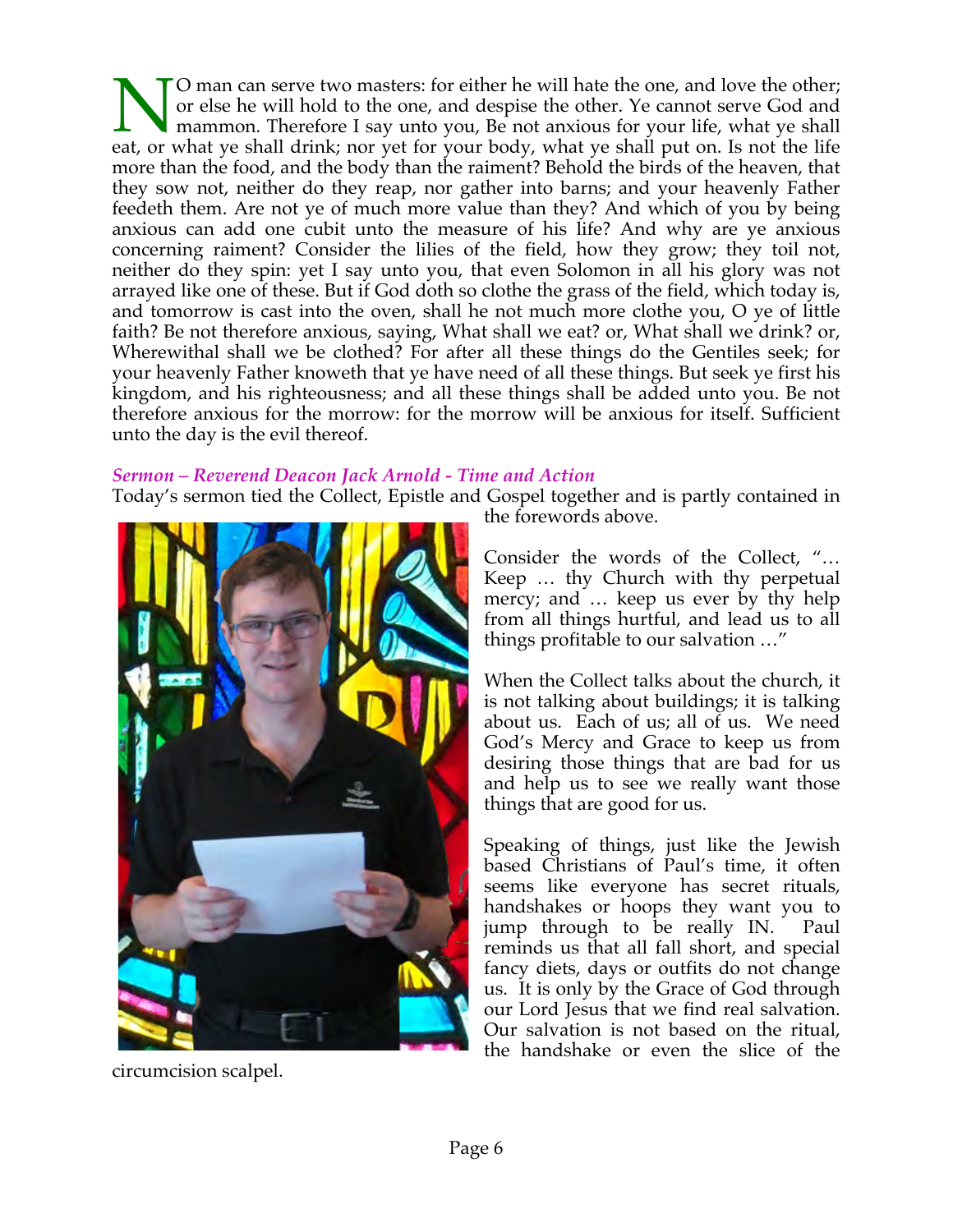NO man can serve two masters: for either he will hate the one, and love the other; or else he will hold to the one, and despise the other. Ye cannot serve God and mammon. Therefore I say unto you, Be not anxious for your life, what ye shall eat, or what ye shall drink; nor yet for your body, what ye shall put on. Is not the life more than the food, and the body than the raiment? Behold the birds of the heaven, that they sow not, neither do they reap, nor gather into barns; and your heavenly Father feedeth them. Are not ye of much more value than they? And which of you by being anxious can add one cubit unto the measure of his life? And why are ye anxious concerning raiment? Consider the lilies of the field, how they grow; they toil not, neither do they spin: yet I say unto you, that even Solomon in all his glory was not arrayed like one of these. But if God doth so clothe the grass of the field, which today is, and tomorrow is cast into the oven, shall he not much more clothe you, O ye of little faith? Be not therefore anxious, saying, What shall we eat? or, What shall we drink? or, Wherewithal shall we be clothed? For after all these things do the Gentiles seek; for your heavenly Father knoweth that ye have need of all these things. But seek ye first his kingdom, and his righteousness; and all these things shall be added unto you. Be not therefore anxious for the morrow: for the morrow will be anxious for itself. Sufficient unto the day is the evil thereof.

### *Sermon – Reverend Deacon Jack Arnold - Time and Action*

Today's sermon tied the Collect, Epistle and Gospel together and is partly contained in the forewords above.

Consider the words of the Collect, "… Keep … thy Church with thy perpetual mercy; and … keep us ever by thy help from all things hurtful, and lead us to all things profitable to our salvation …"

When the Collect talks about the church, it is not talking about buildings; it is talking about us. Each of us; all of us. We need God's Mercy and Grace to keep us from desiring those things that are bad for us and help us to see we really want those things that are good for us.

Speaking of things, just like the Jewish based Christians of Paul's time, it often seems like everyone has secret rituals, handshakes or hoops they want you to jump through to be really IN. Paul reminds us that all fall short, and special fancy diets, days or outfits do not change us. It is only by the Grace of God through our Lord Jesus that we find real salvation. Our salvation is not based on the ritual, the handshake or even the slice of the circumcision scalpel.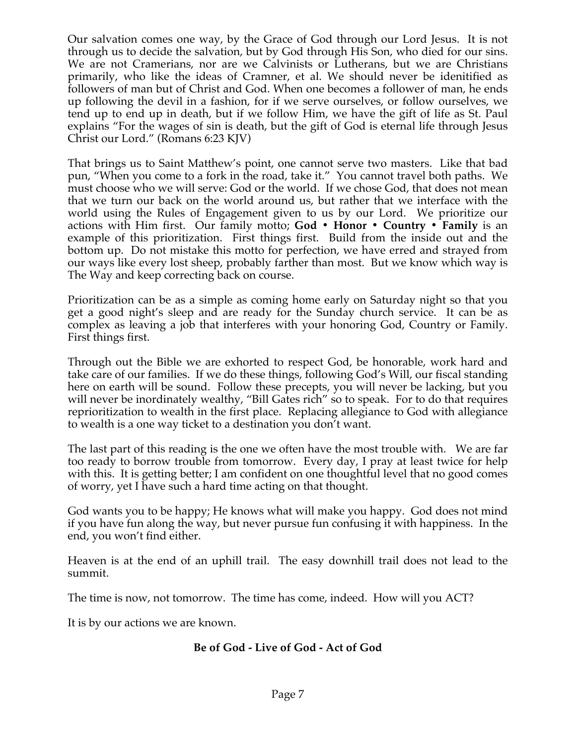Our salvation comes one way, by the Grace of God through our Lord Jesus. It is not through us to decide the salvation, but by God through His Son, who died for our sins. We are not Cramerians, nor are we Calvinists or Lutherans, but we are Christians primarily, who like the ideas of Cramner, et al. We should never be idenitified as followers of man but of Christ and God. When one becomes a follower of man, he ends up following the devil in a fashion, for if we serve ourselves, or follow ourselves, we tend up to end up in death, but if we follow Him, we have the gift of life as St. Paul explains "For the wages of sin is death, but the gift of God is eternal life through Jesus Christ our Lord." (Romans 6:23 KJV)

That brings us to Saint Matthew's point, one cannot serve two masters. Like that bad pun, "When you come to a fork in the road, take it." You cannot travel both paths. We must choose who we will serve: God or the world. If we chose God, that does not mean that we turn our back on the world around us, but rather that we interface with the world using the Rules of Engagement given to us by our Lord. We prioritize our actions with Him first. Our family motto; **God • Honor • Country • Family** is an example of this prioritization. First things first. Build from the inside out and the bottom up. Do not mistake this motto for perfection, we have erred and strayed from our ways like every lost sheep, probably farther than most. But we know which way is The Way and keep correcting back on course.

Prioritization can be as a simple as coming home early on Saturday night so that you get a good night's sleep and are ready for the Sunday church service. It can be as complex as leaving a job that interferes with your honoring God, Country or Family. First things first.

Through out the Bible we are exhorted to respect God, be honorable, work hard and take care of our families. If we do these things, following God's Will, our fiscal standing here on earth will be sound. Follow these precepts, you will never be lacking, but you will never be inordinately wealthy, "Bill Gates rich" so to speak. For to do that requires reprioritization to wealth in the first place. Replacing allegiance to God with allegiance to wealth is a one way ticket to a destination you don't want.

The last part of this reading is the one we often have the most trouble with. We are far too ready to borrow trouble from tomorrow. Every day, I pray at least twice for help with this. It is getting better; I am confident on one thoughtful level that no good comes of worry, yet I have such a hard time acting on that thought.

God wants you to be happy; He knows what will make you happy. God does not mind if you have fun along the way, but never pursue fun confusing it with happiness. In the end, you won't find either.

Heaven is at the end of an uphill trail. The easy downhill trail does not lead to the summit.

The time is now, not tomorrow. The time has come, indeed. How will you ACT?

It is by our actions we are known.

**Be of God - Live of God - Act of God**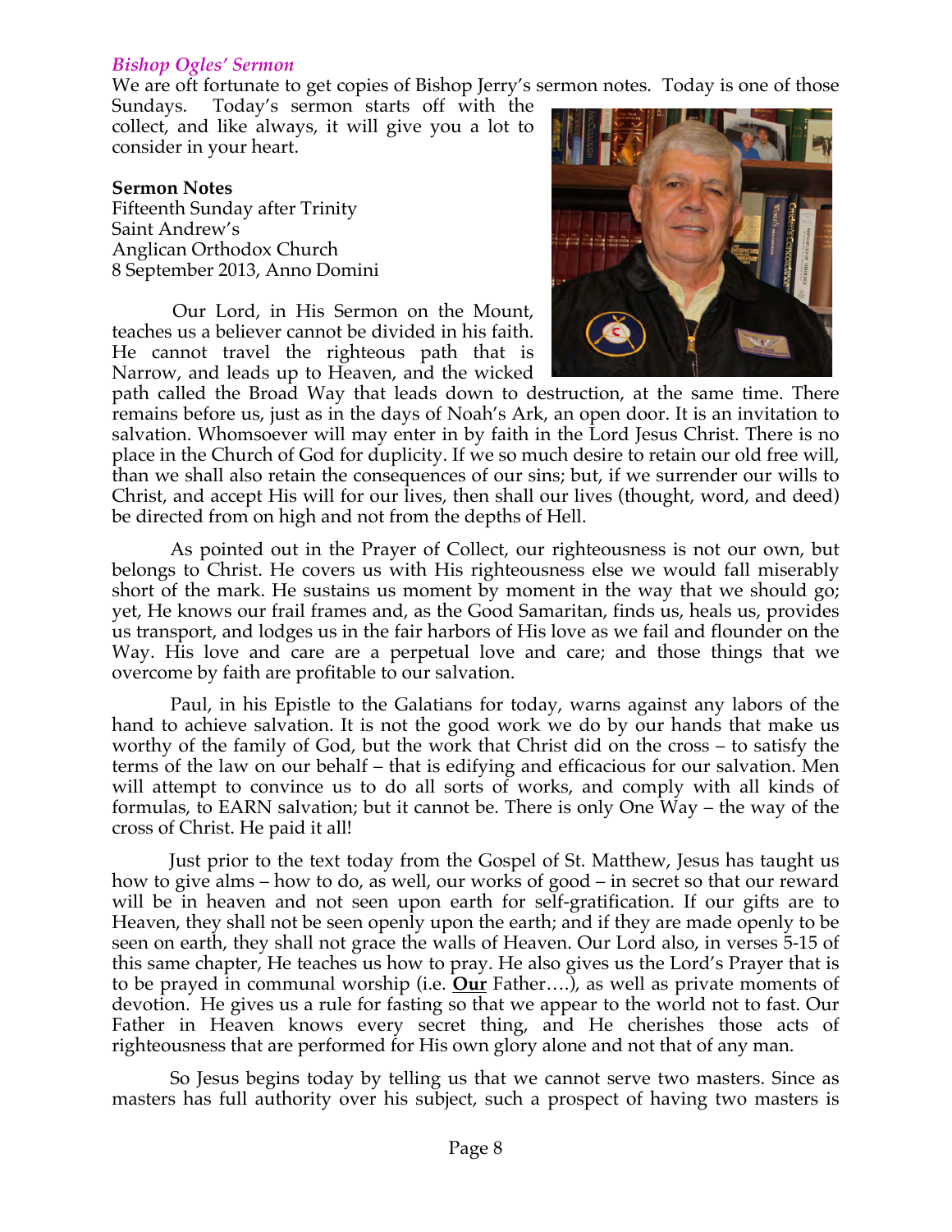## *Bishop Ogles' Sermon*

We are oft fortunate to get copies of Bishop Jerry's sermon notes. Today is one of those Sundays. Today's sermon starts off with the collect, and like always, it will give you a lot to consider in your heart.

**Sermon Notes**
Fifteenth Sunday after Trinity
Saint Andrew's
Anglican Orthodox Church
8 September 2013, Anno Domini

Our Lord, in His Sermon on the Mount, teaches us a believer cannot be divided in his faith. He cannot travel the righteous path that is Narrow, and leads up to Heaven, and the wicked path called the Broad Way that leads down to destruction, at the same time. There remains before us, just as in the days of Noah's Ark, an open door. It is an invitation to salvation. Whomsoever will may enter in by faith in the Lord Jesus Christ. There is no place in the Church of God for duplicity. If we so much desire to retain our old free will, than we shall also retain the consequences of our sins; but, if we surrender our wills to Christ, and accept His will for our lives, then shall our lives (thought, word, and deed) be directed from on high and not from the depths of Hell.

As pointed out in the Prayer of Collect, our righteousness is not our own, but belongs to Christ. He covers us with His righteousness else we would fall miserably short of the mark. He sustains us moment by moment in the way that we should go; yet, He knows our frail frames and, as the Good Samaritan, finds us, heals us, provides us transport, and lodges us in the fair harbors of His love as we fail and flounder on the Way. His love and care are a perpetual love and care; and those things that we overcome by faith are profitable to our salvation.

Paul, in his Epistle to the Galatians for today, warns against any labors of the hand to achieve salvation. It is not the good work we do by our hands that make us worthy of the family of God, but the work that Christ did on the cross – to satisfy the terms of the law on our behalf – that is edifying and efficacious for our salvation. Men will attempt to convince us to do all sorts of works, and comply with all kinds of formulas, to EARN salvation; but it cannot be. There is only One Way – the way of the cross of Christ. He paid it all!

Just prior to the text today from the Gospel of St. Matthew, Jesus has taught us how to give alms – how to do, as well, our works of good – in secret so that our reward will be in heaven and not seen upon earth for self-gratification. If our gifts are to Heaven, they shall not be seen openly upon the earth; and if they are made openly to be seen on earth, they shall not grace the walls of Heaven. Our Lord also, in verses 5-15 of this same chapter, He teaches us how to pray. He also gives us the Lord's Prayer that is to be prayed in communal worship (i.e. **<u>Our</u>** Father….), as well as private moments of devotion. He gives us a rule for fasting so that we appear to the world not to fast. Our Father in Heaven knows every secret thing, and He cherishes those acts of righteousness that are performed for His own glory alone and not that of any man.

So Jesus begins today by telling us that we cannot serve two masters. Since as masters has full authority over his subject, such a prospect of having two masters is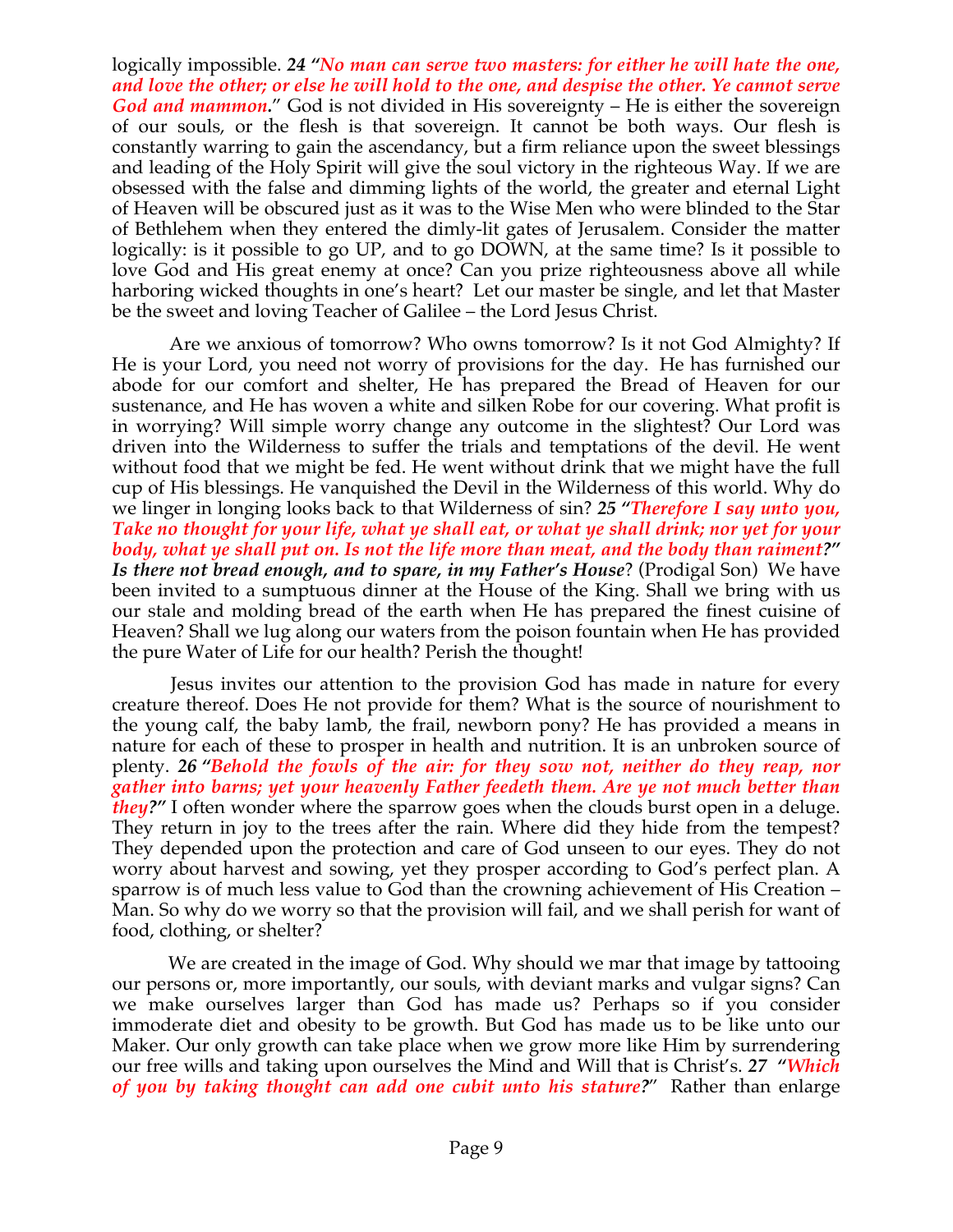logically impossible. ***24 "No man can serve two masters: for either he will hate the one, and love the other; or else he will hold to the one, and despise the other. Ye cannot serve God and mammon.***" God is not divided in His sovereignty – He is either the sovereign of our souls, or the flesh is that sovereign. It cannot be both ways. Our flesh is constantly warring to gain the ascendancy, but a firm reliance upon the sweet blessings and leading of the Holy Spirit will give the soul victory in the righteous Way. If we are obsessed with the false and dimming lights of the world, the greater and eternal Light of Heaven will be obscured just as it was to the Wise Men who were blinded to the Star of Bethlehem when they entered the dimly-lit gates of Jerusalem. Consider the matter logically: is it possible to go UP, and to go DOWN, at the same time? Is it possible to love God and His great enemy at once? Can you prize righteousness above all while harboring wicked thoughts in one's heart? Let our master be single, and let that Master be the sweet and loving Teacher of Galilee – the Lord Jesus Christ.

Are we anxious of tomorrow? Who owns tomorrow? Is it not God Almighty? If He is your Lord, you need not worry of provisions for the day. He has furnished our abode for our comfort and shelter, He has prepared the Bread of Heaven for our sustenance, and He has woven a white and silken Robe for our covering. What profit is in worrying? Will simple worry change any outcome in the slightest? Our Lord was driven into the Wilderness to suffer the trials and temptations of the devil. He went without food that we might be fed. He went without drink that we might have the full cup of His blessings. He vanquished the Devil in the Wilderness of this world. Why do we linger in longing looks back to that Wilderness of sin? ***25 "Therefore I say unto you, Take no thought for your life, what ye shall eat, or what ye shall drink; nor yet for your body, what ye shall put on. Is not the life more than meat, and the body than raiment?" Is there not bread enough, and to spare, in my Father's House***? (Prodigal Son) We have been invited to a sumptuous dinner at the House of the King. Shall we bring with us our stale and molding bread of the earth when He has prepared the finest cuisine of Heaven? Shall we lug along our waters from the poison fountain when He has provided the pure Water of Life for our health? Perish the thought!

Jesus invites our attention to the provision God has made in nature for every creature thereof. Does He not provide for them? What is the source of nourishment to the young calf, the baby lamb, the frail, newborn pony? He has provided a means in nature for each of these to prosper in health and nutrition. It is an unbroken source of plenty. ***26 "Behold the fowls of the air: for they sow not, neither do they reap, nor gather into barns; yet your heavenly Father feedeth them. Are ye not much better than they?"*** I often wonder where the sparrow goes when the clouds burst open in a deluge. They return in joy to the trees after the rain. Where did they hide from the tempest? They depended upon the protection and care of God unseen to our eyes. They do not worry about harvest and sowing, yet they prosper according to God's perfect plan. A sparrow is of much less value to God than the crowning achievement of His Creation – Man. So why do we worry so that the provision will fail, and we shall perish for want of food, clothing, or shelter?

We are created in the image of God. Why should we mar that image by tattooing our persons or, more importantly, our souls, with deviant marks and vulgar signs? Can we make ourselves larger than God has made us? Perhaps so if you consider immoderate diet and obesity to be growth. But God has made us to be like unto our Maker. Our only growth can take place when we grow more like Him by surrendering our free wills and taking upon ourselves the Mind and Will that is Christ's. ***27 "Which of you by taking thought can add one cubit unto his stature?"*** Rather than enlarge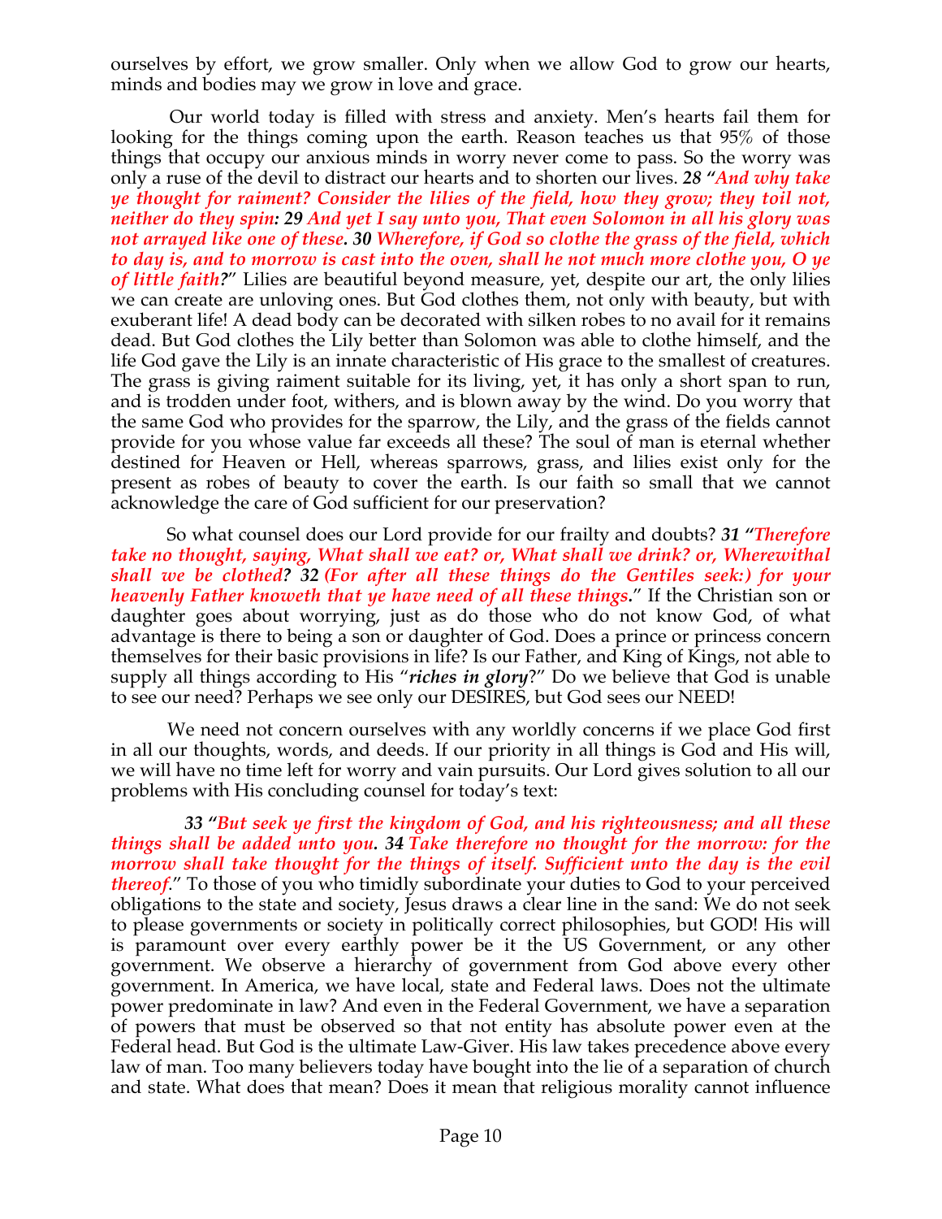ourselves by effort, we grow smaller. Only when we allow God to grow our hearts, minds and bodies may we grow in love and grace.

Our world today is filled with stress and anxiety. Men's hearts fail them for looking for the things coming upon the earth. Reason teaches us that 95% of those things that occupy our anxious minds in worry never come to pass. So the worry was only a ruse of the devil to distract our hearts and to shorten our lives. ***28 "And why take ye thought for raiment? Consider the lilies of the field, how they grow; they toil not, neither do they spin: 29 And yet I say unto you, That even Solomon in all his glory was not arrayed like one of these. 30 Wherefore, if God so clothe the grass of the field, which to day is, and to morrow is cast into the oven, shall he not much more clothe you, O ye of little faith?*** " Lilies are beautiful beyond measure, yet, despite our art, the only lilies we can create are unloving ones. But God clothes them, not only with beauty, but with exuberant life! A dead body can be decorated with silken robes to no avail for it remains dead. But God clothes the Lily better than Solomon was able to clothe himself, and the life God gave the Lily is an innate characteristic of His grace to the smallest of creatures. The grass is giving raiment suitable for its living, yet, it has only a short span to run, and is trodden under foot, withers, and is blown away by the wind. Do you worry that the same God who provides for the sparrow, the Lily, and the grass of the fields cannot provide for you whose value far exceeds all these? The soul of man is eternal whether destined for Heaven or Hell, whereas sparrows, grass, and lilies exist only for the present as robes of beauty to cover the earth. Is our faith so small that we cannot acknowledge the care of God sufficient for our preservation?

So what counsel does our Lord provide for our frailty and doubts? ***31 "Therefore take no thought, saying, What shall we eat? or, What shall we drink? or, Wherewithal shall we be clothed? 32 (For after all these things do the Gentiles seek:) for your heavenly Father knoweth that ye have need of all these things.*** " If the Christian son or daughter goes about worrying, just as do those who do not know God, of what advantage is there to being a son or daughter of God. Does a prince or princess concern themselves for their basic provisions in life? Is our Father, and King of Kings, not able to supply all things according to His "***riches in glory***?" Do we believe that God is unable to see our need? Perhaps we see only our DESIRES, but God sees our NEED!

We need not concern ourselves with any worldly concerns if we place God first in all our thoughts, words, and deeds. If our priority in all things is God and His will, we will have no time left for worry and vain pursuits. Our Lord gives solution to all our problems with His concluding counsel for today's text:

***33 "But seek ye first the kingdom of God, and his righteousness; and all these things shall be added unto you. 34 Take therefore no thought for the morrow: for the morrow shall take thought for the things of itself. Sufficient unto the day is the evil thereof.*** " To those of you who timidly subordinate your duties to God to your perceived obligations to the state and society, Jesus draws a clear line in the sand: We do not seek to please governments or society in politically correct philosophies, but GOD! His will is paramount over every earthly power be it the US Government, or any other government. We observe a hierarchy of government from God above every other government. In America, we have local, state and Federal laws. Does not the ultimate power predominate in law? And even in the Federal Government, we have a separation of powers that must be observed so that not entity has absolute power even at the Federal head. But God is the ultimate Law-Giver. His law takes precedence above every law of man. Too many believers today have bought into the lie of a separation of church and state. What does that mean? Does it mean that religious morality cannot influence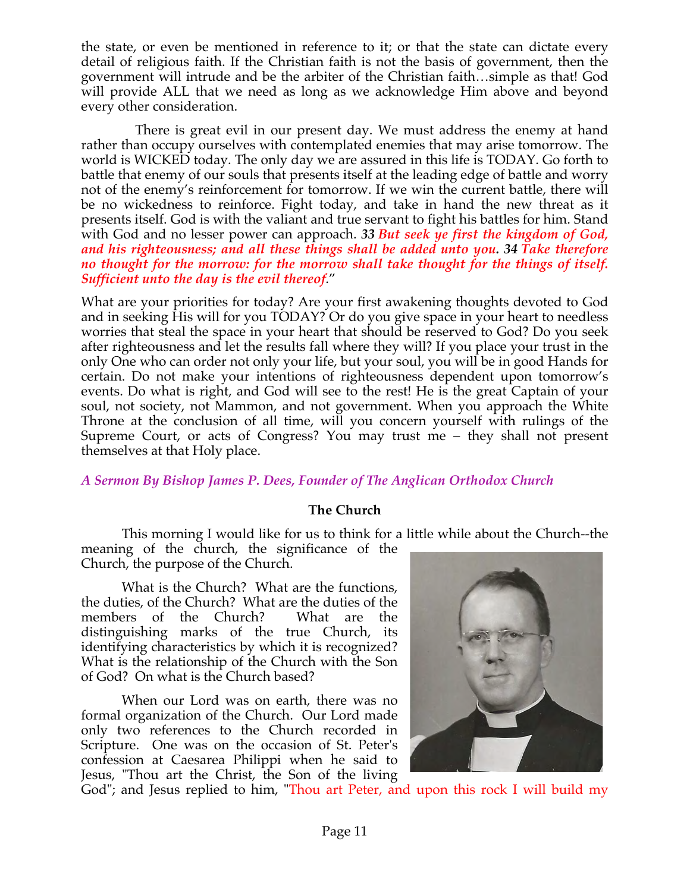the state, or even be mentioned in reference to it; or that the state can dictate every detail of religious faith. If the Christian faith is not the basis of government, then the government will intrude and be the arbiter of the Christian faith…simple as that! God will provide ALL that we need as long as we acknowledge Him above and beyond every other consideration.

There is great evil in our present day. We must address the enemy at hand rather than occupy ourselves with contemplated enemies that may arise tomorrow. The world is WICKED today. The only day we are assured in this life is TODAY. Go forth to battle that enemy of our souls that presents itself at the leading edge of battle and worry not of the enemy's reinforcement for tomorrow. If we win the current battle, there will be no wickedness to reinforce. Fight today, and take in hand the new threat as it presents itself. God is with the valiant and true servant to fight his battles for him. Stand with God and no lesser power can approach. ***33 But seek ye first the kingdom of God, and his righteousness; and all these things shall be added unto you. 34 Take therefore no thought for the morrow: for the morrow shall take thought for the things of itself. Sufficient unto the day is the evil thereof*.**"

What are your priorities for today? Are your first awakening thoughts devoted to God and in seeking His will for you TODAY? Or do you give space in your heart to needless worries that steal the space in your heart that should be reserved to God? Do you seek after righteousness and let the results fall where they will? If you place your trust in the only One who can order not only your life, but your soul, you will be in good Hands for certain. Do not make your intentions of righteousness dependent upon tomorrow's events. Do what is right, and God will see to the rest! He is the great Captain of your soul, not society, not Mammon, and not government. When you approach the White Throne at the conclusion of all time, will you concern yourself with rulings of the Supreme Court, or acts of Congress? You may trust me – they shall not present themselves at that Holy place.

***A Sermon By Bishop James P. Dees, Founder of The Anglican Orthodox Church***

**The Church**

This morning I would like for us to think for a little while about the Church--the meaning of the church, the significance of the Church, the purpose of the Church.

What is the Church? What are the functions, the duties, of the Church? What are the duties of the members of the Church? What are the distinguishing marks of the true Church, its identifying characteristics by which it is recognized? What is the relationship of the Church with the Son of God? On what is the Church based?

When our Lord was on earth, there was no formal organization of the Church. Our Lord made only two references to the Church recorded in Scripture. One was on the occasion of St. Peter's confession at Caesarea Philippi when he said to Jesus, "Thou art the Christ, the Son of the living God"; and Jesus replied to him, "Thou art Peter, and upon this rock I will build my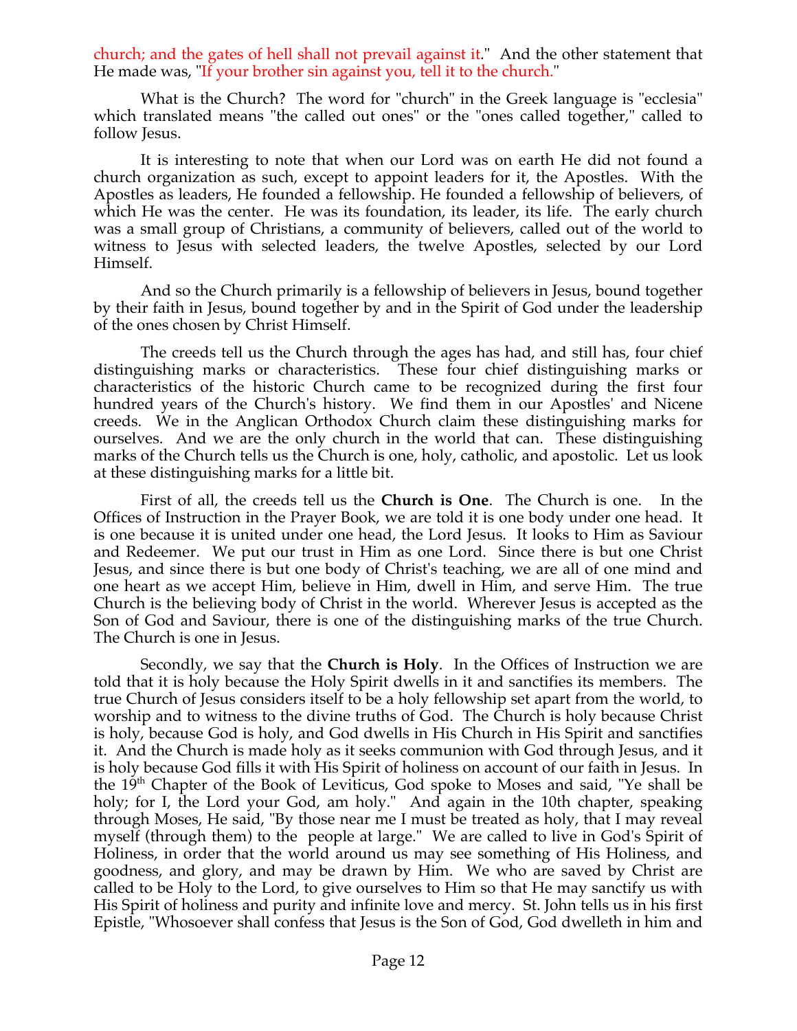church; and the gates of hell shall not prevail against it." And the other statement that He made was, "If your brother sin against you, tell it to the church."

What is the Church? The word for "church" in the Greek language is "ecclesia" which translated means "the called out ones" or the "ones called together," called to follow Jesus.

It is interesting to note that when our Lord was on earth He did not found a church organization as such, except to appoint leaders for it, the Apostles. With the Apostles as leaders, He founded a fellowship. He founded a fellowship of believers, of which He was the center. He was its foundation, its leader, its life. The early church was a small group of Christians, a community of believers, called out of the world to witness to Jesus with selected leaders, the twelve Apostles, selected by our Lord Himself.

And so the Church primarily is a fellowship of believers in Jesus, bound together by their faith in Jesus, bound together by and in the Spirit of God under the leadership of the ones chosen by Christ Himself.

The creeds tell us the Church through the ages has had, and still has, four chief distinguishing marks or characteristics. These four chief distinguishing marks or characteristics of the historic Church came to be recognized during the first four hundred years of the Church's history. We find them in our Apostles' and Nicene creeds. We in the Anglican Orthodox Church claim these distinguishing marks for ourselves. And we are the only church in the world that can. These distinguishing marks of the Church tells us the Church is one, holy, catholic, and apostolic. Let us look at these distinguishing marks for a little bit.

First of all, the creeds tell us the **Church is One**. The Church is one. In the Offices of Instruction in the Prayer Book, we are told it is one body under one head. It is one because it is united under one head, the Lord Jesus. It looks to Him as Saviour and Redeemer. We put our trust in Him as one Lord. Since there is but one Christ Jesus, and since there is but one body of Christ's teaching, we are all of one mind and one heart as we accept Him, believe in Him, dwell in Him, and serve Him. The true Church is the believing body of Christ in the world. Wherever Jesus is accepted as the Son of God and Saviour, there is one of the distinguishing marks of the true Church. The Church is one in Jesus.

Secondly, we say that the **Church is Holy**. In the Offices of Instruction we are told that it is holy because the Holy Spirit dwells in it and sanctifies its members. The true Church of Jesus considers itself to be a holy fellowship set apart from the world, to worship and to witness to the divine truths of God. The Church is holy because Christ is holy, because God is holy, and God dwells in His Church in His Spirit and sanctifies it. And the Church is made holy as it seeks communion with God through Jesus, and it is holy because God fills it with His Spirit of holiness on account of our faith in Jesus. In the 19th Chapter of the Book of Leviticus, God spoke to Moses and said, "Ye shall be holy; for I, the Lord your God, am holy." And again in the 10th chapter, speaking through Moses, He said, "By those near me I must be treated as holy, that I may reveal myself (through them) to the people at large." We are called to live in God's Spirit of Holiness, in order that the world around us may see something of His Holiness, and goodness, and glory, and may be drawn by Him. We who are saved by Christ are called to be Holy to the Lord, to give ourselves to Him so that He may sanctify us with His Spirit of holiness and purity and infinite love and mercy. St. John tells us in his first Epistle, "Whosoever shall confess that Jesus is the Son of God, God dwelleth in him and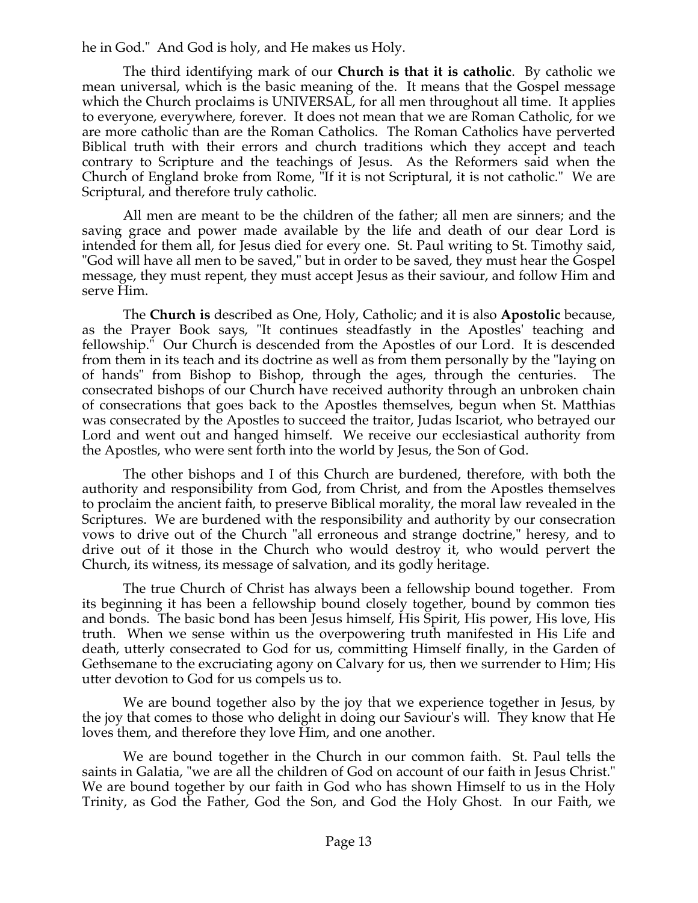he in God." And God is holy, and He makes us Holy.

The third identifying mark of our **Church is that it is catholic**. By catholic we mean universal, which is the basic meaning of the. It means that the Gospel message which the Church proclaims is UNIVERSAL, for all men throughout all time. It applies to everyone, everywhere, forever. It does not mean that we are Roman Catholic, for we are more catholic than are the Roman Catholics. The Roman Catholics have perverted Biblical truth with their errors and church traditions which they accept and teach contrary to Scripture and the teachings of Jesus. As the Reformers said when the Church of England broke from Rome, "If it is not Scriptural, it is not catholic." We are Scriptural, and therefore truly catholic.

All men are meant to be the children of the father; all men are sinners; and the saving grace and power made available by the life and death of our dear Lord is intended for them all, for Jesus died for every one. St. Paul writing to St. Timothy said, "God will have all men to be saved," but in order to be saved, they must hear the Gospel message, they must repent, they must accept Jesus as their saviour, and follow Him and serve Him.

The **Church is** described as One, Holy, Catholic; and it is also **Apostolic** because, as the Prayer Book says, "It continues steadfastly in the Apostles' teaching and fellowship." Our Church is descended from the Apostles of our Lord. It is descended from them in its teach and its doctrine as well as from them personally by the "laying on of hands" from Bishop to Bishop, through the ages, through the centuries. The consecrated bishops of our Church have received authority through an unbroken chain of consecrations that goes back to the Apostles themselves, begun when St. Matthias was consecrated by the Apostles to succeed the traitor, Judas Iscariot, who betrayed our Lord and went out and hanged himself. We receive our ecclesiastical authority from the Apostles, who were sent forth into the world by Jesus, the Son of God.

The other bishops and I of this Church are burdened, therefore, with both the authority and responsibility from God, from Christ, and from the Apostles themselves to proclaim the ancient faith, to preserve Biblical morality, the moral law revealed in the Scriptures. We are burdened with the responsibility and authority by our consecration vows to drive out of the Church "all erroneous and strange doctrine," heresy, and to drive out of it those in the Church who would destroy it, who would pervert the Church, its witness, its message of salvation, and its godly heritage.

The true Church of Christ has always been a fellowship bound together. From its beginning it has been a fellowship bound closely together, bound by common ties and bonds. The basic bond has been Jesus himself, His Spirit, His power, His love, His truth. When we sense within us the overpowering truth manifested in His Life and death, utterly consecrated to God for us, committing Himself finally, in the Garden of Gethsemane to the excruciating agony on Calvary for us, then we surrender to Him; His utter devotion to God for us compels us to.

We are bound together also by the joy that we experience together in Jesus, by the joy that comes to those who delight in doing our Saviour's will. They know that He loves them, and therefore they love Him, and one another.

We are bound together in the Church in our common faith. St. Paul tells the saints in Galatia, "we are all the children of God on account of our faith in Jesus Christ." We are bound together by our faith in God who has shown Himself to us in the Holy Trinity, as God the Father, God the Son, and God the Holy Ghost. In our Faith, we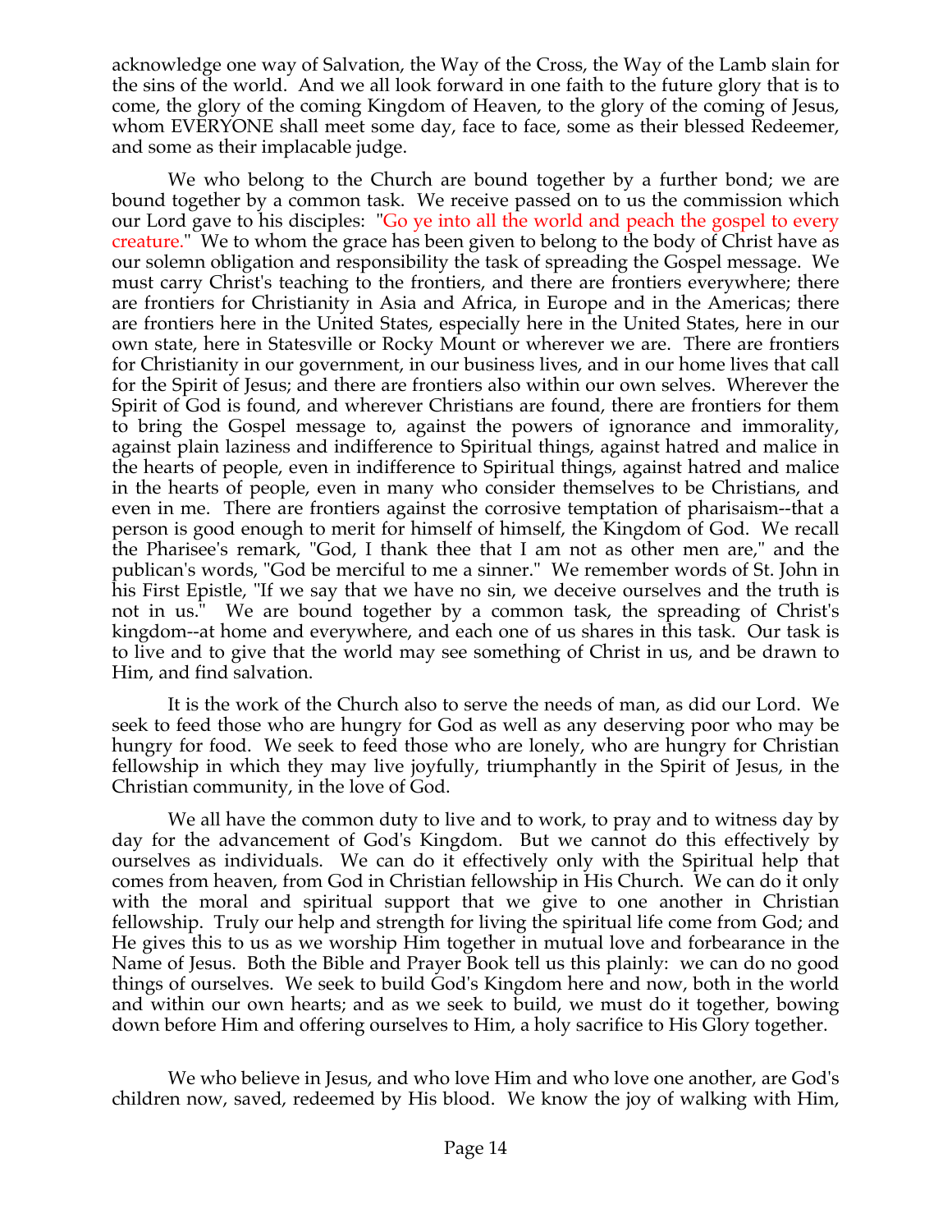acknowledge one way of Salvation, the Way of the Cross, the Way of the Lamb slain for the sins of the world. And we all look forward in one faith to the future glory that is to come, the glory of the coming Kingdom of Heaven, to the glory of the coming of Jesus, whom EVERYONE shall meet some day, face to face, some as their blessed Redeemer, and some as their implacable judge.

We who belong to the Church are bound together by a further bond; we are bound together by a common task. We receive passed on to us the commission which our Lord gave to his disciples: "Go ye into all the world and peach the gospel to every creature." We to whom the grace has been given to belong to the body of Christ have as our solemn obligation and responsibility the task of spreading the Gospel message. We must carry Christ's teaching to the frontiers, and there are frontiers everywhere; there are frontiers for Christianity in Asia and Africa, in Europe and in the Americas; there are frontiers here in the United States, especially here in the United States, here in our own state, here in Statesville or Rocky Mount or wherever we are. There are frontiers for Christianity in our government, in our business lives, and in our home lives that call for the Spirit of Jesus; and there are frontiers also within our own selves. Wherever the Spirit of God is found, and wherever Christians are found, there are frontiers for them to bring the Gospel message to, against the powers of ignorance and immorality, against plain laziness and indifference to Spiritual things, against hatred and malice in the hearts of people, even in indifference to Spiritual things, against hatred and malice in the hearts of people, even in many who consider themselves to be Christians, and even in me. There are frontiers against the corrosive temptation of pharisaism--that a person is good enough to merit for himself of himself, the Kingdom of God. We recall the Pharisee's remark, "God, I thank thee that I am not as other men are," and the publican's words, "God be merciful to me a sinner." We remember words of St. John in his First Epistle, "If we say that we have no sin, we deceive ourselves and the truth is not in us." We are bound together by a common task, the spreading of Christ's kingdom--at home and everywhere, and each one of us shares in this task. Our task is to live and to give that the world may see something of Christ in us, and be drawn to Him, and find salvation.

It is the work of the Church also to serve the needs of man, as did our Lord. We seek to feed those who are hungry for God as well as any deserving poor who may be hungry for food. We seek to feed those who are lonely, who are hungry for Christian fellowship in which they may live joyfully, triumphantly in the Spirit of Jesus, in the Christian community, in the love of God.

We all have the common duty to live and to work, to pray and to witness day by day for the advancement of God's Kingdom. But we cannot do this effectively by ourselves as individuals. We can do it effectively only with the Spiritual help that comes from heaven, from God in Christian fellowship in His Church. We can do it only with the moral and spiritual support that we give to one another in Christian fellowship. Truly our help and strength for living the spiritual life come from God; and He gives this to us as we worship Him together in mutual love and forbearance in the Name of Jesus. Both the Bible and Prayer Book tell us this plainly: we can do no good things of ourselves. We seek to build God's Kingdom here and now, both in the world and within our own hearts; and as we seek to build, we must do it together, bowing down before Him and offering ourselves to Him, a holy sacrifice to His Glory together.

We who believe in Jesus, and who love Him and who love one another, are God's children now, saved, redeemed by His blood. We know the joy of walking with Him,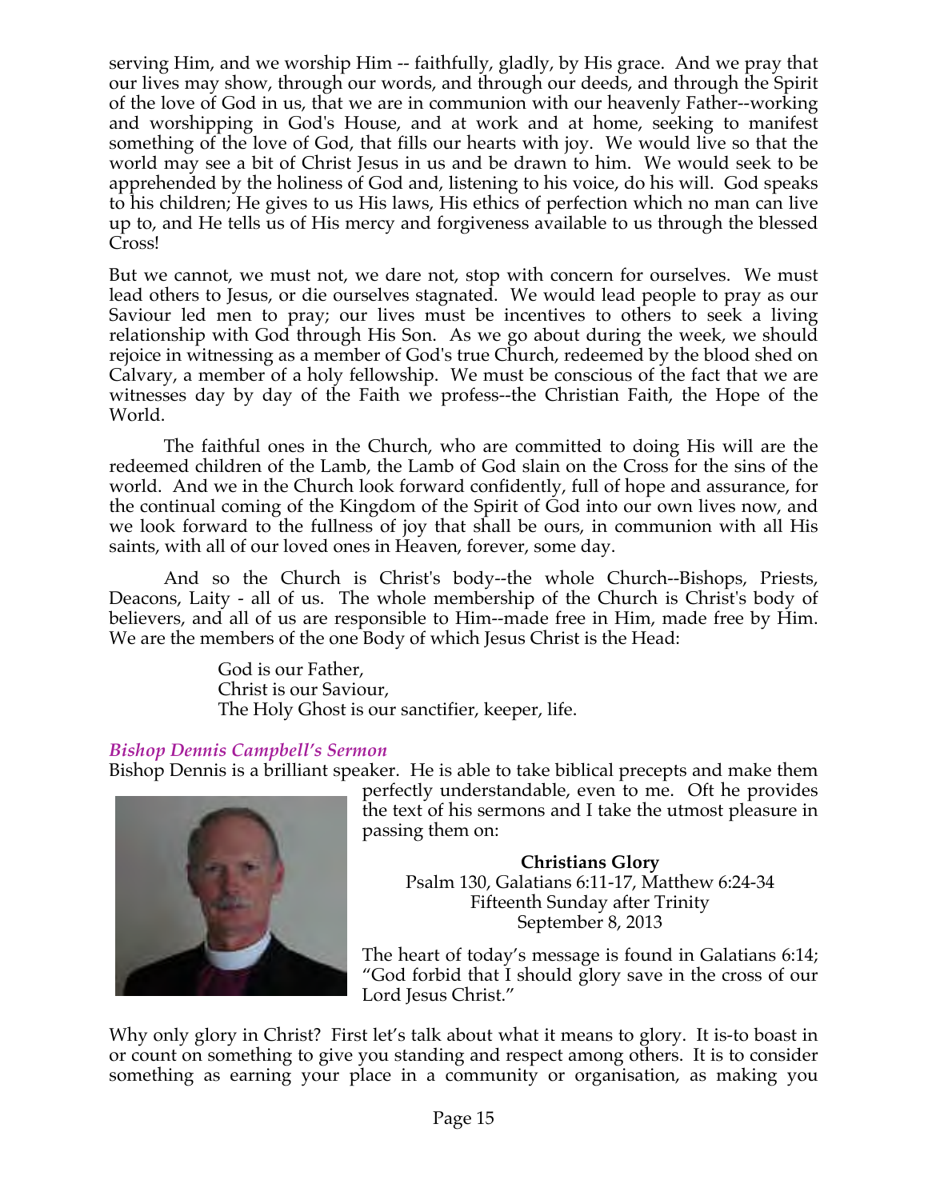serving Him, and we worship Him -- faithfully, gladly, by His grace. And we pray that our lives may show, through our words, and through our deeds, and through the Spirit of the love of God in us, that we are in communion with our heavenly Father--working and worshipping in God's House, and at work and at home, seeking to manifest something of the love of God, that fills our hearts with joy. We would live so that the world may see a bit of Christ Jesus in us and be drawn to him. We would seek to be apprehended by the holiness of God and, listening to his voice, do his will. God speaks to his children; He gives to us His laws, His ethics of perfection which no man can live up to, and He tells us of His mercy and forgiveness available to us through the blessed Cross!

But we cannot, we must not, we dare not, stop with concern for ourselves. We must lead others to Jesus, or die ourselves stagnated. We would lead people to pray as our Saviour led men to pray; our lives must be incentives to others to seek a living relationship with God through His Son. As we go about during the week, we should rejoice in witnessing as a member of God's true Church, redeemed by the blood shed on Calvary, a member of a holy fellowship. We must be conscious of the fact that we are witnesses day by day of the Faith we profess--the Christian Faith, the Hope of the World.

The faithful ones in the Church, who are committed to doing His will are the redeemed children of the Lamb, the Lamb of God slain on the Cross for the sins of the world. And we in the Church look forward confidently, full of hope and assurance, for the continual coming of the Kingdom of the Spirit of God into our own lives now, and we look forward to the fullness of joy that shall be ours, in communion with all His saints, with all of our loved ones in Heaven, forever, some day.

And so the Church is Christ's body--the whole Church--Bishops, Priests, Deacons, Laity - all of us. The whole membership of the Church is Christ's body of believers, and all of us are responsible to Him--made free in Him, made free by Him. We are the members of the one Body of which Jesus Christ is the Head:

> God is our Father,
> Christ is our Saviour,
> The Holy Ghost is our sanctifier, keeper, life.

### *Bishop Dennis Campbell's Sermon*

Bishop Dennis is a brilliant speaker. He is able to take biblical precepts and make them perfectly understandable, even to me. Oft he provides the text of his sermons and I take the utmost pleasure in passing them on:

**Christians Glory**
Psalm 130, Galatians 6:11-17, Matthew 6:24-34
Fifteenth Sunday after Trinity
September 8, 2013

The heart of today's message is found in Galatians 6:14; "God forbid that I should glory save in the cross of our Lord Jesus Christ."

Why only glory in Christ? First let's talk about what it means to glory. It is-to boast in or count on something to give you standing and respect among others. It is to consider something as earning your place in a community or organisation, as making you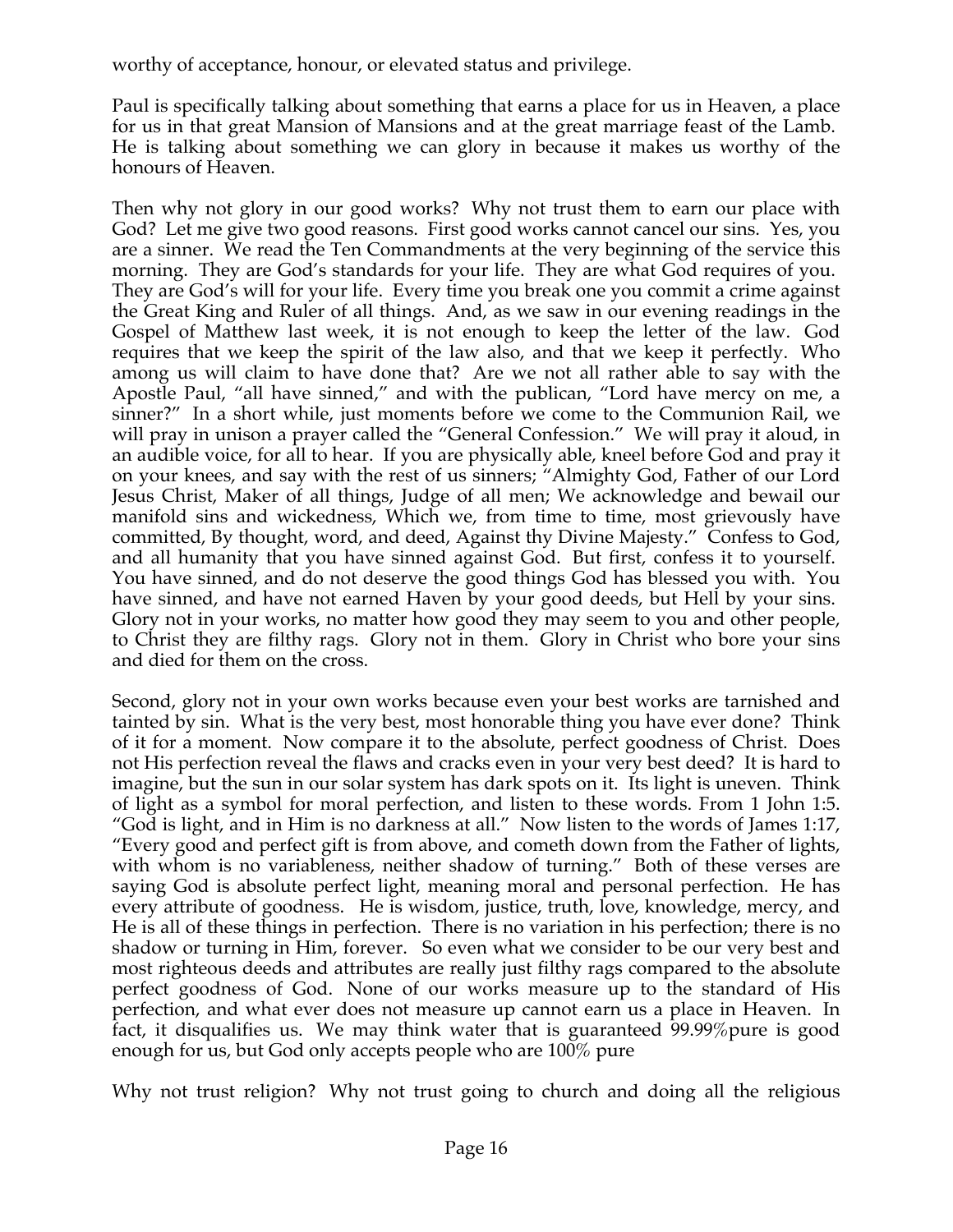worthy of acceptance, honour, or elevated status and privilege.

Paul is specifically talking about something that earns a place for us in Heaven, a place for us in that great Mansion of Mansions and at the great marriage feast of the Lamb. He is talking about something we can glory in because it makes us worthy of the honours of Heaven.

Then why not glory in our good works? Why not trust them to earn our place with God? Let me give two good reasons. First good works cannot cancel our sins. Yes, you are a sinner. We read the Ten Commandments at the very beginning of the service this morning. They are God's standards for your life. They are what God requires of you. They are God's will for your life. Every time you break one you commit a crime against the Great King and Ruler of all things. And, as we saw in our evening readings in the Gospel of Matthew last week, it is not enough to keep the letter of the law. God requires that we keep the spirit of the law also, and that we keep it perfectly. Who among us will claim to have done that? Are we not all rather able to say with the Apostle Paul, "all have sinned," and with the publican, "Lord have mercy on me, a sinner?" In a short while, just moments before we come to the Communion Rail, we will pray in unison a prayer called the "General Confession." We will pray it aloud, in an audible voice, for all to hear. If you are physically able, kneel before God and pray it on your knees, and say with the rest of us sinners; "Almighty God, Father of our Lord Jesus Christ, Maker of all things, Judge of all men; We acknowledge and bewail our manifold sins and wickedness, Which we, from time to time, most grievously have committed, By thought, word, and deed, Against thy Divine Majesty." Confess to God, and all humanity that you have sinned against God. But first, confess it to yourself. You have sinned, and do not deserve the good things God has blessed you with. You have sinned, and have not earned Haven by your good deeds, but Hell by your sins. Glory not in your works, no matter how good they may seem to you and other people, to Christ they are filthy rags. Glory not in them. Glory in Christ who bore your sins and died for them on the cross.

Second, glory not in your own works because even your best works are tarnished and tainted by sin. What is the very best, most honorable thing you have ever done? Think of it for a moment. Now compare it to the absolute, perfect goodness of Christ. Does not His perfection reveal the flaws and cracks even in your very best deed? It is hard to imagine, but the sun in our solar system has dark spots on it. Its light is uneven. Think of light as a symbol for moral perfection, and listen to these words. From 1 John 1:5. "God is light, and in Him is no darkness at all." Now listen to the words of James 1:17, "Every good and perfect gift is from above, and cometh down from the Father of lights, with whom is no variableness, neither shadow of turning." Both of these verses are saying God is absolute perfect light, meaning moral and personal perfection. He has every attribute of goodness. He is wisdom, justice, truth, love, knowledge, mercy, and He is all of these things in perfection. There is no variation in his perfection; there is no shadow or turning in Him, forever. So even what we consider to be our very best and most righteous deeds and attributes are really just filthy rags compared to the absolute perfect goodness of God. None of our works measure up to the standard of His perfection, and what ever does not measure up cannot earn us a place in Heaven. In fact, it disqualifies us. We may think water that is guaranteed 99.99%pure is good enough for us, but God only accepts people who are 100% pure

Why not trust religion? Why not trust going to church and doing all the religious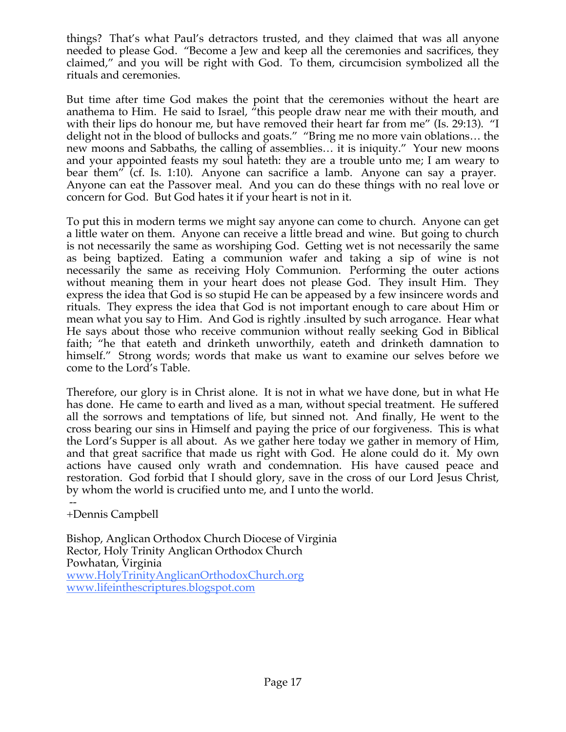things? That's what Paul's detractors trusted, and they claimed that was all anyone needed to please God. "Become a Jew and keep all the ceremonies and sacrifices, they claimed," and you will be right with God. To them, circumcision symbolized all the rituals and ceremonies.

But time after time God makes the point that the ceremonies without the heart are anathema to Him. He said to Israel, "this people draw near me with their mouth, and with their lips do honour me, but have removed their heart far from me" (Is. 29:13). "I delight not in the blood of bullocks and goats." "Bring me no more vain oblations… the new moons and Sabbaths, the calling of assemblies… it is iniquity." Your new moons and your appointed feasts my soul hateth: they are a trouble unto me; I am weary to bear them" (cf. Is. 1:10). Anyone can sacrifice a lamb. Anyone can say a prayer. Anyone can eat the Passover meal. And you can do these things with no real love or concern for God. But God hates it if your heart is not in it.

To put this in modern terms we might say anyone can come to church. Anyone can get a little water on them. Anyone can receive a little bread and wine. But going to church is not necessarily the same as worshiping God. Getting wet is not necessarily the same as being baptized. Eating a communion wafer and taking a sip of wine is not necessarily the same as receiving Holy Communion. Performing the outer actions without meaning them in your heart does not please God. They insult Him. They express the idea that God is so stupid He can be appeased by a few insincere words and rituals. They express the idea that God is not important enough to care about Him or mean what you say to Him. And God is rightly .insulted by such arrogance. Hear what He says about those who receive communion without really seeking God in Biblical faith; "he that eateth and drinketh unworthily, eateth and drinketh damnation to himself." Strong words; words that make us want to examine our selves before we come to the Lord's Table.

Therefore, our glory is in Christ alone. It is not in what we have done, but in what He has done. He came to earth and lived as a man, without special treatment. He suffered all the sorrows and temptations of life, but sinned not. And finally, He went to the cross bearing our sins in Himself and paying the price of our forgiveness. This is what the Lord's Supper is all about. As we gather here today we gather in memory of Him, and that great sacrifice that made us right with God. He alone could do it. My own actions have caused only wrath and condemnation. His have caused peace and restoration. God forbid that I should glory, save in the cross of our Lord Jesus Christ, by whom the world is crucified unto me, and I unto the world.

--
+Dennis Campbell

Bishop, Anglican Orthodox Church Diocese of Virginia
Rector, Holy Trinity Anglican Orthodox Church
Powhatan, Virginia
www.HolyTrinityAnglicanOrthodoxChurch.org
www.lifeinthescriptures.blogspot.com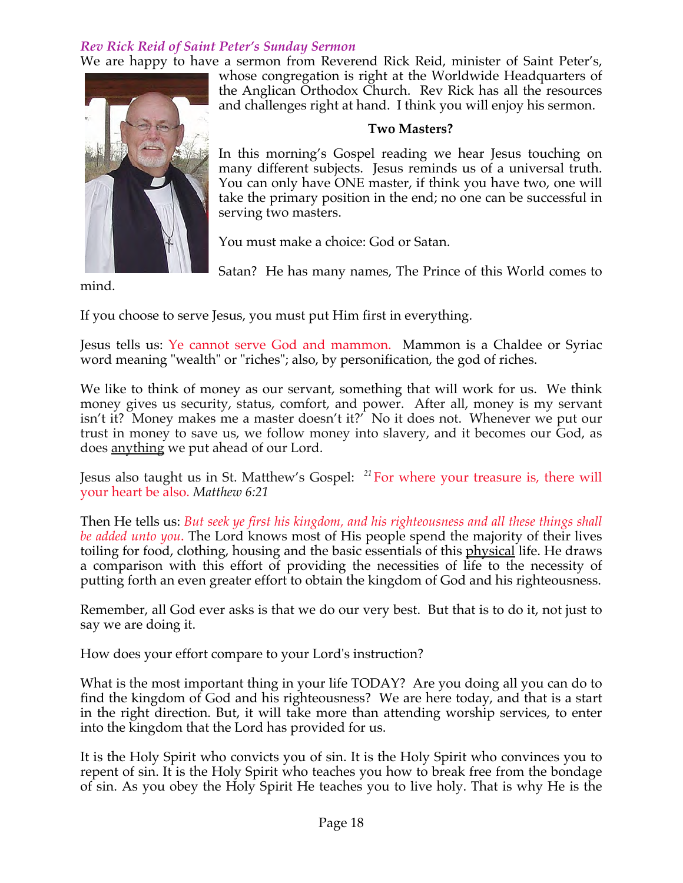### *Rev Rick Reid of Saint Peter's Sunday Sermon*

We are happy to have a sermon from Reverend Rick Reid, minister of Saint Peter's, whose congregation is right at the Worldwide Headquarters of the Anglican Orthodox Church. Rev Rick has all the resources and challenges right at hand. I think you will enjoy his sermon.

**Two Masters?**

In this morning's Gospel reading we hear Jesus touching on many different subjects. Jesus reminds us of a universal truth. You can only have ONE master, if think you have two, one will take the primary position in the end; no one can be successful in serving two masters.

You must make a choice: God or Satan.

Satan? He has many names, The Prince of this World comes to mind.

If you choose to serve Jesus, you must put Him first in everything.

Jesus tells us: Ye cannot serve God and mammon. Mammon is a Chaldee or Syriac word meaning "wealth" or "riches"; also, by personification, the god of riches.

We like to think of money as our servant, something that will work for us. We think money gives us security, status, comfort, and power. After all, money is my servant isn't it? Money makes me a master doesn't it?' No it does not. Whenever we put our trust in money to save us, we follow money into slavery, and it becomes our God, as does <u>anything</u> we put ahead of our Lord.

Jesus also taught us in St. Matthew's Gospel: [21] For where your treasure is, there will your heart be also. *Matthew 6:21*

Then He tells us: *But seek ye first his kingdom, and his righteousness and all these things shall be added unto you.* The Lord knows most of His people spend the majority of their lives toiling for food, clothing, housing and the basic essentials of this <u>physical</u> life. He draws a comparison with this effort of providing the necessities of life to the necessity of putting forth an even greater effort to obtain the kingdom of God and his righteousness.

Remember, all God ever asks is that we do our very best. But that is to do it, not just to say we are doing it.

How does your effort compare to your Lord's instruction?

What is the most important thing in your life TODAY? Are you doing all you can do to find the kingdom of God and his righteousness? We are here today, and that is a start in the right direction. But, it will take more than attending worship services, to enter into the kingdom that the Lord has provided for us.

It is the Holy Spirit who convicts you of sin. It is the Holy Spirit who convinces you to repent of sin. It is the Holy Spirit who teaches you how to break free from the bondage of sin. As you obey the Holy Spirit He teaches you to live holy. That is why He is the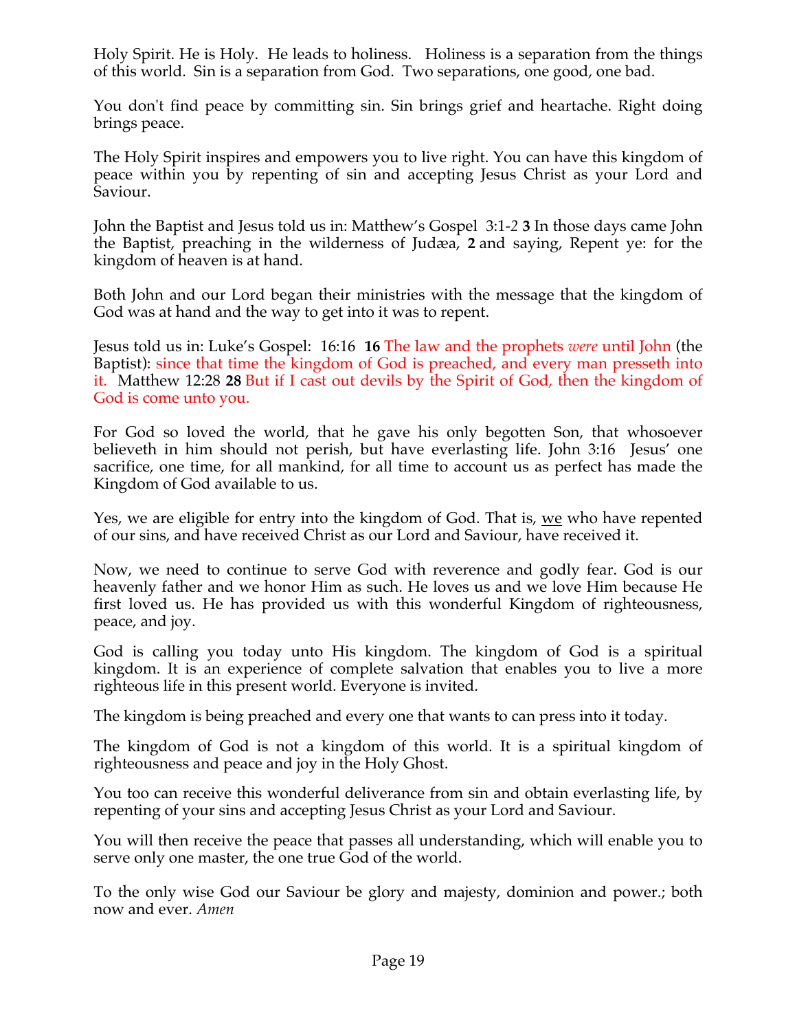Holy Spirit. He is Holy. He leads to holiness. Holiness is a separation from the things of this world. Sin is a separation from God. Two separations, one good, one bad.

You don't find peace by committing sin. Sin brings grief and heartache. Right doing brings peace.

The Holy Spirit inspires and empowers you to live right. You can have this kingdom of peace within you by repenting of sin and accepting Jesus Christ as your Lord and Saviour.

John the Baptist and Jesus told us in: Matthew's Gospel 3:1-*2* **3** In those days came John the Baptist, preaching in the wilderness of Judæa, **2** and saying, Repent ye: for the kingdom of heaven is at hand.

Both John and our Lord began their ministries with the message that the kingdom of God was at hand and the way to get into it was to repent.

Jesus told us in: Luke's Gospel: 16:16 **16** The law and the prophets *were* until John (the Baptist): since that time the kingdom of God is preached, and every man presseth into it. Matthew 12:28 **28** But if I cast out devils by the Spirit of God, then the kingdom of God is come unto you.

For God so loved the world, that he gave his only begotten Son, that whosoever believeth in him should not perish, but have everlasting life. John 3:16 Jesus' one sacrifice, one time, for all mankind, for all time to account us as perfect has made the Kingdom of God available to us.

Yes, we are eligible for entry into the kingdom of God. That is, <u>we</u> who have repented of our sins, and have received Christ as our Lord and Saviour, have received it.

Now, we need to continue to serve God with reverence and godly fear. God is our heavenly father and we honor Him as such. He loves us and we love Him because He first loved us. He has provided us with this wonderful Kingdom of righteousness, peace, and joy.

God is calling you today unto His kingdom. The kingdom of God is a spiritual kingdom. It is an experience of complete salvation that enables you to live a more righteous life in this present world. Everyone is invited.

The kingdom is being preached and every one that wants to can press into it today.

The kingdom of God is not a kingdom of this world. It is a spiritual kingdom of righteousness and peace and joy in the Holy Ghost.

You too can receive this wonderful deliverance from sin and obtain everlasting life, by repenting of your sins and accepting Jesus Christ as your Lord and Saviour.

You will then receive the peace that passes all understanding, which will enable you to serve only one master, the one true God of the world.

To the only wise God our Saviour be glory and majesty, dominion and power.; both now and ever. *Amen*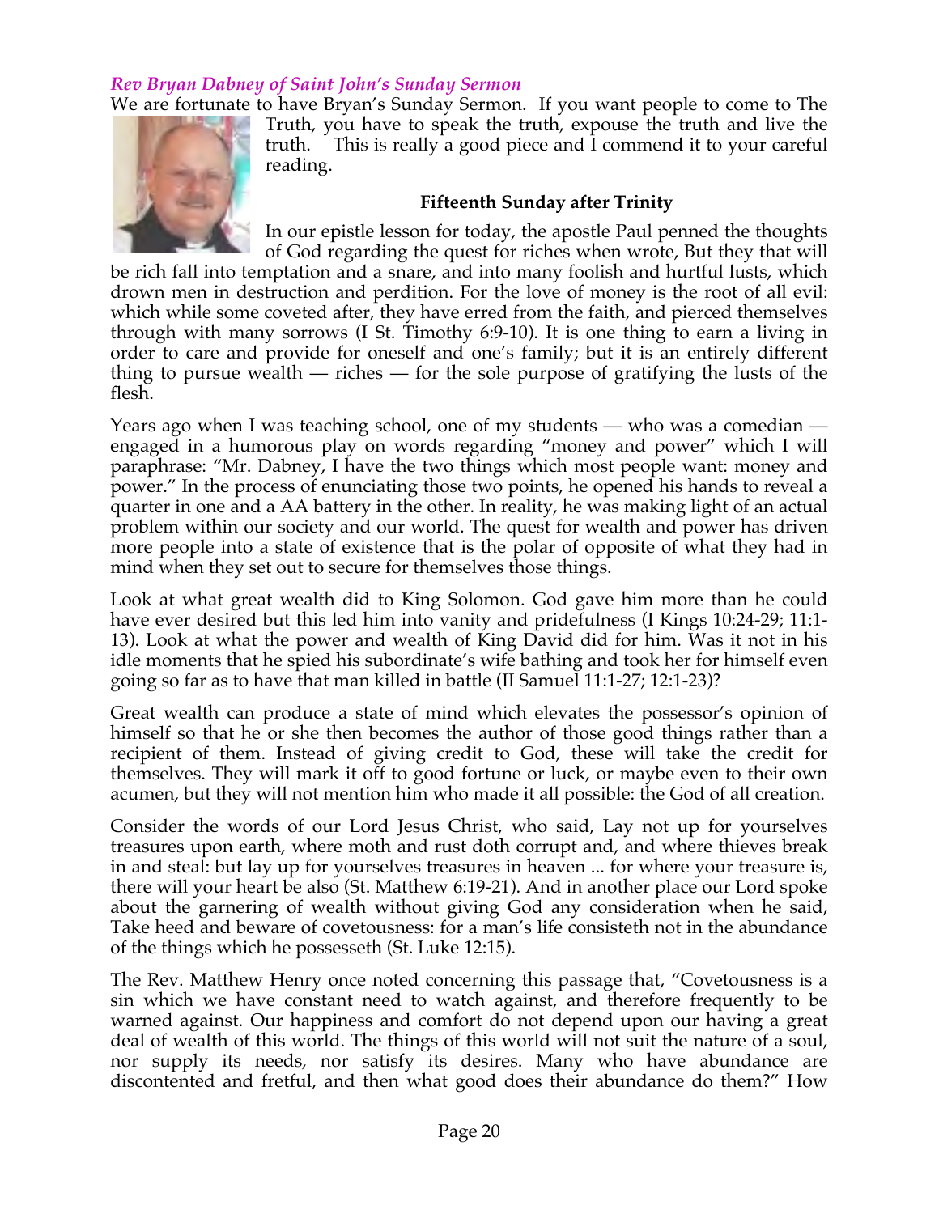### *Rev Bryan Dabney of Saint John's Sunday Sermon*

We are fortunate to have Bryan's Sunday Sermon. If you want people to come to The Truth, you have to speak the truth, expouse the truth and live the truth. This is really a good piece and I commend it to your careful reading.

**Fifteenth Sunday after Trinity**

In our epistle lesson for today, the apostle Paul penned the thoughts of God regarding the quest for riches when wrote, But they that will be rich fall into temptation and a snare, and into many foolish and hurtful lusts, which drown men in destruction and perdition. For the love of money is the root of all evil: which while some coveted after, they have erred from the faith, and pierced themselves through with many sorrows (I St. Timothy 6:9-10). It is one thing to earn a living in order to care and provide for oneself and one's family; but it is an entirely different thing to pursue wealth — riches — for the sole purpose of gratifying the lusts of the flesh.

Years ago when I was teaching school, one of my students — who was a comedian — engaged in a humorous play on words regarding "money and power" which I will paraphrase: "Mr. Dabney, I have the two things which most people want: money and power." In the process of enunciating those two points, he opened his hands to reveal a quarter in one and a AA battery in the other. In reality, he was making light of an actual problem within our society and our world. The quest for wealth and power has driven more people into a state of existence that is the polar of opposite of what they had in mind when they set out to secure for themselves those things.

Look at what great wealth did to King Solomon. God gave him more than he could have ever desired but this led him into vanity and pridefulness (I Kings 10:24-29; 11:1-13). Look at what the power and wealth of King David did for him. Was it not in his idle moments that he spied his subordinate's wife bathing and took her for himself even going so far as to have that man killed in battle (II Samuel 11:1-27; 12:1-23)?

Great wealth can produce a state of mind which elevates the possessor's opinion of himself so that he or she then becomes the author of those good things rather than a recipient of them. Instead of giving credit to God, these will take the credit for themselves. They will mark it off to good fortune or luck, or maybe even to their own acumen, but they will not mention him who made it all possible: the God of all creation.

Consider the words of our Lord Jesus Christ, who said, Lay not up for yourselves treasures upon earth, where moth and rust doth corrupt and, and where thieves break in and steal: but lay up for yourselves treasures in heaven ... for where your treasure is, there will your heart be also (St. Matthew 6:19-21). And in another place our Lord spoke about the garnering of wealth without giving God any consideration when he said, Take heed and beware of covetousness: for a man's life consisteth not in the abundance of the things which he possesseth (St. Luke 12:15).

The Rev. Matthew Henry once noted concerning this passage that, "Covetousness is a sin which we have constant need to watch against, and therefore frequently to be warned against. Our happiness and comfort do not depend upon our having a great deal of wealth of this world. The things of this world will not suit the nature of a soul, nor supply its needs, nor satisfy its desires. Many who have abundance are discontented and fretful, and then what good does their abundance do them?" How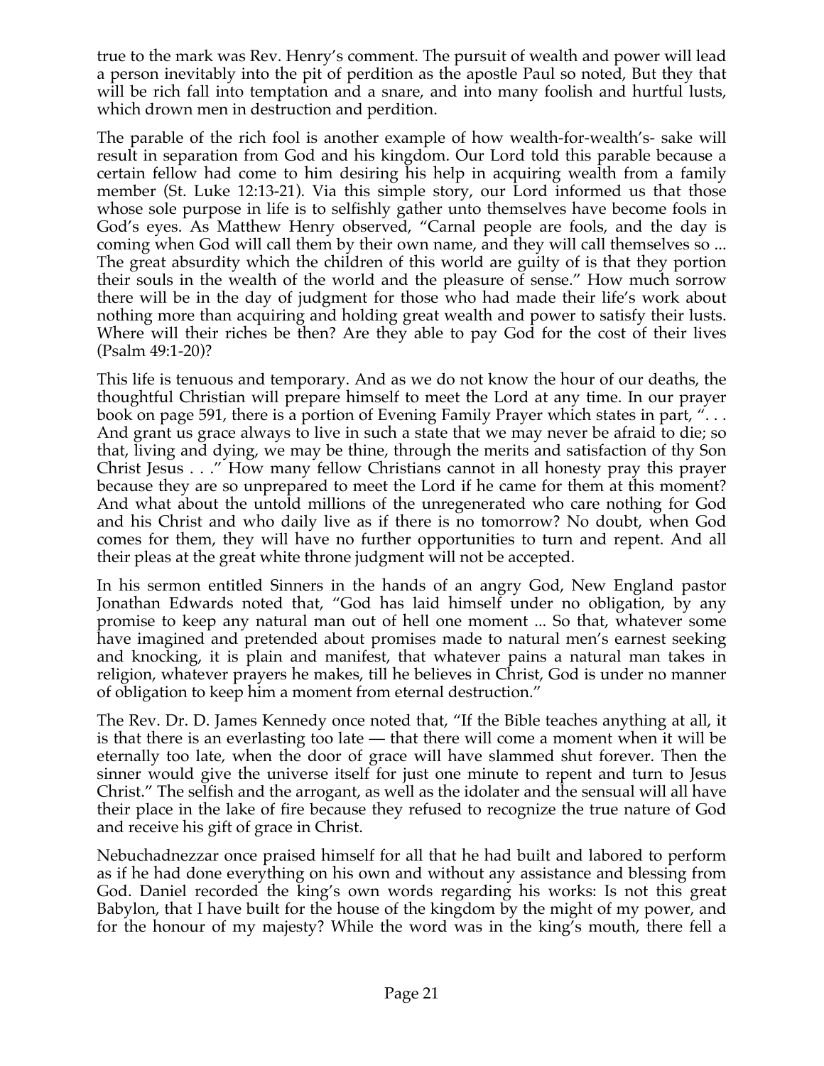true to the mark was Rev. Henry's comment. The pursuit of wealth and power will lead a person inevitably into the pit of perdition as the apostle Paul so noted, But they that will be rich fall into temptation and a snare, and into many foolish and hurtful lusts, which drown men in destruction and perdition.

The parable of the rich fool is another example of how wealth-for-wealth's- sake will result in separation from God and his kingdom. Our Lord told this parable because a certain fellow had come to him desiring his help in acquiring wealth from a family member (St. Luke 12:13-21). Via this simple story, our Lord informed us that those whose sole purpose in life is to selfishly gather unto themselves have become fools in God's eyes. As Matthew Henry observed, "Carnal people are fools, and the day is coming when God will call them by their own name, and they will call themselves so ... The great absurdity which the children of this world are guilty of is that they portion their souls in the wealth of the world and the pleasure of sense." How much sorrow there will be in the day of judgment for those who had made their life's work about nothing more than acquiring and holding great wealth and power to satisfy their lusts. Where will their riches be then? Are they able to pay God for the cost of their lives (Psalm 49:1-20)?

This life is tenuous and temporary. And as we do not know the hour of our deaths, the thoughtful Christian will prepare himself to meet the Lord at any time. In our prayer book on page 591, there is a portion of Evening Family Prayer which states in part, ". . . And grant us grace always to live in such a state that we may never be afraid to die; so that, living and dying, we may be thine, through the merits and satisfaction of thy Son Christ Jesus . . ." How many fellow Christians cannot in all honesty pray this prayer because they are so unprepared to meet the Lord if he came for them at this moment? And what about the untold millions of the unregenerated who care nothing for God and his Christ and who daily live as if there is no tomorrow? No doubt, when God comes for them, they will have no further opportunities to turn and repent. And all their pleas at the great white throne judgment will not be accepted.

In his sermon entitled Sinners in the hands of an angry God, New England pastor Jonathan Edwards noted that, "God has laid himself under no obligation, by any promise to keep any natural man out of hell one moment ... So that, whatever some have imagined and pretended about promises made to natural men's earnest seeking and knocking, it is plain and manifest, that whatever pains a natural man takes in religion, whatever prayers he makes, till he believes in Christ, God is under no manner of obligation to keep him a moment from eternal destruction."

The Rev. Dr. D. James Kennedy once noted that, "If the Bible teaches anything at all, it is that there is an everlasting too late — that there will come a moment when it will be eternally too late, when the door of grace will have slammed shut forever. Then the sinner would give the universe itself for just one minute to repent and turn to Jesus Christ." The selfish and the arrogant, as well as the idolater and the sensual will all have their place in the lake of fire because they refused to recognize the true nature of God and receive his gift of grace in Christ.

Nebuchadnezzar once praised himself for all that he had built and labored to perform as if he had done everything on his own and without any assistance and blessing from God. Daniel recorded the king's own words regarding his works: Is not this great Babylon, that I have built for the house of the kingdom by the might of my power, and for the honour of my majesty? While the word was in the king's mouth, there fell a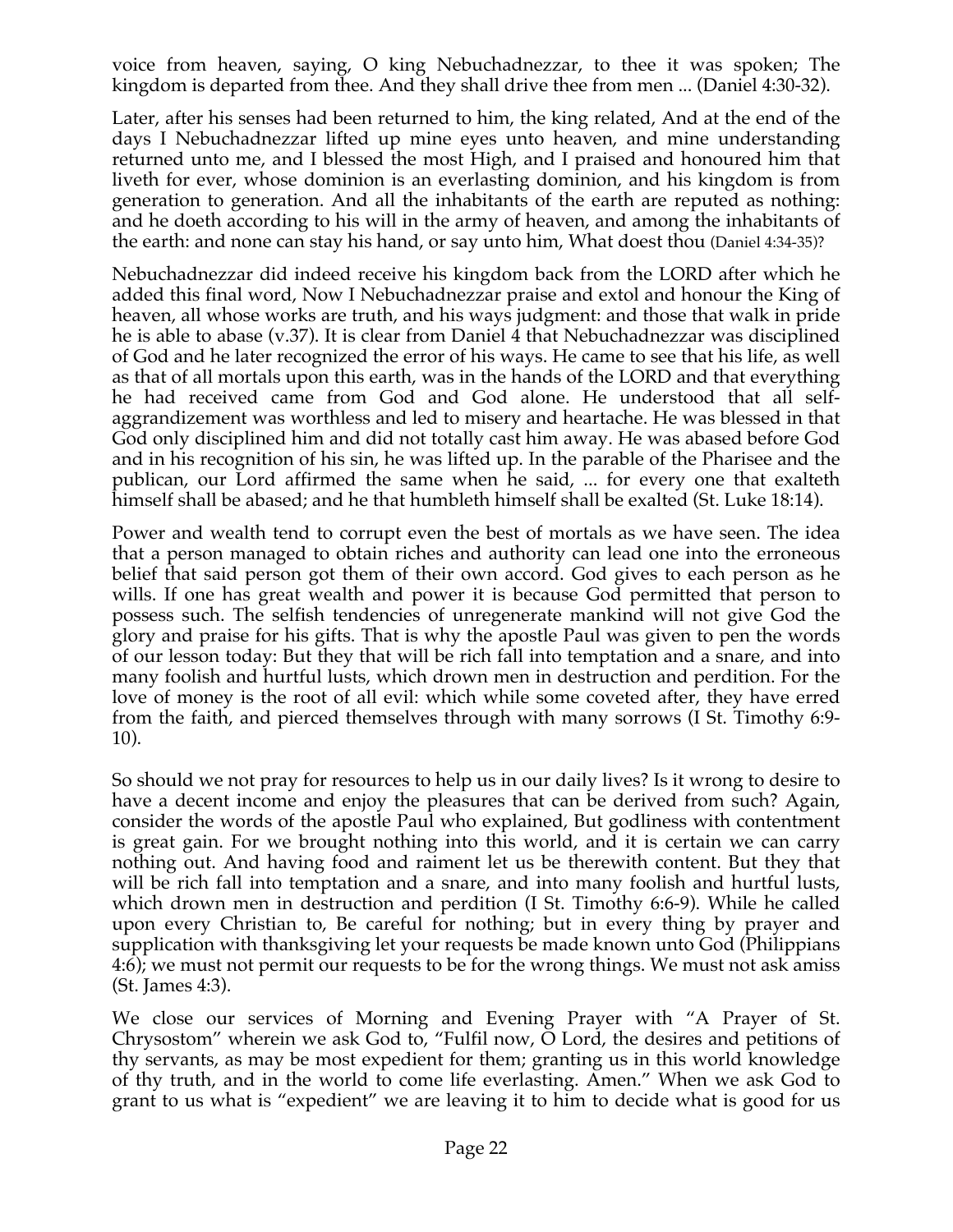voice from heaven, saying, O king Nebuchadnezzar, to thee it was spoken; The kingdom is departed from thee. And they shall drive thee from men ... (Daniel 4:30-32).

Later, after his senses had been returned to him, the king related, And at the end of the days I Nebuchadnezzar lifted up mine eyes unto heaven, and mine understanding returned unto me, and I blessed the most High, and I praised and honoured him that liveth for ever, whose dominion is an everlasting dominion, and his kingdom is from generation to generation. And all the inhabitants of the earth are reputed as nothing: and he doeth according to his will in the army of heaven, and among the inhabitants of the earth: and none can stay his hand, or say unto him, What doest thou (Daniel 4:34-35)?

Nebuchadnezzar did indeed receive his kingdom back from the LORD after which he added this final word, Now I Nebuchadnezzar praise and extol and honour the King of heaven, all whose works are truth, and his ways judgment: and those that walk in pride he is able to abase (v.37). It is clear from Daniel 4 that Nebuchadnezzar was disciplined of God and he later recognized the error of his ways. He came to see that his life, as well as that of all mortals upon this earth, was in the hands of the LORD and that everything he had received came from God and God alone. He understood that all self-aggrandizement was worthless and led to misery and heartache. He was blessed in that God only disciplined him and did not totally cast him away. He was abased before God and in his recognition of his sin, he was lifted up. In the parable of the Pharisee and the publican, our Lord affirmed the same when he said, ... for every one that exalteth himself shall be abased; and he that humbleth himself shall be exalted (St. Luke 18:14).

Power and wealth tend to corrupt even the best of mortals as we have seen. The idea that a person managed to obtain riches and authority can lead one into the erroneous belief that said person got them of their own accord. God gives to each person as he wills. If one has great wealth and power it is because God permitted that person to possess such. The selfish tendencies of unregenerate mankind will not give God the glory and praise for his gifts. That is why the apostle Paul was given to pen the words of our lesson today: But they that will be rich fall into temptation and a snare, and into many foolish and hurtful lusts, which drown men in destruction and perdition. For the love of money is the root of all evil: which while some coveted after, they have erred from the faith, and pierced themselves through with many sorrows (I St. Timothy 6:9-10).

So should we not pray for resources to help us in our daily lives? Is it wrong to desire to have a decent income and enjoy the pleasures that can be derived from such? Again, consider the words of the apostle Paul who explained, But godliness with contentment is great gain. For we brought nothing into this world, and it is certain we can carry nothing out. And having food and raiment let us be therewith content. But they that will be rich fall into temptation and a snare, and into many foolish and hurtful lusts, which drown men in destruction and perdition (I St. Timothy 6:6-9). While he called upon every Christian to, Be careful for nothing; but in every thing by prayer and supplication with thanksgiving let your requests be made known unto God (Philippians 4:6); we must not permit our requests to be for the wrong things. We must not ask amiss (St. James 4:3).

We close our services of Morning and Evening Prayer with "A Prayer of St. Chrysostom" wherein we ask God to, "Fulfil now, O Lord, the desires and petitions of thy servants, as may be most expedient for them; granting us in this world knowledge of thy truth, and in the world to come life everlasting. Amen." When we ask God to grant to us what is "expedient" we are leaving it to him to decide what is good for us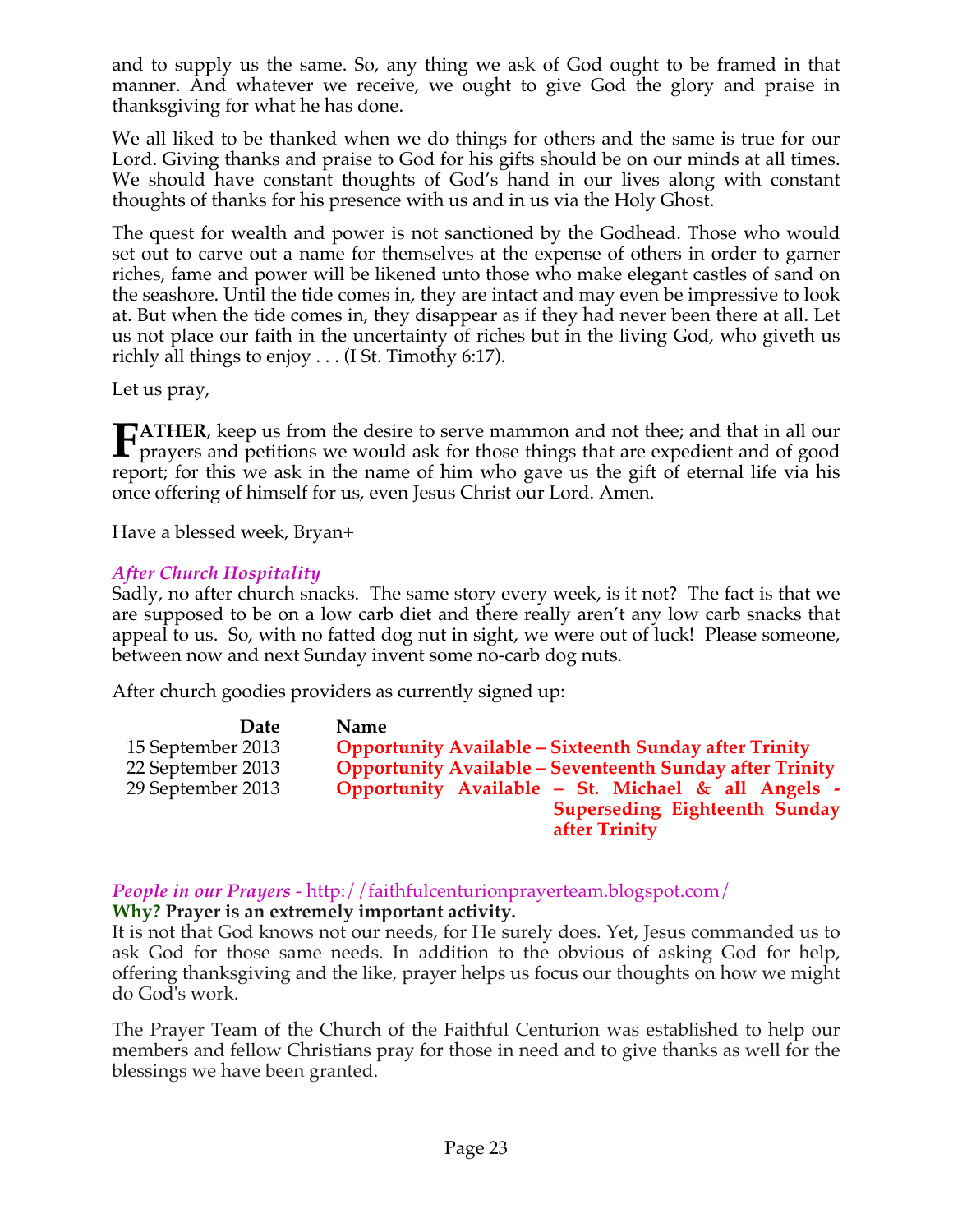and to supply us the same. So, any thing we ask of God ought to be framed in that manner. And whatever we receive, we ought to give God the glory and praise in thanksgiving for what he has done.

We all liked to be thanked when we do things for others and the same is true for our Lord. Giving thanks and praise to God for his gifts should be on our minds at all times. We should have constant thoughts of God's hand in our lives along with constant thoughts of thanks for his presence with us and in us via the Holy Ghost.

The quest for wealth and power is not sanctioned by the Godhead. Those who would set out to carve out a name for themselves at the expense of others in order to garner riches, fame and power will be likened unto those who make elegant castles of sand on the seashore. Until the tide comes in, they are intact and may even be impressive to look at. But when the tide comes in, they disappear as if they had never been there at all. Let us not place our faith in the uncertainty of riches but in the living God, who giveth us richly all things to enjoy . . . (I St. Timothy 6:17).

Let us pray,

**FATHER**, keep us from the desire to serve mammon and not thee; and that in all our prayers and petitions we would ask for those things that are expedient and of good report; for this we ask in the name of him who gave us the gift of eternal life via his once offering of himself for us, even Jesus Christ our Lord. Amen.

Have a blessed week, Bryan+

### *After Church Hospitality*

Sadly, no after church snacks. The same story every week, is it not? The fact is that we are supposed to be on a low carb diet and there really aren't any low carb snacks that appeal to us. So, with no fatted dog nut in sight, we were out of luck! Please someone, between now and next Sunday invent some no-carb dog nuts.

After church goodies providers as currently signed up:

| Date | Name |
|---|---|
| 15 September 2013 | **Opportunity Available – Sixteenth Sunday after Trinity** |
| 22 September 2013 | **Opportunity Available – Seventeenth Sunday after Trinity** |
| 29 September 2013 | **Opportunity Available – St. Michael & all Angels - Superseding Eighteenth Sunday after Trinity** |

### *People in our Prayers* - http://faithfulcenturionprayerteam.blogspot.com/

**Why? Prayer is an extremely important activity.**

It is not that God knows not our needs, for He surely does. Yet, Jesus commanded us to ask God for those same needs. In addition to the obvious of asking God for help, offering thanksgiving and the like, prayer helps us focus our thoughts on how we might do God's work.

The Prayer Team of the Church of the Faithful Centurion was established to help our members and fellow Christians pray for those in need and to give thanks as well for the blessings we have been granted.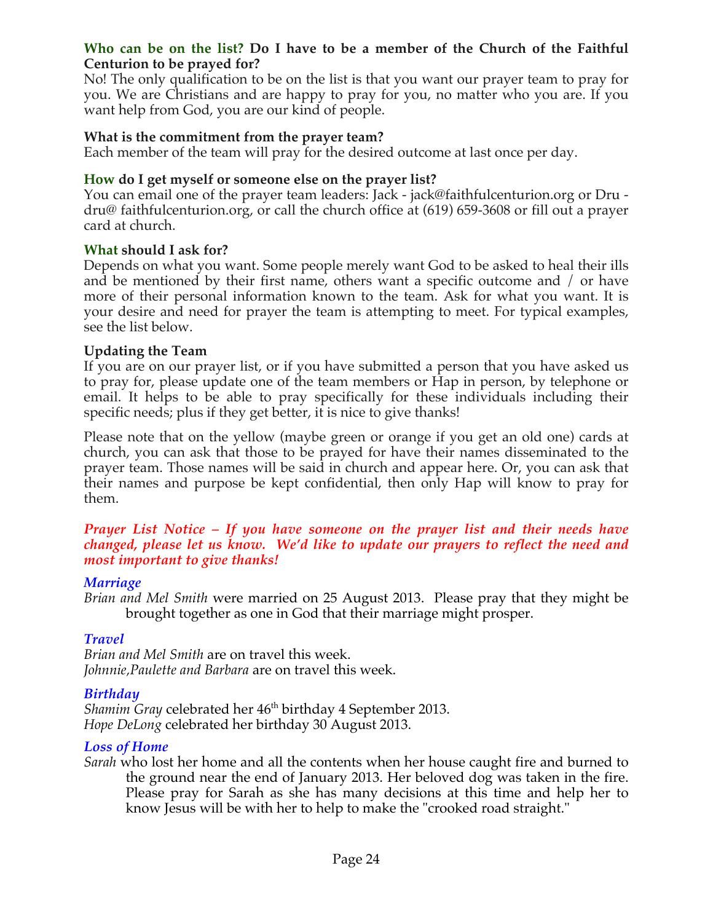**Who can be on the list? Do I have to be a member of the Church of the Faithful Centurion to be prayed for?**

No! The only qualification to be on the list is that you want our prayer team to pray for you. We are Christians and are happy to pray for you, no matter who you are. If you want help from God, you are our kind of people.

**What is the commitment from the prayer team?**

Each member of the team will pray for the desired outcome at last once per day.

**How do I get myself or someone else on the prayer list?**

You can email one of the prayer team leaders: Jack - jack@faithfulcenturion.org or Dru - dru@ faithfulcenturion.org, or call the church office at (619) 659-3608 or fill out a prayer card at church.

**What should I ask for?**

Depends on what you want. Some people merely want God to be asked to heal their ills and be mentioned by their first name, others want a specific outcome and / or have more of their personal information known to the team. Ask for what you want. It is your desire and need for prayer the team is attempting to meet. For typical examples, see the list below.

**Updating the Team**

If you are on our prayer list, or if you have submitted a person that you have asked us to pray for, please update one of the team members or Hap in person, by telephone or email. It helps to be able to pray specifically for these individuals including their specific needs; plus if they get better, it is nice to give thanks!

Please note that on the yellow (maybe green or orange if you get an old one) cards at church, you can ask that those to be prayed for have their names disseminated to the prayer team. Those names will be said in church and appear here. Or, you can ask that their names and purpose be kept confidential, then only Hap will know to pray for them.

***Prayer List Notice – If you have someone on the prayer list and their needs have changed, please let us know. We'd like to update our prayers to reflect the need and most important to give thanks!***

### *Marriage*

*Brian and Mel Smith* were married on 25 August 2013. Please pray that they might be brought together as one in God that their marriage might prosper.

### *Travel*

*Brian and Mel Smith* are on travel this week.
*Johnnie,Paulette and Barbara* are on travel this week.

### *Birthday*

*Shamim Gray* celebrated her 46th birthday 4 September 2013.
*Hope DeLong* celebrated her birthday 30 August 2013.

### *Loss of Home*

*Sarah* who lost her home and all the contents when her house caught fire and burned to the ground near the end of January 2013. Her beloved dog was taken in the fire. Please pray for Sarah as she has many decisions at this time and help her to know Jesus will be with her to help to make the "crooked road straight."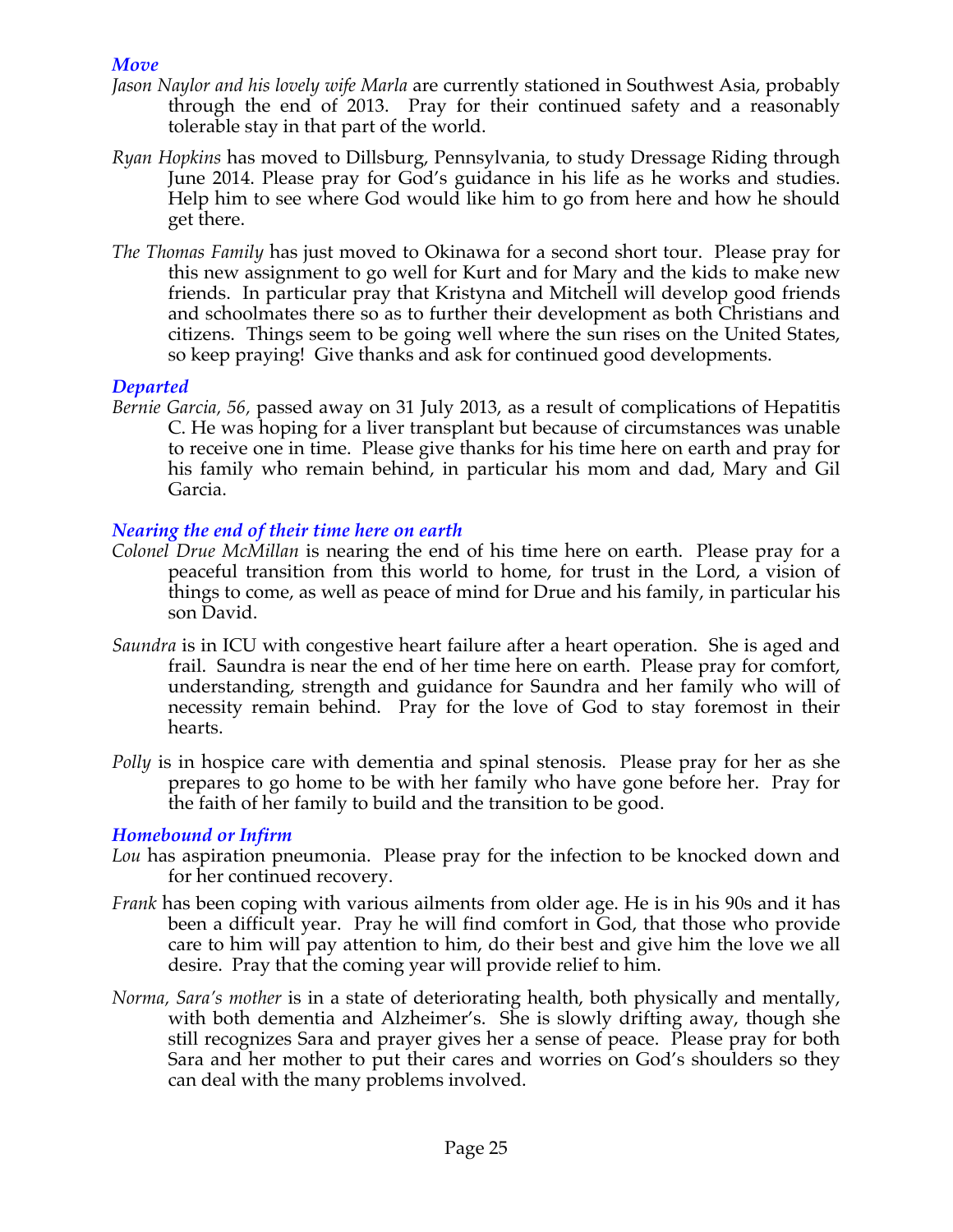### *Move*

*Jason Naylor and his lovely wife Marla* are currently stationed in Southwest Asia, probably through the end of 2013. Pray for their continued safety and a reasonably tolerable stay in that part of the world.

*Ryan Hopkins* has moved to Dillsburg, Pennsylvania, to study Dressage Riding through June 2014. Please pray for God's guidance in his life as he works and studies. Help him to see where God would like him to go from here and how he should get there.

*The Thomas Family* has just moved to Okinawa for a second short tour. Please pray for this new assignment to go well for Kurt and for Mary and the kids to make new friends. In particular pray that Kristyna and Mitchell will develop good friends and schoolmates there so as to further their development as both Christians and citizens. Things seem to be going well where the sun rises on the United States, so keep praying! Give thanks and ask for continued good developments.

### *Departed*

*Bernie Garcia, 56,* passed away on 31 July 2013, as a result of complications of Hepatitis C. He was hoping for a liver transplant but because of circumstances was unable to receive one in time. Please give thanks for his time here on earth and pray for his family who remain behind, in particular his mom and dad, Mary and Gil Garcia.

### *Nearing the end of their time here on earth*

*Colonel Drue McMillan* is nearing the end of his time here on earth. Please pray for a peaceful transition from this world to home, for trust in the Lord, a vision of things to come, as well as peace of mind for Drue and his family, in particular his son David.

*Saundra* is in ICU with congestive heart failure after a heart operation. She is aged and frail. Saundra is near the end of her time here on earth. Please pray for comfort, understanding, strength and guidance for Saundra and her family who will of necessity remain behind. Pray for the love of God to stay foremost in their hearts.

*Polly* is in hospice care with dementia and spinal stenosis. Please pray for her as she prepares to go home to be with her family who have gone before her. Pray for the faith of her family to build and the transition to be good.

### *Homebound or Infirm*

*Lou* has aspiration pneumonia. Please pray for the infection to be knocked down and for her continued recovery.

*Frank* has been coping with various ailments from older age. He is in his 90s and it has been a difficult year. Pray he will find comfort in God, that those who provide care to him will pay attention to him, do their best and give him the love we all desire. Pray that the coming year will provide relief to him.

*Norma, Sara's mother* is in a state of deteriorating health, both physically and mentally, with both dementia and Alzheimer's. She is slowly drifting away, though she still recognizes Sara and prayer gives her a sense of peace. Please pray for both Sara and her mother to put their cares and worries on God's shoulders so they can deal with the many problems involved.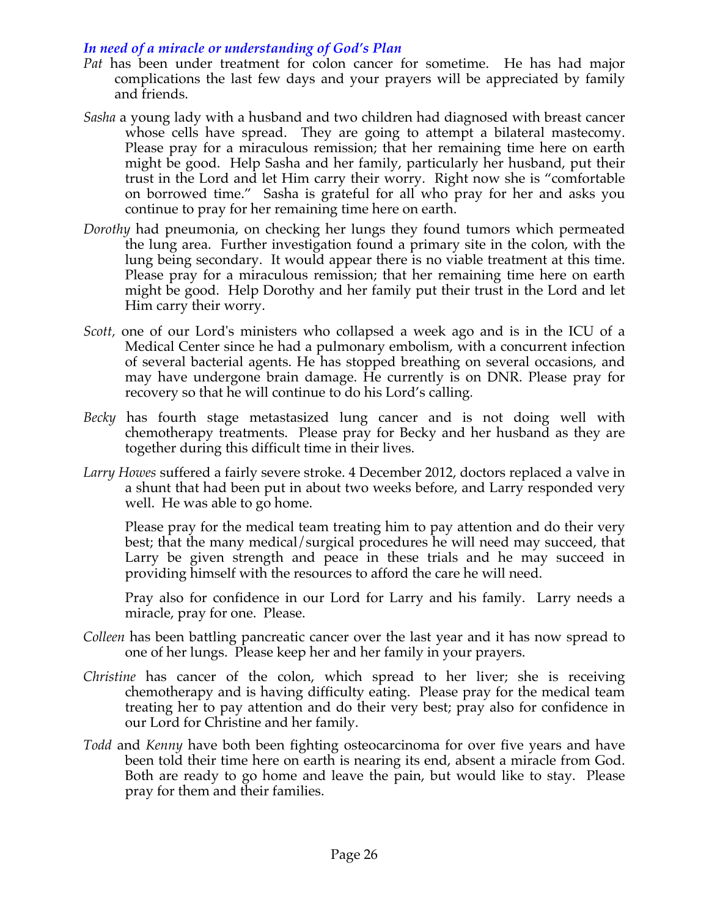### *In need of a miracle or understanding of God's Plan*

*Pat* has been under treatment for colon cancer for sometime. He has had major complications the last few days and your prayers will be appreciated by family and friends.

*Sasha* a young lady with a husband and two children had diagnosed with breast cancer whose cells have spread. They are going to attempt a bilateral mastecomy. Please pray for a miraculous remission; that her remaining time here on earth might be good. Help Sasha and her family, particularly her husband, put their trust in the Lord and let Him carry their worry. Right now she is "comfortable on borrowed time." Sasha is grateful for all who pray for her and asks you continue to pray for her remaining time here on earth.

*Dorothy* had pneumonia, on checking her lungs they found tumors which permeated the lung area. Further investigation found a primary site in the colon, with the lung being secondary. It would appear there is no viable treatment at this time. Please pray for a miraculous remission; that her remaining time here on earth might be good. Help Dorothy and her family put their trust in the Lord and let Him carry their worry.

*Scott,* one of our Lord's ministers who collapsed a week ago and is in the ICU of a Medical Center since he had a pulmonary embolism, with a concurrent infection of several bacterial agents. He has stopped breathing on several occasions, and may have undergone brain damage. He currently is on DNR. Please pray for recovery so that he will continue to do his Lord's calling.

*Becky* has fourth stage metastasized lung cancer and is not doing well with chemotherapy treatments. Please pray for Becky and her husband as they are together during this difficult time in their lives.

*Larry Howes* suffered a fairly severe stroke. 4 December 2012, doctors replaced a valve in a shunt that had been put in about two weeks before, and Larry responded very well. He was able to go home.

Please pray for the medical team treating him to pay attention and do their very best; that the many medical/surgical procedures he will need may succeed, that Larry be given strength and peace in these trials and he may succeed in providing himself with the resources to afford the care he will need.

Pray also for confidence in our Lord for Larry and his family. Larry needs a miracle, pray for one. Please.

*Colleen* has been battling pancreatic cancer over the last year and it has now spread to one of her lungs. Please keep her and her family in your prayers.

*Christine* has cancer of the colon, which spread to her liver; she is receiving chemotherapy and is having difficulty eating. Please pray for the medical team treating her to pay attention and do their very best; pray also for confidence in our Lord for Christine and her family.

*Todd* and *Kenny* have both been fighting osteocarcinoma for over five years and have been told their time here on earth is nearing its end, absent a miracle from God. Both are ready to go home and leave the pain, but would like to stay. Please pray for them and their families.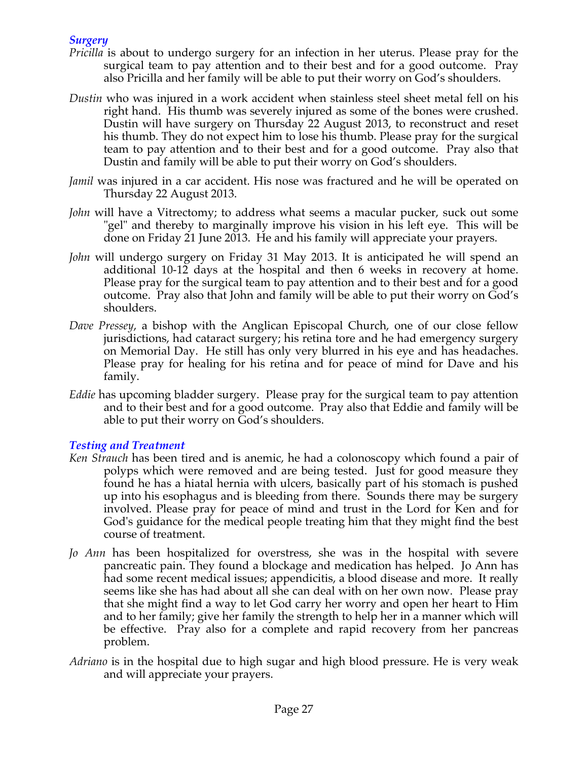### *Surgery*

*Pricilla* is about to undergo surgery for an infection in her uterus. Please pray for the surgical team to pay attention and to their best and for a good outcome. Pray also Pricilla and her family will be able to put their worry on God's shoulders.

*Dustin* who was injured in a work accident when stainless steel sheet metal fell on his right hand. His thumb was severely injured as some of the bones were crushed. Dustin will have surgery on Thursday 22 August 2013, to reconstruct and reset his thumb. They do not expect him to lose his thumb. Please pray for the surgical team to pay attention and to their best and for a good outcome. Pray also that Dustin and family will be able to put their worry on God's shoulders.

*Jamil* was injured in a car accident. His nose was fractured and he will be operated on Thursday 22 August 2013.

*John* will have a Vitrectomy; to address what seems a macular pucker, suck out some "gel" and thereby to marginally improve his vision in his left eye. This will be done on Friday 21 June 2013. He and his family will appreciate your prayers.

*John* will undergo surgery on Friday 31 May 2013. It is anticipated he will spend an additional 10-12 days at the hospital and then 6 weeks in recovery at home. Please pray for the surgical team to pay attention and to their best and for a good outcome. Pray also that John and family will be able to put their worry on God's shoulders.

*Dave Pressey*, a bishop with the Anglican Episcopal Church, one of our close fellow jurisdictions, had cataract surgery; his retina tore and he had emergency surgery on Memorial Day. He still has only very blurred in his eye and has headaches. Please pray for healing for his retina and for peace of mind for Dave and his family.

*Eddie* has upcoming bladder surgery. Please pray for the surgical team to pay attention and to their best and for a good outcome. Pray also that Eddie and family will be able to put their worry on God's shoulders.

### *Testing and Treatment*

*Ken Strauch* has been tired and is anemic, he had a colonoscopy which found a pair of polyps which were removed and are being tested. Just for good measure they found he has a hiatal hernia with ulcers, basically part of his stomach is pushed up into his esophagus and is bleeding from there. Sounds there may be surgery involved. Please pray for peace of mind and trust in the Lord for Ken and for God's guidance for the medical people treating him that they might find the best course of treatment.

*Jo Ann* has been hospitalized for overstress, she was in the hospital with severe pancreatic pain. They found a blockage and medication has helped. Jo Ann has had some recent medical issues; appendicitis, a blood disease and more. It really seems like she has had about all she can deal with on her own now. Please pray that she might find a way to let God carry her worry and open her heart to Him and to her family; give her family the strength to help her in a manner which will be effective. Pray also for a complete and rapid recovery from her pancreas problem.

*Adriano* is in the hospital due to high sugar and high blood pressure. He is very weak and will appreciate your prayers.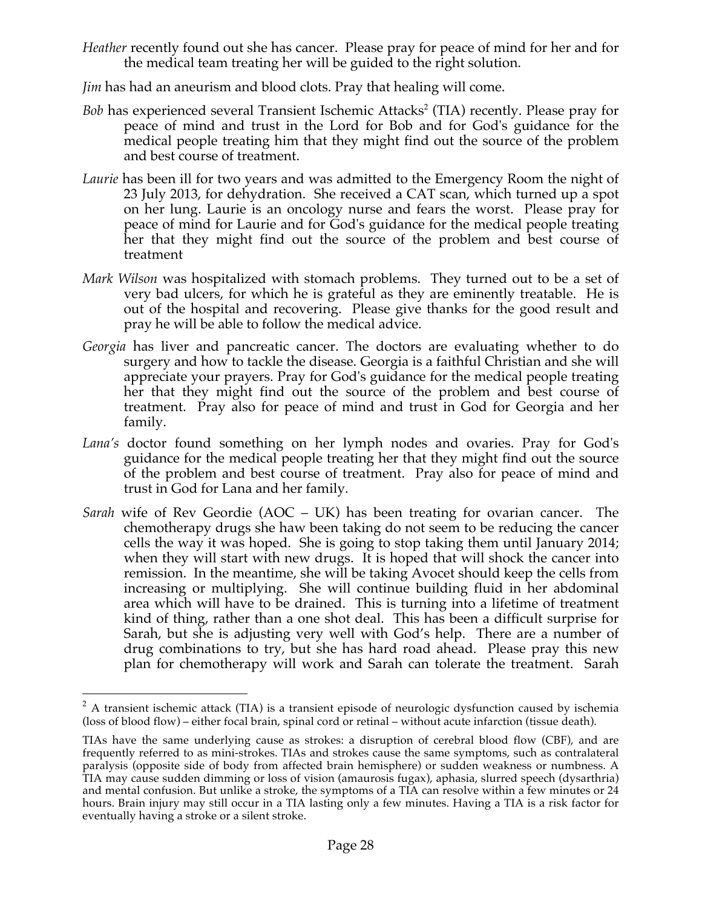*Heather* recently found out she has cancer. Please pray for peace of mind for her and for the medical team treating her will be guided to the right solution.

*Jim* has had an aneurism and blood clots. Pray that healing will come.

*Bob* has experienced several Transient Ischemic Attacks[2] (TIA) recently. Please pray for peace of mind and trust in the Lord for Bob and for God's guidance for the medical people treating him that they might find out the source of the problem and best course of treatment.

*Laurie* has been ill for two years and was admitted to the Emergency Room the night of 23 July 2013, for dehydration. She received a CAT scan, which turned up a spot on her lung. Laurie is an oncology nurse and fears the worst. Please pray for peace of mind for Laurie and for God's guidance for the medical people treating her that they might find out the source of the problem and best course of treatment

*Mark Wilson* was hospitalized with stomach problems. They turned out to be a set of very bad ulcers, for which he is grateful as they are eminently treatable. He is out of the hospital and recovering. Please give thanks for the good result and pray he will be able to follow the medical advice.

*Georgia* has liver and pancreatic cancer. The doctors are evaluating whether to do surgery and how to tackle the disease. Georgia is a faithful Christian and she will appreciate your prayers. Pray for God's guidance for the medical people treating her that they might find out the source of the problem and best course of treatment. Pray also for peace of mind and trust in God for Georgia and her family.

*Lana's* doctor found something on her lymph nodes and ovaries. Pray for God's guidance for the medical people treating her that they might find out the source of the problem and best course of treatment. Pray also for peace of mind and trust in God for Lana and her family.

*Sarah* wife of Rev Geordie (AOC – UK) has been treating for ovarian cancer. The chemotherapy drugs she haw been taking do not seem to be reducing the cancer cells the way it was hoped. She is going to stop taking them until January 2014; when they will start with new drugs. It is hoped that will shock the cancer into remission. In the meantime, she will be taking Avocet should keep the cells from increasing or multiplying. She will continue building fluid in her abdominal area which will have to be drained. This is turning into a lifetime of treatment kind of thing, rather than a one shot deal. This has been a difficult surprise for Sarah, but she is adjusting very well with God's help. There are a number of drug combinations to try, but she has hard road ahead. Please pray this new plan for chemotherapy will work and Sarah can tolerate the treatment. Sarah

---

[2] A transient ischemic attack (TIA) is a transient episode of neurologic dysfunction caused by ischemia (loss of blood flow) – either focal brain, spinal cord or retinal – without acute infarction (tissue death).

TIAs have the same underlying cause as strokes: a disruption of cerebral blood flow (CBF), and are frequently referred to as mini-strokes. TIAs and strokes cause the same symptoms, such as contralateral paralysis (opposite side of body from affected brain hemisphere) or sudden weakness or numbness. A TIA may cause sudden dimming or loss of vision (amaurosis fugax), aphasia, slurred speech (dysarthria) and mental confusion. But unlike a stroke, the symptoms of a TIA can resolve within a few minutes or 24 hours. Brain injury may still occur in a TIA lasting only a few minutes. Having a TIA is a risk factor for eventually having a stroke or a silent stroke.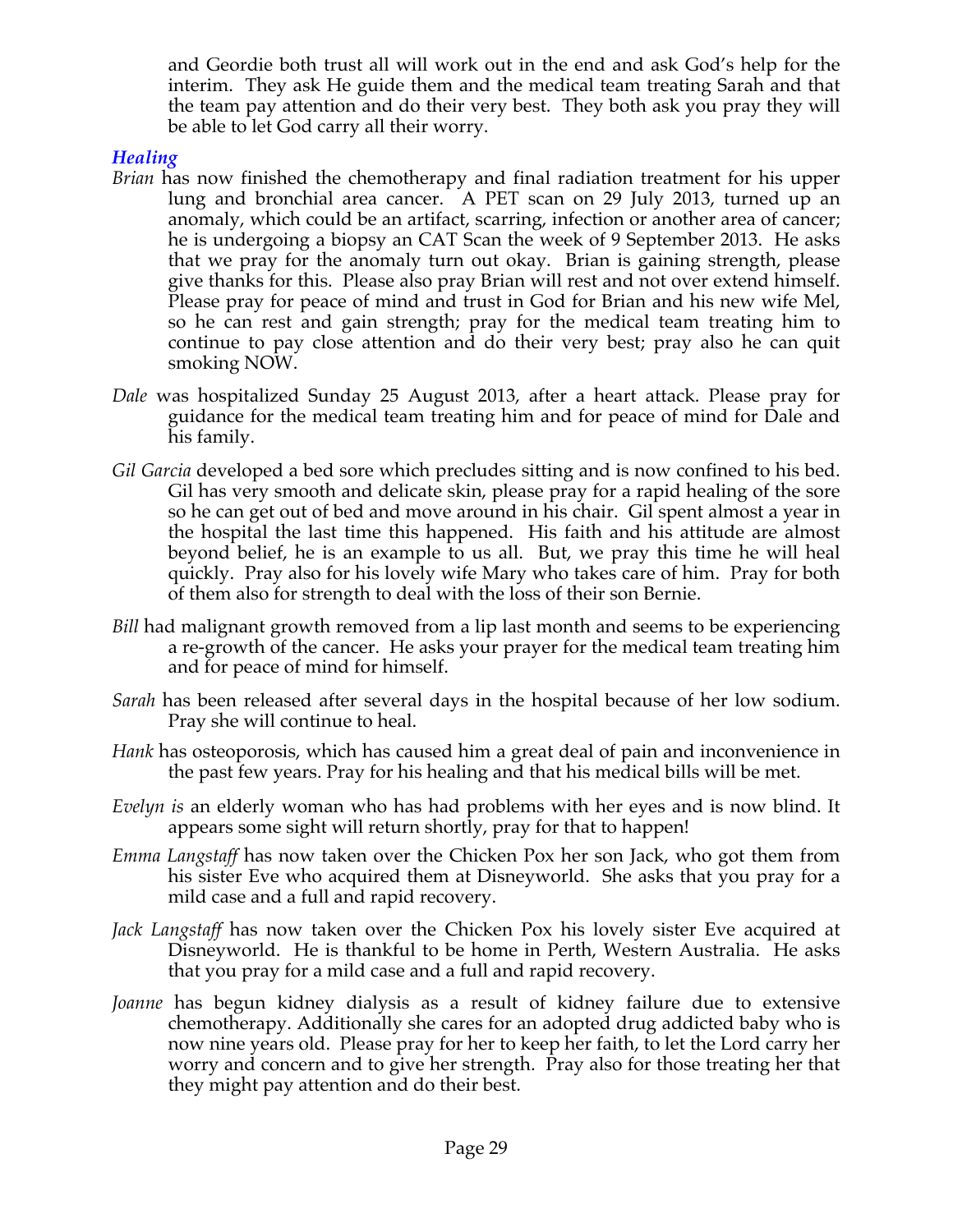and Geordie both trust all will work out in the end and ask God's help for the interim. They ask He guide them and the medical team treating Sarah and that the team pay attention and do their very best. They both ask you pray they will be able to let God carry all their worry.

### *Healing*

*Brian* has now finished the chemotherapy and final radiation treatment for his upper lung and bronchial area cancer. A PET scan on 29 July 2013, turned up an anomaly, which could be an artifact, scarring, infection or another area of cancer; he is undergoing a biopsy an CAT Scan the week of 9 September 2013. He asks that we pray for the anomaly turn out okay. Brian is gaining strength, please give thanks for this. Please also pray Brian will rest and not over extend himself. Please pray for peace of mind and trust in God for Brian and his new wife Mel, so he can rest and gain strength; pray for the medical team treating him to continue to pay close attention and do their very best; pray also he can quit smoking NOW.

*Dale* was hospitalized Sunday 25 August 2013, after a heart attack. Please pray for guidance for the medical team treating him and for peace of mind for Dale and his family.

*Gil Garcia* developed a bed sore which precludes sitting and is now confined to his bed. Gil has very smooth and delicate skin, please pray for a rapid healing of the sore so he can get out of bed and move around in his chair. Gil spent almost a year in the hospital the last time this happened. His faith and his attitude are almost beyond belief, he is an example to us all. But, we pray this time he will heal quickly. Pray also for his lovely wife Mary who takes care of him. Pray for both of them also for strength to deal with the loss of their son Bernie.

*Bill* had malignant growth removed from a lip last month and seems to be experiencing a re-growth of the cancer. He asks your prayer for the medical team treating him and for peace of mind for himself.

*Sarah* has been released after several days in the hospital because of her low sodium. Pray she will continue to heal.

*Hank* has osteoporosis, which has caused him a great deal of pain and inconvenience in the past few years. Pray for his healing and that his medical bills will be met.

*Evelyn is* an elderly woman who has had problems with her eyes and is now blind. It appears some sight will return shortly, pray for that to happen!

*Emma Langstaff* has now taken over the Chicken Pox her son Jack, who got them from his sister Eve who acquired them at Disneyworld. She asks that you pray for a mild case and a full and rapid recovery.

*Jack Langstaff* has now taken over the Chicken Pox his lovely sister Eve acquired at Disneyworld. He is thankful to be home in Perth, Western Australia. He asks that you pray for a mild case and a full and rapid recovery.

*Joanne* has begun kidney dialysis as a result of kidney failure due to extensive chemotherapy. Additionally she cares for an adopted drug addicted baby who is now nine years old. Please pray for her to keep her faith, to let the Lord carry her worry and concern and to give her strength. Pray also for those treating her that they might pay attention and do their best.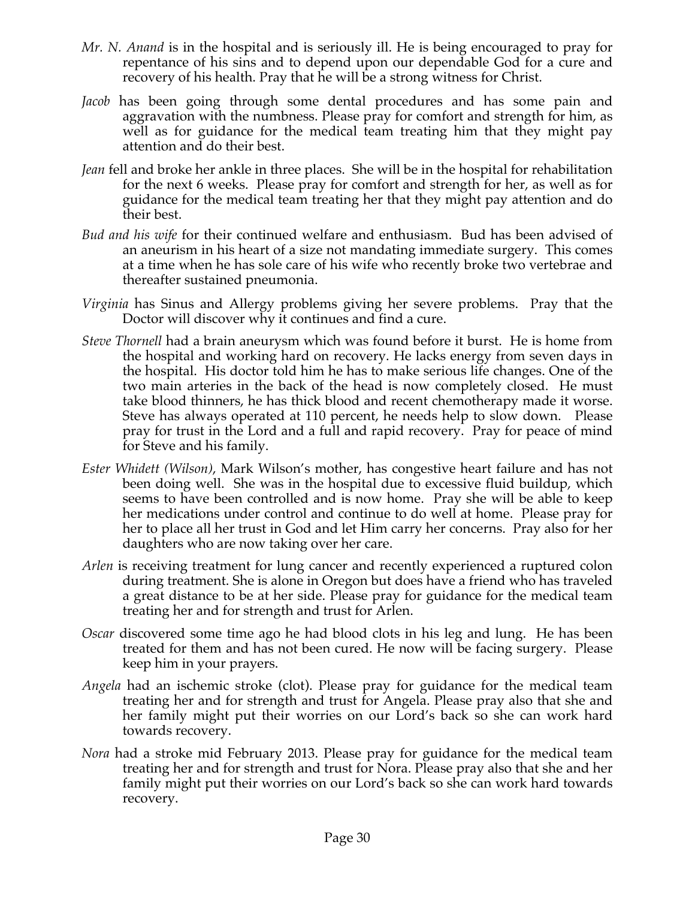*Mr. N. Anand* is in the hospital and is seriously ill. He is being encouraged to pray for repentance of his sins and to depend upon our dependable God for a cure and recovery of his health. Pray that he will be a strong witness for Christ.

*Jacob* has been going through some dental procedures and has some pain and aggravation with the numbness. Please pray for comfort and strength for him, as well as for guidance for the medical team treating him that they might pay attention and do their best.

*Jean* fell and broke her ankle in three places. She will be in the hospital for rehabilitation for the next 6 weeks. Please pray for comfort and strength for her, as well as for guidance for the medical team treating her that they might pay attention and do their best.

*Bud and his wife* for their continued welfare and enthusiasm. Bud has been advised of an aneurism in his heart of a size not mandating immediate surgery. This comes at a time when he has sole care of his wife who recently broke two vertebrae and thereafter sustained pneumonia.

*Virginia* has Sinus and Allergy problems giving her severe problems. Pray that the Doctor will discover why it continues and find a cure.

*Steve Thornell* had a brain aneurysm which was found before it burst. He is home from the hospital and working hard on recovery. He lacks energy from seven days in the hospital. His doctor told him he has to make serious life changes. One of the two main arteries in the back of the head is now completely closed. He must take blood thinners, he has thick blood and recent chemotherapy made it worse. Steve has always operated at 110 percent, he needs help to slow down. Please pray for trust in the Lord and a full and rapid recovery. Pray for peace of mind for Steve and his family.

*Ester Whidett (Wilson)*, Mark Wilson's mother, has congestive heart failure and has not been doing well. She was in the hospital due to excessive fluid buildup, which seems to have been controlled and is now home. Pray she will be able to keep her medications under control and continue to do well at home. Please pray for her to place all her trust in God and let Him carry her concerns. Pray also for her daughters who are now taking over her care.

*Arlen* is receiving treatment for lung cancer and recently experienced a ruptured colon during treatment. She is alone in Oregon but does have a friend who has traveled a great distance to be at her side. Please pray for guidance for the medical team treating her and for strength and trust for Arlen.

*Oscar* discovered some time ago he had blood clots in his leg and lung. He has been treated for them and has not been cured. He now will be facing surgery. Please keep him in your prayers.

*Angela* had an ischemic stroke (clot). Please pray for guidance for the medical team treating her and for strength and trust for Angela. Please pray also that she and her family might put their worries on our Lord's back so she can work hard towards recovery.

*Nora* had a stroke mid February 2013. Please pray for guidance for the medical team treating her and for strength and trust for Nora. Please pray also that she and her family might put their worries on our Lord's back so she can work hard towards recovery.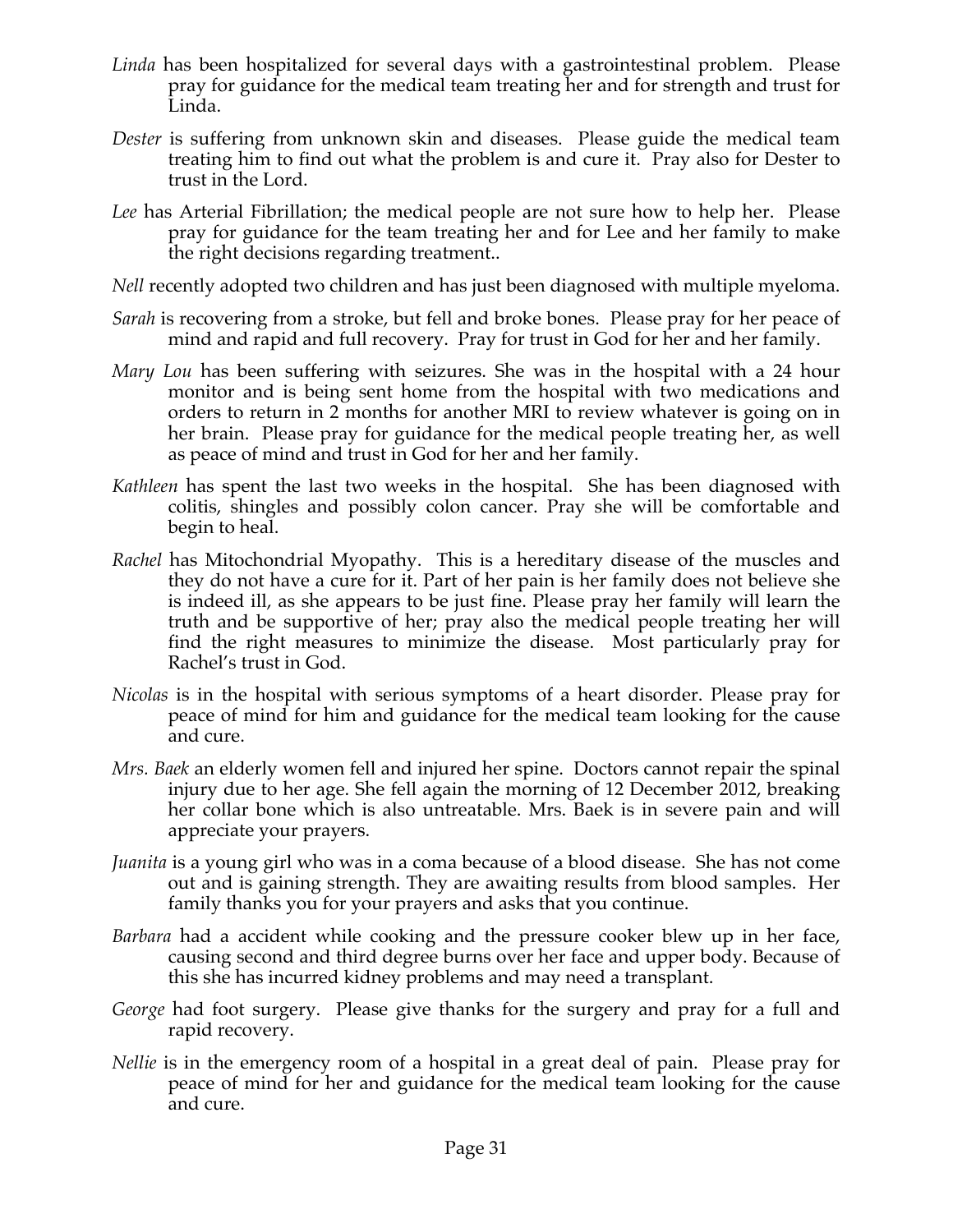*Linda* has been hospitalized for several days with a gastrointestinal problem. Please pray for guidance for the medical team treating her and for strength and trust for Linda.

*Dester* is suffering from unknown skin and diseases. Please guide the medical team treating him to find out what the problem is and cure it. Pray also for Dester to trust in the Lord.

*Lee* has Arterial Fibrillation; the medical people are not sure how to help her. Please pray for guidance for the team treating her and for Lee and her family to make the right decisions regarding treatment..

*Nell* recently adopted two children and has just been diagnosed with multiple myeloma.

*Sarah* is recovering from a stroke, but fell and broke bones. Please pray for her peace of mind and rapid and full recovery. Pray for trust in God for her and her family.

*Mary Lou* has been suffering with seizures. She was in the hospital with a 24 hour monitor and is being sent home from the hospital with two medications and orders to return in 2 months for another MRI to review whatever is going on in her brain. Please pray for guidance for the medical people treating her, as well as peace of mind and trust in God for her and her family.

*Kathleen* has spent the last two weeks in the hospital. She has been diagnosed with colitis, shingles and possibly colon cancer. Pray she will be comfortable and begin to heal.

*Rachel* has Mitochondrial Myopathy. This is a hereditary disease of the muscles and they do not have a cure for it. Part of her pain is her family does not believe she is indeed ill, as she appears to be just fine. Please pray her family will learn the truth and be supportive of her; pray also the medical people treating her will find the right measures to minimize the disease. Most particularly pray for Rachel's trust in God.

*Nicolas* is in the hospital with serious symptoms of a heart disorder. Please pray for peace of mind for him and guidance for the medical team looking for the cause and cure.

*Mrs. Baek* an elderly women fell and injured her spine. Doctors cannot repair the spinal injury due to her age. She fell again the morning of 12 December 2012, breaking her collar bone which is also untreatable. Mrs. Baek is in severe pain and will appreciate your prayers.

*Juanita* is a young girl who was in a coma because of a blood disease. She has not come out and is gaining strength. They are awaiting results from blood samples. Her family thanks you for your prayers and asks that you continue.

*Barbara* had a accident while cooking and the pressure cooker blew up in her face, causing second and third degree burns over her face and upper body. Because of this she has incurred kidney problems and may need a transplant.

*George* had foot surgery. Please give thanks for the surgery and pray for a full and rapid recovery.

*Nellie* is in the emergency room of a hospital in a great deal of pain. Please pray for peace of mind for her and guidance for the medical team looking for the cause and cure.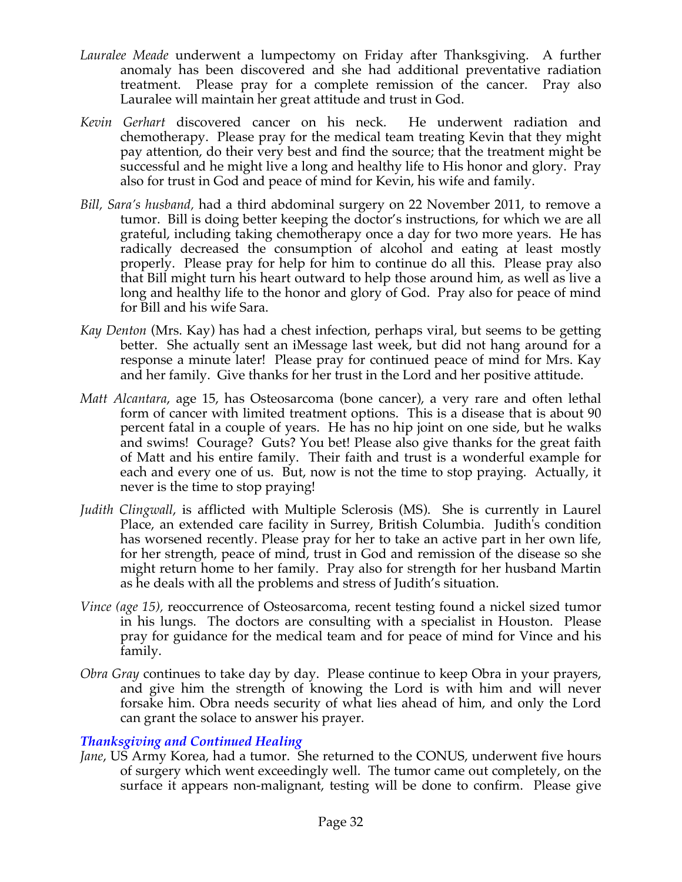*Lauralee Meade* underwent a lumpectomy on Friday after Thanksgiving. A further anomaly has been discovered and she had additional preventative radiation treatment. Please pray for a complete remission of the cancer. Pray also Lauralee will maintain her great attitude and trust in God.

*Kevin Gerhart* discovered cancer on his neck. He underwent radiation and chemotherapy. Please pray for the medical team treating Kevin that they might pay attention, do their very best and find the source; that the treatment might be successful and he might live a long and healthy life to His honor and glory. Pray also for trust in God and peace of mind for Kevin, his wife and family.

*Bill, Sara's husband,* had a third abdominal surgery on 22 November 2011, to remove a tumor. Bill is doing better keeping the doctor's instructions, for which we are all grateful, including taking chemotherapy once a day for two more years. He has radically decreased the consumption of alcohol and eating at least mostly properly. Please pray for help for him to continue do all this. Please pray also that Bill might turn his heart outward to help those around him, as well as live a long and healthy life to the honor and glory of God. Pray also for peace of mind for Bill and his wife Sara.

*Kay Denton* (Mrs. Kay) has had a chest infection, perhaps viral, but seems to be getting better. She actually sent an iMessage last week, but did not hang around for a response a minute later! Please pray for continued peace of mind for Mrs. Kay and her family. Give thanks for her trust in the Lord and her positive attitude.

*Matt Alcantara*, age 15, has Osteosarcoma (bone cancer), a very rare and often lethal form of cancer with limited treatment options. This is a disease that is about 90 percent fatal in a couple of years. He has no hip joint on one side, but he walks and swims! Courage? Guts? You bet! Please also give thanks for the great faith of Matt and his entire family. Their faith and trust is a wonderful example for each and every one of us. But, now is not the time to stop praying. Actually, it never is the time to stop praying!

*Judith Clingwall*, is afflicted with Multiple Sclerosis (MS). She is currently in Laurel Place, an extended care facility in Surrey, British Columbia. Judith's condition has worsened recently. Please pray for her to take an active part in her own life, for her strength, peace of mind, trust in God and remission of the disease so she might return home to her family. Pray also for strength for her husband Martin as he deals with all the problems and stress of Judith's situation.

*Vince (age 15),* reoccurrence of Osteosarcoma, recent testing found a nickel sized tumor in his lungs. The doctors are consulting with a specialist in Houston. Please pray for guidance for the medical team and for peace of mind for Vince and his family.

*Obra Gray* continues to take day by day. Please continue to keep Obra in your prayers, and give him the strength of knowing the Lord is with him and will never forsake him. Obra needs security of what lies ahead of him, and only the Lord can grant the solace to answer his prayer.

### *Thanksgiving and Continued Healing*

*Jane*, US Army Korea, had a tumor. She returned to the CONUS, underwent five hours of surgery which went exceedingly well. The tumor came out completely, on the surface it appears non-malignant, testing will be done to confirm. Please give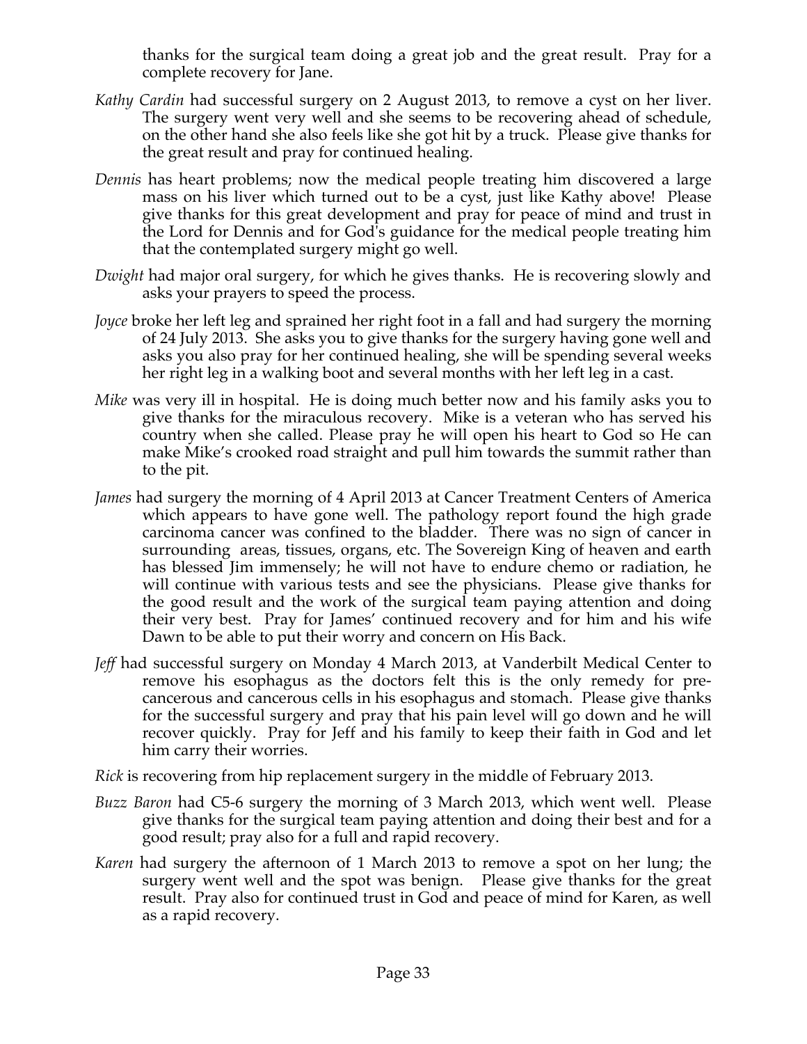thanks for the surgical team doing a great job and the great result. Pray for a complete recovery for Jane.

*Kathy Cardin* had successful surgery on 2 August 2013, to remove a cyst on her liver. The surgery went very well and she seems to be recovering ahead of schedule, on the other hand she also feels like she got hit by a truck. Please give thanks for the great result and pray for continued healing.

*Dennis* has heart problems; now the medical people treating him discovered a large mass on his liver which turned out to be a cyst, just like Kathy above! Please give thanks for this great development and pray for peace of mind and trust in the Lord for Dennis and for God's guidance for the medical people treating him that the contemplated surgery might go well.

*Dwight* had major oral surgery, for which he gives thanks. He is recovering slowly and asks your prayers to speed the process.

*Joyce* broke her left leg and sprained her right foot in a fall and had surgery the morning of 24 July 2013. She asks you to give thanks for the surgery having gone well and asks you also pray for her continued healing, she will be spending several weeks her right leg in a walking boot and several months with her left leg in a cast.

*Mike* was very ill in hospital. He is doing much better now and his family asks you to give thanks for the miraculous recovery. Mike is a veteran who has served his country when she called. Please pray he will open his heart to God so He can make Mike's crooked road straight and pull him towards the summit rather than to the pit.

*James* had surgery the morning of 4 April 2013 at Cancer Treatment Centers of America which appears to have gone well. The pathology report found the high grade carcinoma cancer was confined to the bladder. There was no sign of cancer in surrounding areas, tissues, organs, etc. The Sovereign King of heaven and earth has blessed Jim immensely; he will not have to endure chemo or radiation, he will continue with various tests and see the physicians. Please give thanks for the good result and the work of the surgical team paying attention and doing their very best. Pray for James' continued recovery and for him and his wife Dawn to be able to put their worry and concern on His Back.

*Jeff* had successful surgery on Monday 4 March 2013, at Vanderbilt Medical Center to remove his esophagus as the doctors felt this is the only remedy for pre-cancerous and cancerous cells in his esophagus and stomach. Please give thanks for the successful surgery and pray that his pain level will go down and he will recover quickly. Pray for Jeff and his family to keep their faith in God and let him carry their worries.

*Rick* is recovering from hip replacement surgery in the middle of February 2013.

*Buzz Baron* had C5-6 surgery the morning of 3 March 2013, which went well. Please give thanks for the surgical team paying attention and doing their best and for a good result; pray also for a full and rapid recovery.

*Karen* had surgery the afternoon of 1 March 2013 to remove a spot on her lung; the surgery went well and the spot was benign. Please give thanks for the great result. Pray also for continued trust in God and peace of mind for Karen, as well as a rapid recovery.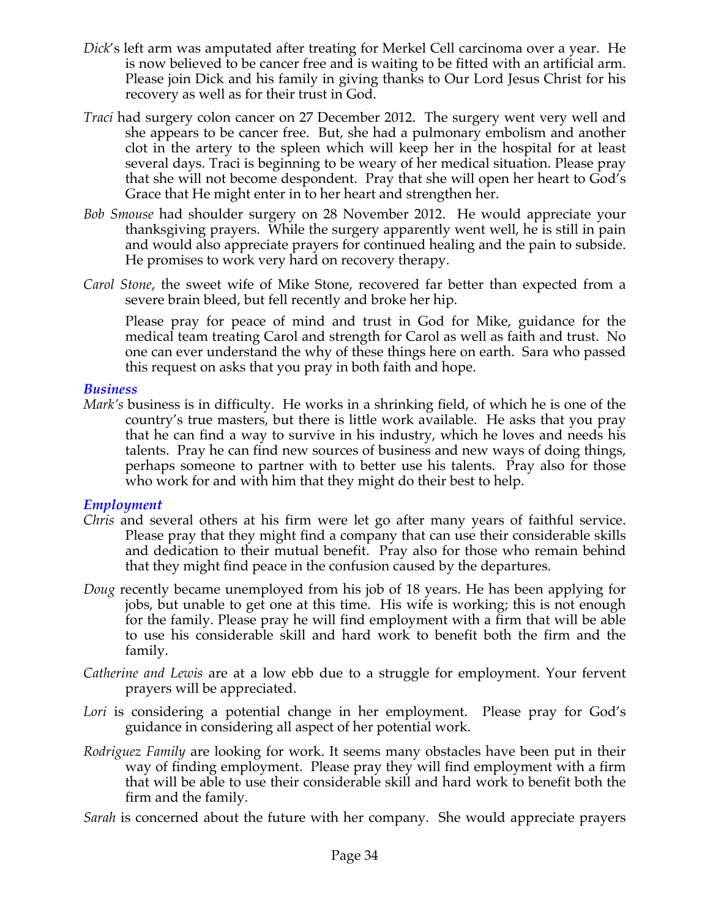*Dick*'s left arm was amputated after treating for Merkel Cell carcinoma over a year. He is now believed to be cancer free and is waiting to be fitted with an artificial arm. Please join Dick and his family in giving thanks to Our Lord Jesus Christ for his recovery as well as for their trust in God.

*Traci* had surgery colon cancer on 27 December 2012. The surgery went very well and she appears to be cancer free. But, she had a pulmonary embolism and another clot in the artery to the spleen which will keep her in the hospital for at least several days. Traci is beginning to be weary of her medical situation. Please pray that she will not become despondent. Pray that she will open her heart to God's Grace that He might enter in to her heart and strengthen her.

*Bob Smouse* had shoulder surgery on 28 November 2012. He would appreciate your thanksgiving prayers. While the surgery apparently went well, he is still in pain and would also appreciate prayers for continued healing and the pain to subside. He promises to work very hard on recovery therapy.

*Carol Stone*, the sweet wife of Mike Stone, recovered far better than expected from a severe brain bleed, but fell recently and broke her hip.

Please pray for peace of mind and trust in God for Mike, guidance for the medical team treating Carol and strength for Carol as well as faith and trust. No one can ever understand the why of these things here on earth. Sara who passed this request on asks that you pray in both faith and hope.

### *Business*

*Mark's* business is in difficulty. He works in a shrinking field, of which he is one of the country's true masters, but there is little work available. He asks that you pray that he can find a way to survive in his industry, which he loves and needs his talents. Pray he can find new sources of business and new ways of doing things, perhaps someone to partner with to better use his talents. Pray also for those who work for and with him that they might do their best to help.

### *Employment*

*Chris* and several others at his firm were let go after many years of faithful service. Please pray that they might find a company that can use their considerable skills and dedication to their mutual benefit. Pray also for those who remain behind that they might find peace in the confusion caused by the departures.

*Doug* recently became unemployed from his job of 18 years. He has been applying for jobs, but unable to get one at this time. His wife is working; this is not enough for the family. Please pray he will find employment with a firm that will be able to use his considerable skill and hard work to benefit both the firm and the family.

*Catherine and Lewis* are at a low ebb due to a struggle for employment. Your fervent prayers will be appreciated.

*Lori* is considering a potential change in her employment. Please pray for God's guidance in considering all aspect of her potential work.

*Rodriguez Family* are looking for work. It seems many obstacles have been put in their way of finding employment. Please pray they will find employment with a firm that will be able to use their considerable skill and hard work to benefit both the firm and the family.

*Sarah* is concerned about the future with her company. She would appreciate prayers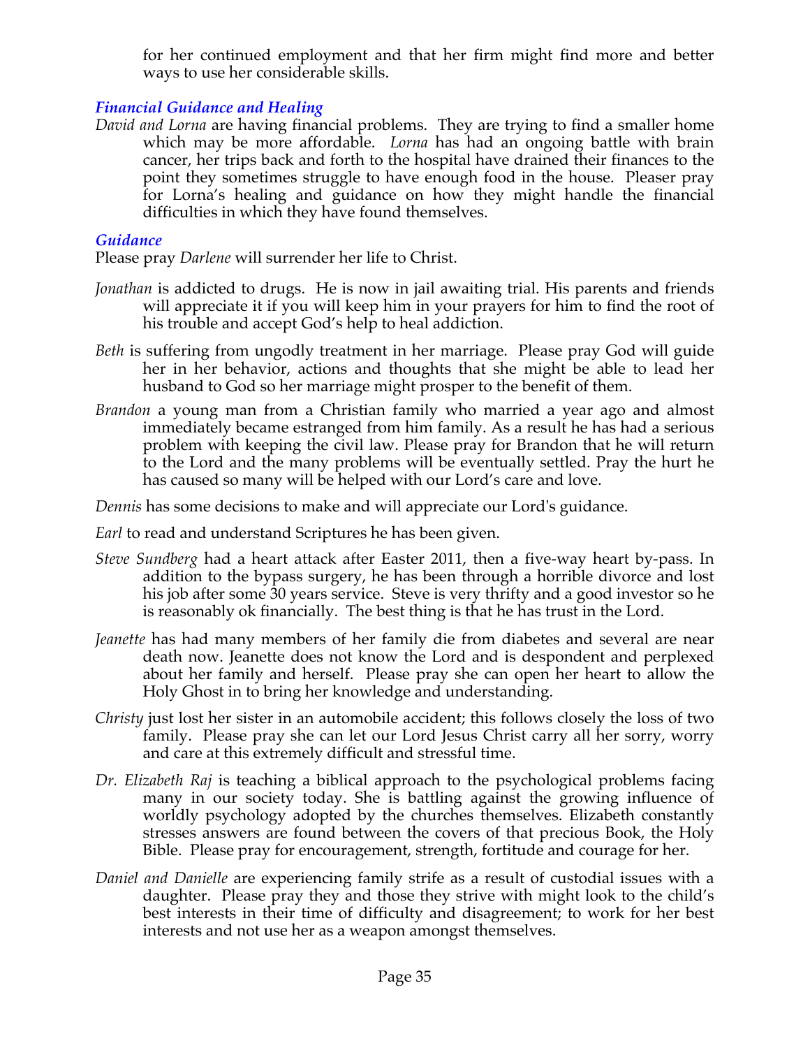for her continued employment and that her firm might find more and better ways to use her considerable skills.

### *Financial Guidance and Healing*

*David and Lorna* are having financial problems. They are trying to find a smaller home which may be more affordable. *Lorna* has had an ongoing battle with brain cancer, her trips back and forth to the hospital have drained their finances to the point they sometimes struggle to have enough food in the house. Pleaser pray for Lorna's healing and guidance on how they might handle the financial difficulties in which they have found themselves.

### *Guidance*

Please pray *Darlene* will surrender her life to Christ.

*Jonathan* is addicted to drugs. He is now in jail awaiting trial. His parents and friends will appreciate it if you will keep him in your prayers for him to find the root of his trouble and accept God's help to heal addiction.

*Beth* is suffering from ungodly treatment in her marriage. Please pray God will guide her in her behavior, actions and thoughts that she might be able to lead her husband to God so her marriage might prosper to the benefit of them.

*Brandon* a young man from a Christian family who married a year ago and almost immediately became estranged from him family. As a result he has had a serious problem with keeping the civil law. Please pray for Brandon that he will return to the Lord and the many problems will be eventually settled. Pray the hurt he has caused so many will be helped with our Lord's care and love.

*Dennis* has some decisions to make and will appreciate our Lord's guidance.

*Earl* to read and understand Scriptures he has been given.

*Steve Sundberg* had a heart attack after Easter 2011, then a five-way heart by-pass. In addition to the bypass surgery, he has been through a horrible divorce and lost his job after some 30 years service. Steve is very thrifty and a good investor so he is reasonably ok financially. The best thing is that he has trust in the Lord.

*Jeanette* has had many members of her family die from diabetes and several are near death now. Jeanette does not know the Lord and is despondent and perplexed about her family and herself. Please pray she can open her heart to allow the Holy Ghost in to bring her knowledge and understanding.

*Christy* just lost her sister in an automobile accident; this follows closely the loss of two family. Please pray she can let our Lord Jesus Christ carry all her sorry, worry and care at this extremely difficult and stressful time.

*Dr. Elizabeth Raj* is teaching a biblical approach to the psychological problems facing many in our society today. She is battling against the growing influence of worldly psychology adopted by the churches themselves. Elizabeth constantly stresses answers are found between the covers of that precious Book, the Holy Bible. Please pray for encouragement, strength, fortitude and courage for her.

*Daniel and Danielle* are experiencing family strife as a result of custodial issues with a daughter. Please pray they and those they strive with might look to the child's best interests in their time of difficulty and disagreement; to work for her best interests and not use her as a weapon amongst themselves.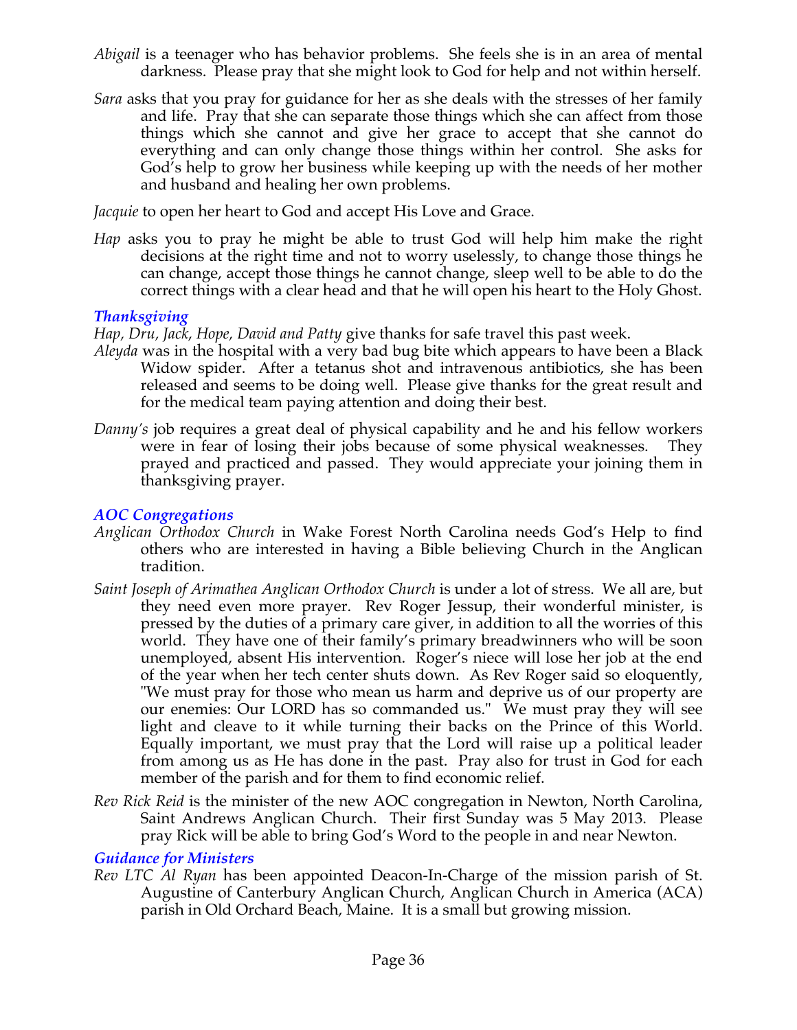*Abigail* is a teenager who has behavior problems. She feels she is in an area of mental darkness. Please pray that she might look to God for help and not within herself.

*Sara* asks that you pray for guidance for her as she deals with the stresses of her family and life. Pray that she can separate those things which she can affect from those things which she cannot and give her grace to accept that she cannot do everything and can only change those things within her control. She asks for God's help to grow her business while keeping up with the needs of her mother and husband and healing her own problems.

*Jacquie* to open her heart to God and accept His Love and Grace.

*Hap* asks you to pray he might be able to trust God will help him make the right decisions at the right time and not to worry uselessly, to change those things he can change, accept those things he cannot change, sleep well to be able to do the correct things with a clear head and that he will open his heart to the Holy Ghost.

### *Thanksgiving*

*Hap, Dru, Jack, Hope, David and Patty* give thanks for safe travel this past week.

*Aleyda* was in the hospital with a very bad bug bite which appears to have been a Black Widow spider. After a tetanus shot and intravenous antibiotics, she has been released and seems to be doing well. Please give thanks for the great result and for the medical team paying attention and doing their best.

*Danny's* job requires a great deal of physical capability and he and his fellow workers were in fear of losing their jobs because of some physical weaknesses. They prayed and practiced and passed. They would appreciate your joining them in thanksgiving prayer.

### *AOC Congregations*

*Anglican Orthodox Church* in Wake Forest North Carolina needs God's Help to find others who are interested in having a Bible believing Church in the Anglican tradition.

*Saint Joseph of Arimathea Anglican Orthodox Church* is under a lot of stress. We all are, but they need even more prayer. Rev Roger Jessup, their wonderful minister, is pressed by the duties of a primary care giver, in addition to all the worries of this world. They have one of their family's primary breadwinners who will be soon unemployed, absent His intervention. Roger's niece will lose her job at the end of the year when her tech center shuts down. As Rev Roger said so eloquently, "We must pray for those who mean us harm and deprive us of our property are our enemies: Our LORD has so commanded us." We must pray they will see light and cleave to it while turning their backs on the Prince of this World. Equally important, we must pray that the Lord will raise up a political leader from among us as He has done in the past. Pray also for trust in God for each member of the parish and for them to find economic relief.

*Rev Rick Reid* is the minister of the new AOC congregation in Newton, North Carolina, Saint Andrews Anglican Church. Their first Sunday was 5 May 2013. Please pray Rick will be able to bring God's Word to the people in and near Newton.

### *Guidance for Ministers*

*Rev LTC Al Ryan* has been appointed Deacon-In-Charge of the mission parish of St. Augustine of Canterbury Anglican Church, Anglican Church in America (ACA) parish in Old Orchard Beach, Maine. It is a small but growing mission.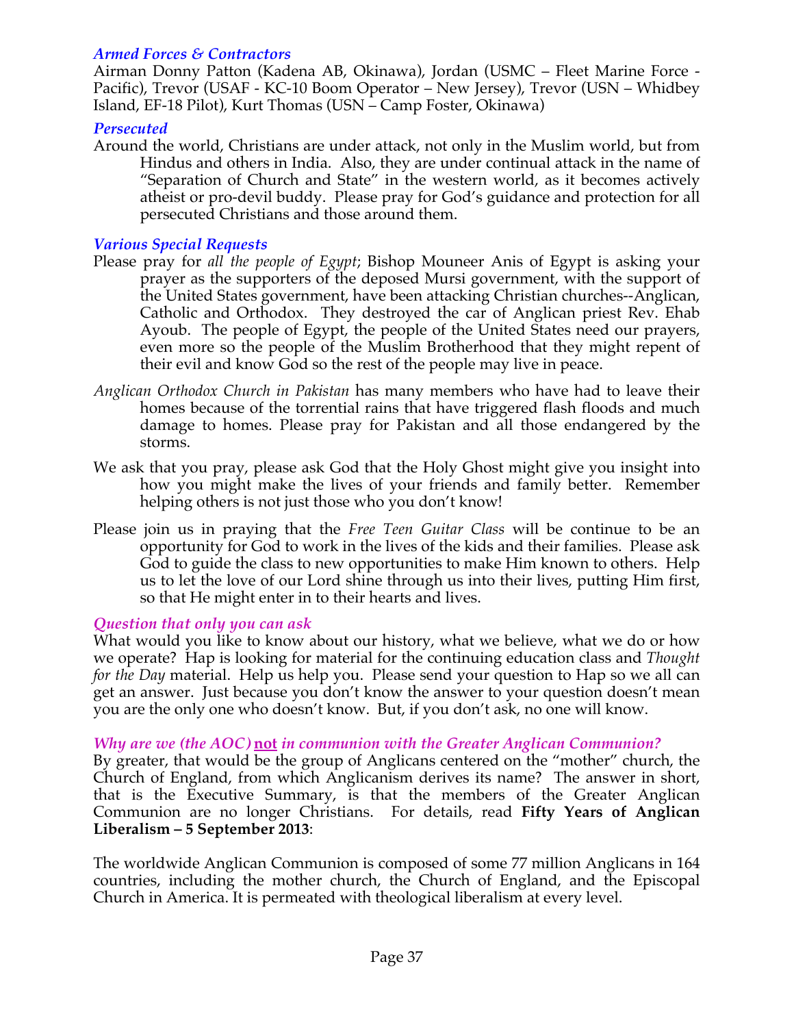### *Armed Forces & Contractors*

Airman Donny Patton (Kadena AB, Okinawa), Jordan (USMC – Fleet Marine Force - Pacific), Trevor (USAF - KC-10 Boom Operator – New Jersey), Trevor (USN – Whidbey Island, EF-18 Pilot), Kurt Thomas (USN – Camp Foster, Okinawa)

### *Persecuted*

Around the world, Christians are under attack, not only in the Muslim world, but from Hindus and others in India. Also, they are under continual attack in the name of "Separation of Church and State" in the western world, as it becomes actively atheist or pro-devil buddy. Please pray for God's guidance and protection for all persecuted Christians and those around them.

### *Various Special Requests*

Please pray for *all the people of Egypt*; Bishop Mouneer Anis of Egypt is asking your prayer as the supporters of the deposed Mursi government, with the support of the United States government, have been attacking Christian churches--Anglican, Catholic and Orthodox. They destroyed the car of Anglican priest Rev. Ehab Ayoub. The people of Egypt, the people of the United States need our prayers, even more so the people of the Muslim Brotherhood that they might repent of their evil and know God so the rest of the people may live in peace.

*Anglican Orthodox Church in Pakistan* has many members who have had to leave their homes because of the torrential rains that have triggered flash floods and much damage to homes. Please pray for Pakistan and all those endangered by the storms.

We ask that you pray, please ask God that the Holy Ghost might give you insight into how you might make the lives of your friends and family better. Remember helping others is not just those who you don't know!

Please join us in praying that the *Free Teen Guitar Class* will be continue to be an opportunity for God to work in the lives of the kids and their families. Please ask God to guide the class to new opportunities to make Him known to others. Help us to let the love of our Lord shine through us into their lives, putting Him first, so that He might enter in to their hearts and lives.

### *Question that only you can ask*

What would you like to know about our history, what we believe, what we do or how we operate? Hap is looking for material for the continuing education class and *Thought for the Day* material. Help us help you. Please send your question to Hap so we all can get an answer. Just because you don't know the answer to your question doesn't mean you are the only one who doesn't know. But, if you don't ask, no one will know.

### *Why are we (the AOC)* **not** *in communion with the Greater Anglican Communion?*

By greater, that would be the group of Anglicans centered on the "mother" church, the Church of England, from which Anglicanism derives its name? The answer in short, that is the Executive Summary, is that the members of the Greater Anglican Communion are no longer Christians. For details, read **Fifty Years of Anglican Liberalism – 5 September 2013**:

The worldwide Anglican Communion is composed of some 77 million Anglicans in 164 countries, including the mother church, the Church of England, and the Episcopal Church in America. It is permeated with theological liberalism at every level.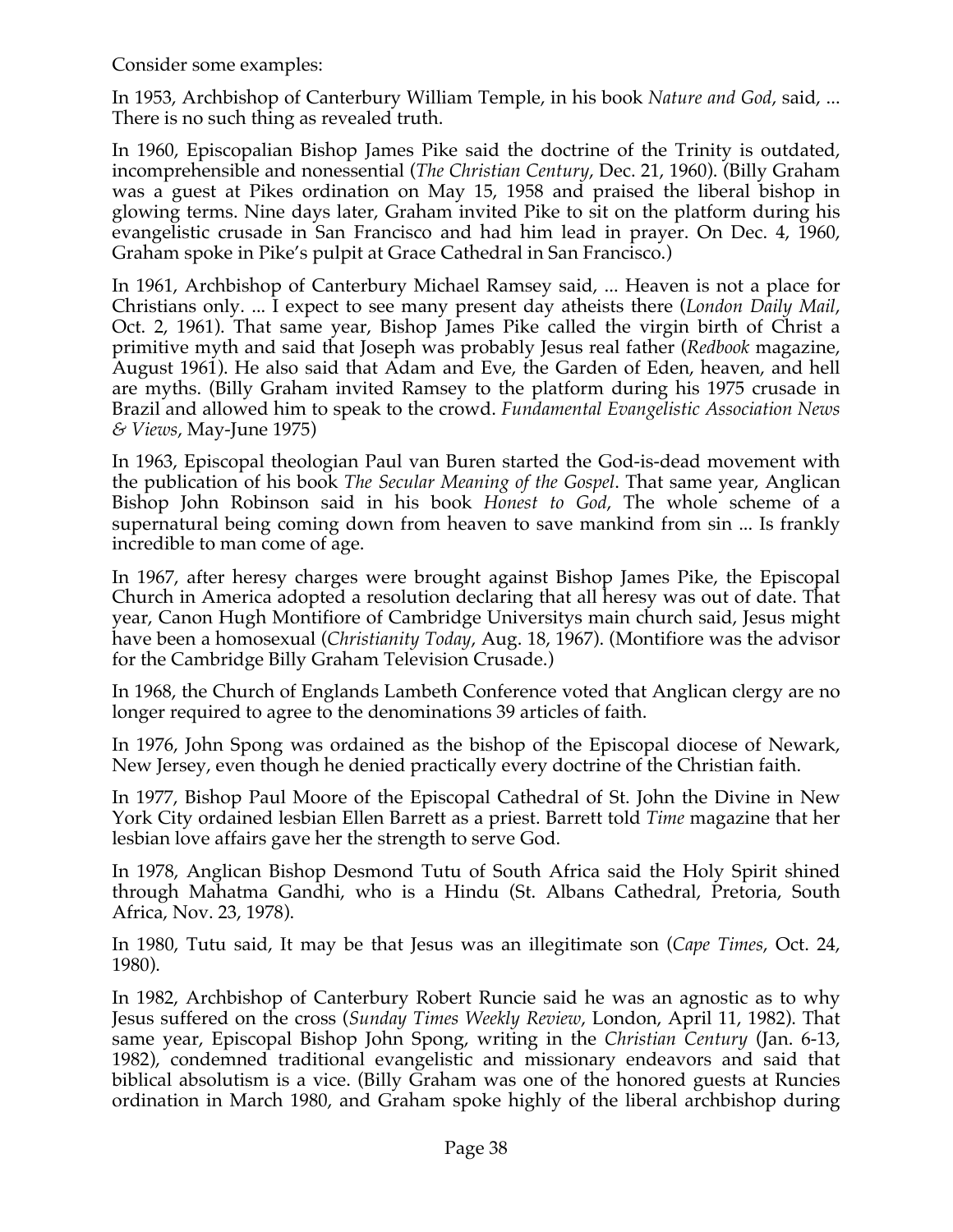Consider some examples:

In 1953, Archbishop of Canterbury William Temple, in his book *Nature and God*, said, ... There is no such thing as revealed truth.

In 1960, Episcopalian Bishop James Pike said the doctrine of the Trinity is outdated, incomprehensible and nonessential (*The Christian Century*, Dec. 21, 1960). (Billy Graham was a guest at Pikes ordination on May 15, 1958 and praised the liberal bishop in glowing terms. Nine days later, Graham invited Pike to sit on the platform during his evangelistic crusade in San Francisco and had him lead in prayer. On Dec. 4, 1960, Graham spoke in Pike's pulpit at Grace Cathedral in San Francisco.)

In 1961, Archbishop of Canterbury Michael Ramsey said, ... Heaven is not a place for Christians only. ... I expect to see many present day atheists there (*London Daily Mail*, Oct. 2, 1961). That same year, Bishop James Pike called the virgin birth of Christ a primitive myth and said that Joseph was probably Jesus real father (*Redbook* magazine, August 1961). He also said that Adam and Eve, the Garden of Eden, heaven, and hell are myths. (Billy Graham invited Ramsey to the platform during his 1975 crusade in Brazil and allowed him to speak to the crowd. *Fundamental Evangelistic Association News & Views*, May-June 1975)

In 1963, Episcopal theologian Paul van Buren started the God-is-dead movement with the publication of his book *The Secular Meaning of the Gospel*. That same year, Anglican Bishop John Robinson said in his book *Honest to God*, The whole scheme of a supernatural being coming down from heaven to save mankind from sin ... Is frankly incredible to man come of age.

In 1967, after heresy charges were brought against Bishop James Pike, the Episcopal Church in America adopted a resolution declaring that all heresy was out of date. That year, Canon Hugh Montifiore of Cambridge Universitys main church said, Jesus might have been a homosexual (*Christianity Today*, Aug. 18, 1967). (Montifiore was the advisor for the Cambridge Billy Graham Television Crusade.)

In 1968, the Church of Englands Lambeth Conference voted that Anglican clergy are no longer required to agree to the denominations 39 articles of faith.

In 1976, John Spong was ordained as the bishop of the Episcopal diocese of Newark, New Jersey, even though he denied practically every doctrine of the Christian faith.

In 1977, Bishop Paul Moore of the Episcopal Cathedral of St. John the Divine in New York City ordained lesbian Ellen Barrett as a priest. Barrett told *Time* magazine that her lesbian love affairs gave her the strength to serve God.

In 1978, Anglican Bishop Desmond Tutu of South Africa said the Holy Spirit shined through Mahatma Gandhi, who is a Hindu (St. Albans Cathedral, Pretoria, South Africa, Nov. 23, 1978).

In 1980, Tutu said, It may be that Jesus was an illegitimate son (*Cape Times*, Oct. 24, 1980).

In 1982, Archbishop of Canterbury Robert Runcie said he was an agnostic as to why Jesus suffered on the cross (*Sunday Times Weekly Review*, London, April 11, 1982). That same year, Episcopal Bishop John Spong, writing in the *Christian Century* (Jan. 6-13, 1982), condemned traditional evangelistic and missionary endeavors and said that biblical absolutism is a vice. (Billy Graham was one of the honored guests at Runcies ordination in March 1980, and Graham spoke highly of the liberal archbishop during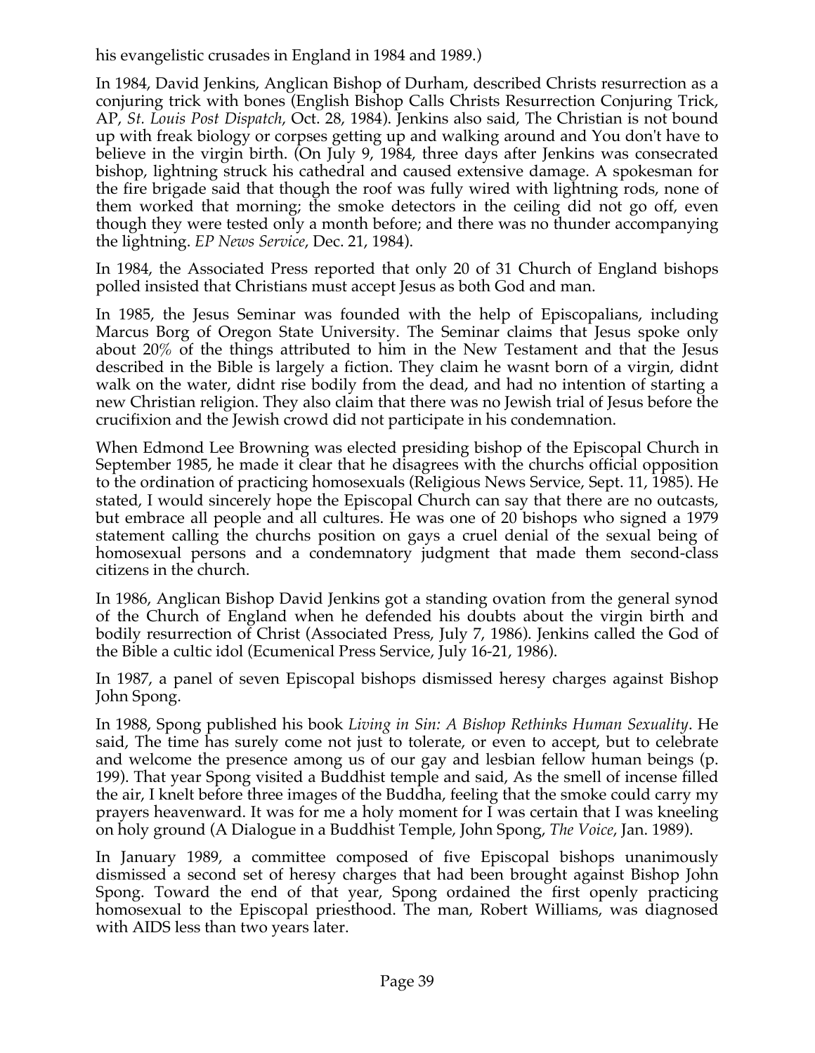his evangelistic crusades in England in 1984 and 1989.)

In 1984, David Jenkins, Anglican Bishop of Durham, described Christs resurrection as a conjuring trick with bones (English Bishop Calls Christs Resurrection Conjuring Trick, AP, *St. Louis Post Dispatch*, Oct. 28, 1984). Jenkins also said, The Christian is not bound up with freak biology or corpses getting up and walking around and You don't have to believe in the virgin birth. (On July 9, 1984, three days after Jenkins was consecrated bishop, lightning struck his cathedral and caused extensive damage. A spokesman for the fire brigade said that though the roof was fully wired with lightning rods, none of them worked that morning; the smoke detectors in the ceiling did not go off, even though they were tested only a month before; and there was no thunder accompanying the lightning. *EP News Service*, Dec. 21, 1984).

In 1984, the Associated Press reported that only 20 of 31 Church of England bishops polled insisted that Christians must accept Jesus as both God and man.

In 1985, the Jesus Seminar was founded with the help of Episcopalians, including Marcus Borg of Oregon State University. The Seminar claims that Jesus spoke only about 20% of the things attributed to him in the New Testament and that the Jesus described in the Bible is largely a fiction. They claim he wasnt born of a virgin, didnt walk on the water, didnt rise bodily from the dead, and had no intention of starting a new Christian religion. They also claim that there was no Jewish trial of Jesus before the crucifixion and the Jewish crowd did not participate in his condemnation.

When Edmond Lee Browning was elected presiding bishop of the Episcopal Church in September 1985, he made it clear that he disagrees with the churchs official opposition to the ordination of practicing homosexuals (Religious News Service, Sept. 11, 1985). He stated, I would sincerely hope the Episcopal Church can say that there are no outcasts, but embrace all people and all cultures. He was one of 20 bishops who signed a 1979 statement calling the churchs position on gays a cruel denial of the sexual being of homosexual persons and a condemnatory judgment that made them second-class citizens in the church.

In 1986, Anglican Bishop David Jenkins got a standing ovation from the general synod of the Church of England when he defended his doubts about the virgin birth and bodily resurrection of Christ (Associated Press, July 7, 1986). Jenkins called the God of the Bible a cultic idol (Ecumenical Press Service, July 16-21, 1986).

In 1987, a panel of seven Episcopal bishops dismissed heresy charges against Bishop John Spong.

In 1988, Spong published his book *Living in Sin: A Bishop Rethinks Human Sexuality*. He said, The time has surely come not just to tolerate, or even to accept, but to celebrate and welcome the presence among us of our gay and lesbian fellow human beings (p. 199). That year Spong visited a Buddhist temple and said, As the smell of incense filled the air, I knelt before three images of the Buddha, feeling that the smoke could carry my prayers heavenward. It was for me a holy moment for I was certain that I was kneeling on holy ground (A Dialogue in a Buddhist Temple, John Spong, *The Voice*, Jan. 1989).

In January 1989, a committee composed of five Episcopal bishops unanimously dismissed a second set of heresy charges that had been brought against Bishop John Spong. Toward the end of that year, Spong ordained the first openly practicing homosexual to the Episcopal priesthood. The man, Robert Williams, was diagnosed with AIDS less than two years later.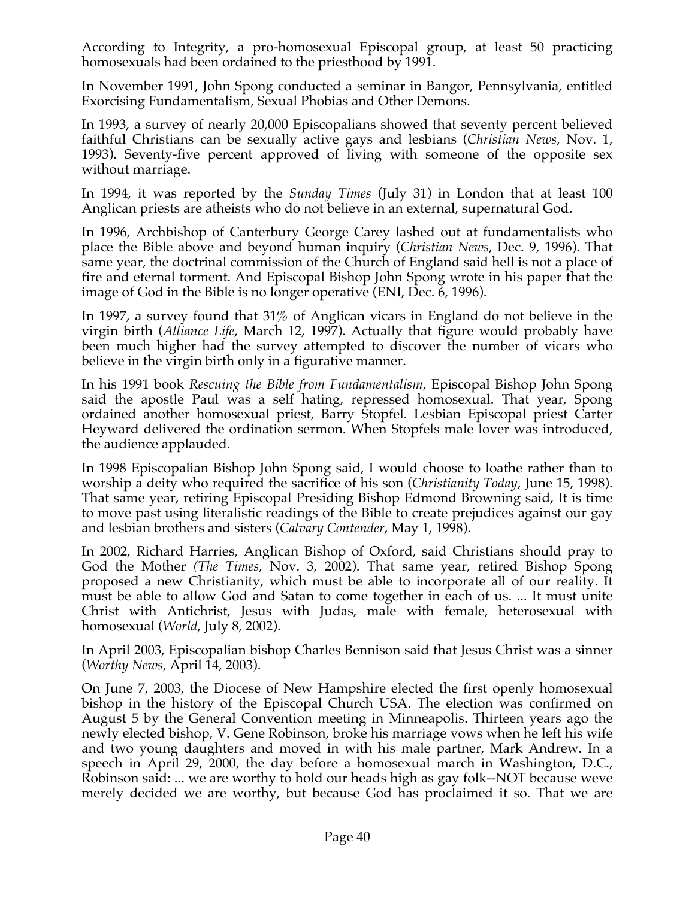According to Integrity, a pro-homosexual Episcopal group, at least 50 practicing homosexuals had been ordained to the priesthood by 1991.

In November 1991, John Spong conducted a seminar in Bangor, Pennsylvania, entitled Exorcising Fundamentalism, Sexual Phobias and Other Demons.

In 1993, a survey of nearly 20,000 Episcopalians showed that seventy percent believed faithful Christians can be sexually active gays and lesbians (*Christian News*, Nov. 1, 1993). Seventy-five percent approved of living with someone of the opposite sex without marriage.

In 1994, it was reported by the *Sunday Times* (July 31) in London that at least 100 Anglican priests are atheists who do not believe in an external, supernatural God.

In 1996, Archbishop of Canterbury George Carey lashed out at fundamentalists who place the Bible above and beyond human inquiry (*Christian News*, Dec. 9, 1996). That same year, the doctrinal commission of the Church of England said hell is not a place of fire and eternal torment. And Episcopal Bishop John Spong wrote in his paper that the image of God in the Bible is no longer operative (ENI, Dec. 6, 1996).

In 1997, a survey found that 31% of Anglican vicars in England do not believe in the virgin birth (*Alliance Life*, March 12, 1997). Actually that figure would probably have been much higher had the survey attempted to discover the number of vicars who believe in the virgin birth only in a figurative manner.

In his 1991 book *Rescuing the Bible from Fundamentalism*, Episcopal Bishop John Spong said the apostle Paul was a self hating, repressed homosexual. That year, Spong ordained another homosexual priest, Barry Stopfel. Lesbian Episcopal priest Carter Heyward delivered the ordination sermon. When Stopfels male lover was introduced, the audience applauded.

In 1998 Episcopalian Bishop John Spong said, I would choose to loathe rather than to worship a deity who required the sacrifice of his son (*Christianity Today*, June 15, 1998). That same year, retiring Episcopal Presiding Bishop Edmond Browning said, It is time to move past using literalistic readings of the Bible to create prejudices against our gay and lesbian brothers and sisters (*Calvary Contender*, May 1, 1998).

In 2002, Richard Harries, Anglican Bishop of Oxford, said Christians should pray to God the Mother *(The Times*, Nov. 3, 2002). That same year, retired Bishop Spong proposed a new Christianity, which must be able to incorporate all of our reality. It must be able to allow God and Satan to come together in each of us. ... It must unite Christ with Antichrist, Jesus with Judas, male with female, heterosexual with homosexual (*World*, July 8, 2002).

In April 2003, Episcopalian bishop Charles Bennison said that Jesus Christ was a sinner (*Worthy News*, April 14, 2003).

On June 7, 2003, the Diocese of New Hampshire elected the first openly homosexual bishop in the history of the Episcopal Church USA. The election was confirmed on August 5 by the General Convention meeting in Minneapolis. Thirteen years ago the newly elected bishop, V. Gene Robinson, broke his marriage vows when he left his wife and two young daughters and moved in with his male partner, Mark Andrew. In a speech in April 29, 2000, the day before a homosexual march in Washington, D.C., Robinson said: ... we are worthy to hold our heads high as gay folk--NOT because weve merely decided we are worthy, but because God has proclaimed it so. That we are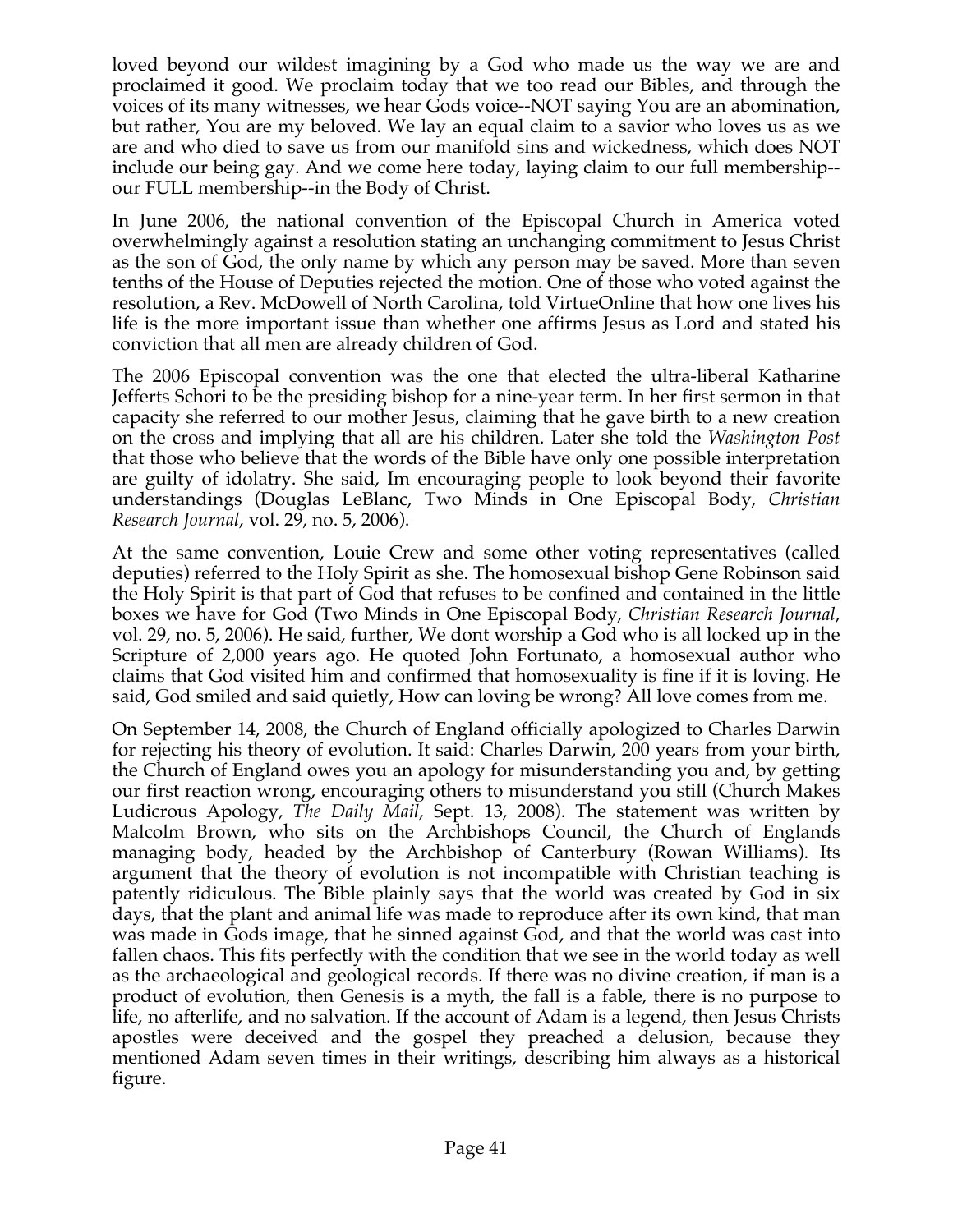loved beyond our wildest imagining by a God who made us the way we are and proclaimed it good. We proclaim today that we too read our Bibles, and through the voices of its many witnesses, we hear Gods voice--NOT saying You are an abomination, but rather, You are my beloved. We lay an equal claim to a savior who loves us as we are and who died to save us from our manifold sins and wickedness, which does NOT include our being gay. And we come here today, laying claim to our full membership--our FULL membership--in the Body of Christ.

In June 2006, the national convention of the Episcopal Church in America voted overwhelmingly against a resolution stating an unchanging commitment to Jesus Christ as the son of God, the only name by which any person may be saved. More than seven tenths of the House of Deputies rejected the motion. One of those who voted against the resolution, a Rev. McDowell of North Carolina, told VirtueOnline that how one lives his life is the more important issue than whether one affirms Jesus as Lord and stated his conviction that all men are already children of God.

The 2006 Episcopal convention was the one that elected the ultra-liberal Katharine Jefferts Schori to be the presiding bishop for a nine-year term. In her first sermon in that capacity she referred to our mother Jesus, claiming that he gave birth to a new creation on the cross and implying that all are his children. Later she told the *Washington Post* that those who believe that the words of the Bible have only one possible interpretation are guilty of idolatry. She said, Im encouraging people to look beyond their favorite understandings (Douglas LeBlanc, Two Minds in One Episcopal Body, *Christian Research Journal*, vol. 29, no. 5, 2006).

At the same convention, Louie Crew and some other voting representatives (called deputies) referred to the Holy Spirit as she. The homosexual bishop Gene Robinson said the Holy Spirit is that part of God that refuses to be confined and contained in the little boxes we have for God (Two Minds in One Episcopal Body, *Christian Research Journal*, vol. 29, no. 5, 2006). He said, further, We dont worship a God who is all locked up in the Scripture of 2,000 years ago. He quoted John Fortunato, a homosexual author who claims that God visited him and confirmed that homosexuality is fine if it is loving. He said, God smiled and said quietly, How can loving be wrong? All love comes from me.

On September 14, 2008, the Church of England officially apologized to Charles Darwin for rejecting his theory of evolution. It said: Charles Darwin, 200 years from your birth, the Church of England owes you an apology for misunderstanding you and, by getting our first reaction wrong, encouraging others to misunderstand you still (Church Makes Ludicrous Apology, *The Daily Mail*, Sept. 13, 2008). The statement was written by Malcolm Brown, who sits on the Archbishops Council, the Church of Englands managing body, headed by the Archbishop of Canterbury (Rowan Williams). Its argument that the theory of evolution is not incompatible with Christian teaching is patently ridiculous. The Bible plainly says that the world was created by God in six days, that the plant and animal life was made to reproduce after its own kind, that man was made in Gods image, that he sinned against God, and that the world was cast into fallen chaos. This fits perfectly with the condition that we see in the world today as well as the archaeological and geological records. If there was no divine creation, if man is a product of evolution, then Genesis is a myth, the fall is a fable, there is no purpose to life, no afterlife, and no salvation. If the account of Adam is a legend, then Jesus Christs apostles were deceived and the gospel they preached a delusion, because they mentioned Adam seven times in their writings, describing him always as a historical figure.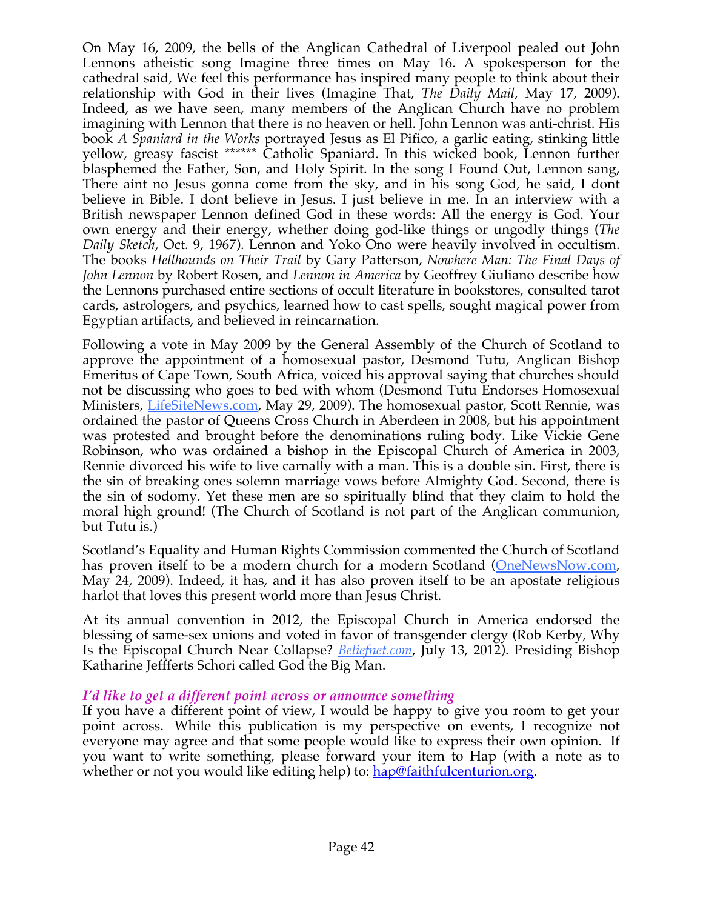On May 16, 2009, the bells of the Anglican Cathedral of Liverpool pealed out John Lennons atheistic song Imagine three times on May 16. A spokesperson for the cathedral said, We feel this performance has inspired many people to think about their relationship with God in their lives (Imagine That, *The Daily Mail*, May 17, 2009). Indeed, as we have seen, many members of the Anglican Church have no problem imagining with Lennon that there is no heaven or hell. John Lennon was anti-christ. His book *A Spaniard in the Works* portrayed Jesus as El Pifico, a garlic eating, stinking little yellow, greasy fascist ****** Catholic Spaniard. In this wicked book, Lennon further blasphemed the Father, Son, and Holy Spirit. In the song I Found Out, Lennon sang, There aint no Jesus gonna come from the sky, and in his song God, he said, I dont believe in Bible. I dont believe in Jesus. I just believe in me. In an interview with a British newspaper Lennon defined God in these words: All the energy is God. Your own energy and their energy, whether doing god-like things or ungodly things (*The Daily Sketch*, Oct. 9, 1967). Lennon and Yoko Ono were heavily involved in occultism. The books *Hellhounds on Their Trail* by Gary Patterson, *Nowhere Man: The Final Days of John Lennon* by Robert Rosen, and *Lennon in America* by Geoffrey Giuliano describe how the Lennons purchased entire sections of occult literature in bookstores, consulted tarot cards, astrologers, and psychics, learned how to cast spells, sought magical power from Egyptian artifacts, and believed in reincarnation.

Following a vote in May 2009 by the General Assembly of the Church of Scotland to approve the appointment of a homosexual pastor, Desmond Tutu, Anglican Bishop Emeritus of Cape Town, South Africa, voiced his approval saying that churches should not be discussing who goes to bed with whom (Desmond Tutu Endorses Homosexual Ministers, LifeSiteNews.com, May 29, 2009). The homosexual pastor, Scott Rennie, was ordained the pastor of Queens Cross Church in Aberdeen in 2008, but his appointment was protested and brought before the denominations ruling body. Like Vickie Gene Robinson, who was ordained a bishop in the Episcopal Church of America in 2003, Rennie divorced his wife to live carnally with a man. This is a double sin. First, there is the sin of breaking ones solemn marriage vows before Almighty God. Second, there is the sin of sodomy. Yet these men are so spiritually blind that they claim to hold the moral high ground! (The Church of Scotland is not part of the Anglican communion, but Tutu is.)

Scotland's Equality and Human Rights Commission commented the Church of Scotland has proven itself to be a modern church for a modern Scotland (OneNewsNow.com, May 24, 2009). Indeed, it has, and it has also proven itself to be an apostate religious harlot that loves this present world more than Jesus Christ.

At its annual convention in 2012, the Episcopal Church in America endorsed the blessing of same-sex unions and voted in favor of transgender clergy (Rob Kerby, Why Is the Episcopal Church Near Collapse? *Beliefnet.com*, July 13, 2012). Presiding Bishop Katharine Jeffferts Schori called God the Big Man.

### *I'd like to get a different point across or announce something*

If you have a different point of view, I would be happy to give you room to get your point across. While this publication is my perspective on events, I recognize not everyone may agree and that some people would like to express their own opinion. If you want to write something, please forward your item to Hap (with a note as to whether or not you would like editing help) to: hap@faithfulcenturion.org.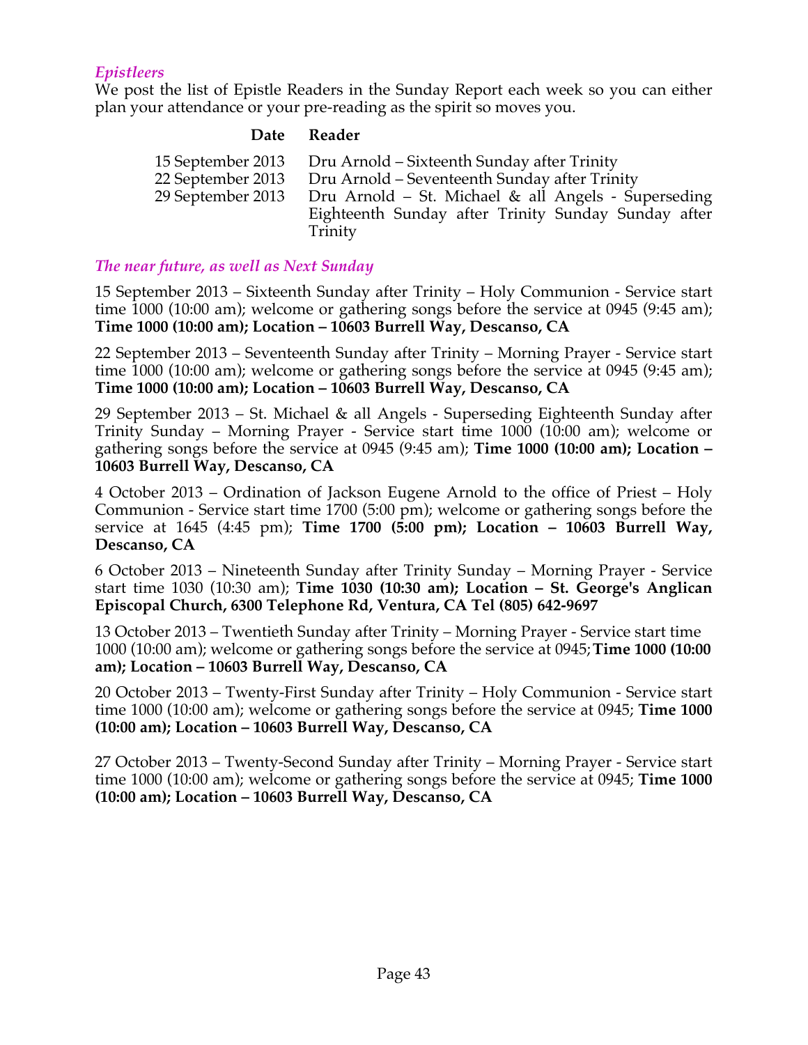### *Epistleers*

We post the list of Epistle Readers in the Sunday Report each week so you can either plan your attendance or your pre-reading as the spirit so moves you.

| Date | Reader |
|---|---|
| 15 September 2013 | Dru Arnold – Sixteenth Sunday after Trinity |
| 22 September 2013 | Dru Arnold – Seventeenth Sunday after Trinity |
| 29 September 2013 | Dru Arnold – St. Michael & all Angels - Superseding Eighteenth Sunday after Trinity Sunday Sunday after Trinity |

### *The near future, as well as Next Sunday*

15 September 2013 – Sixteenth Sunday after Trinity – Holy Communion - Service start time 1000 (10:00 am); welcome or gathering songs before the service at 0945 (9:45 am); **Time 1000 (10:00 am); Location – 10603 Burrell Way, Descanso, CA**

22 September 2013 – Seventeenth Sunday after Trinity – Morning Prayer - Service start time 1000 (10:00 am); welcome or gathering songs before the service at 0945 (9:45 am); **Time 1000 (10:00 am); Location – 10603 Burrell Way, Descanso, CA**

29 September 2013 – St. Michael & all Angels - Superseding Eighteenth Sunday after Trinity Sunday – Morning Prayer - Service start time 1000 (10:00 am); welcome or gathering songs before the service at 0945 (9:45 am); **Time 1000 (10:00 am); Location – 10603 Burrell Way, Descanso, CA**

4 October 2013 – Ordination of Jackson Eugene Arnold to the office of Priest – Holy Communion - Service start time 1700 (5:00 pm); welcome or gathering songs before the service at 1645 (4:45 pm); **Time 1700 (5:00 pm); Location – 10603 Burrell Way, Descanso, CA**

6 October 2013 – Nineteenth Sunday after Trinity Sunday – Morning Prayer - Service start time 1030 (10:30 am); **Time 1030 (10:30 am); Location – St. George's Anglican Episcopal Church, 6300 Telephone Rd, Ventura, CA Tel (805) 642-9697**

13 October 2013 – Twentieth Sunday after Trinity – Morning Prayer - Service start time 1000 (10:00 am); welcome or gathering songs before the service at 0945; **Time 1000 (10:00 am); Location – 10603 Burrell Way, Descanso, CA**

20 October 2013 – Twenty-First Sunday after Trinity – Holy Communion - Service start time 1000 (10:00 am); welcome or gathering songs before the service at 0945; **Time 1000 (10:00 am); Location – 10603 Burrell Way, Descanso, CA**

27 October 2013 – Twenty-Second Sunday after Trinity – Morning Prayer - Service start time 1000 (10:00 am); welcome or gathering songs before the service at 0945; **Time 1000 (10:00 am); Location – 10603 Burrell Way, Descanso, CA**